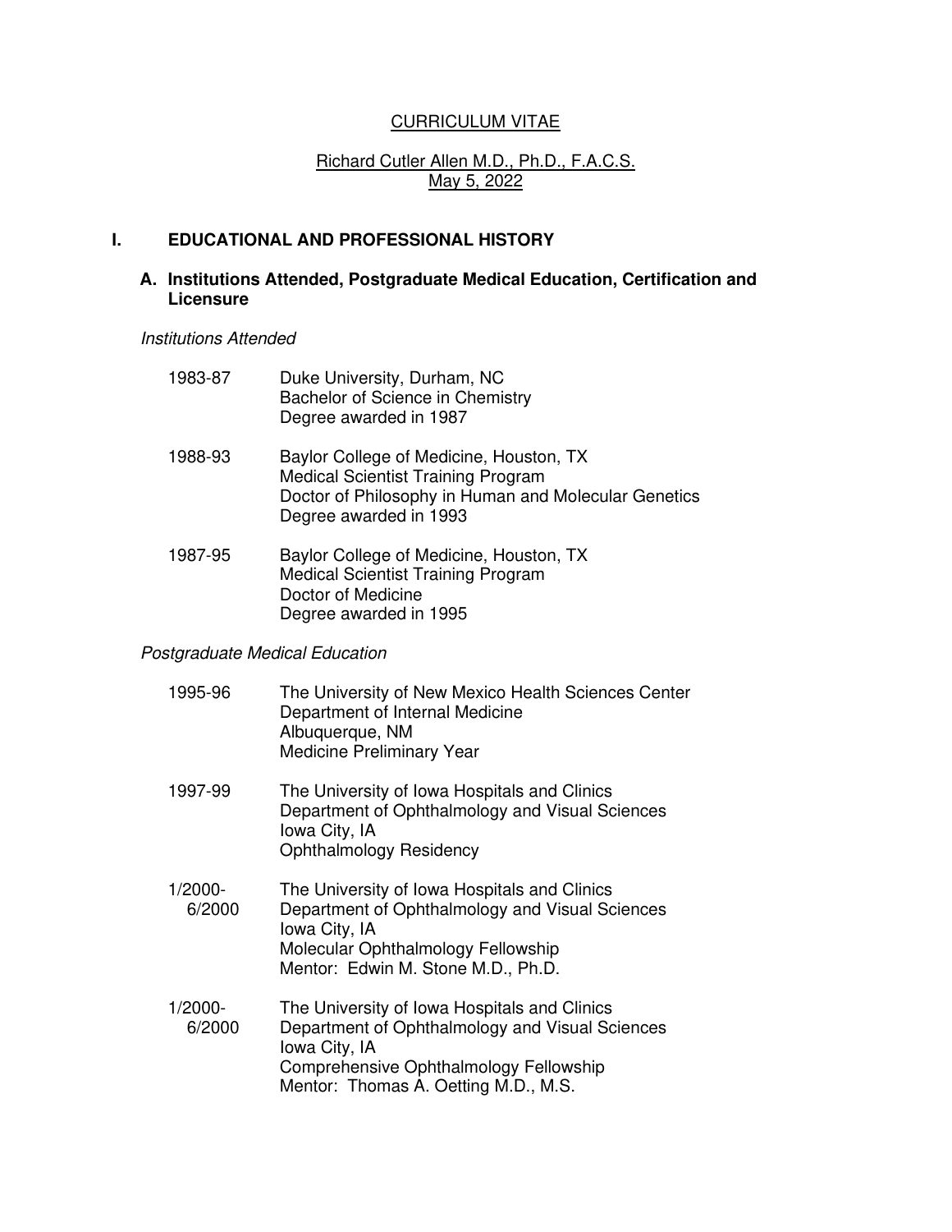# CURRICULUM VITAE

## Richard Cutler Allen M.D., Ph.D., F.A.C.S.
May 5, 2022

## I. EDUCATIONAL AND PROFESSIONAL HISTORY

### A. Institutions Attended, Postgraduate Medical Education, Certification and Licensure

*Institutions Attended*

1983-87 Duke University, Durham, NC
Bachelor of Science in Chemistry
Degree awarded in 1987

1988-93 Baylor College of Medicine, Houston, TX
Medical Scientist Training Program
Doctor of Philosophy in Human and Molecular Genetics
Degree awarded in 1993

1987-95 Baylor College of Medicine, Houston, TX
Medical Scientist Training Program
Doctor of Medicine
Degree awarded in 1995

*Postgraduate Medical Education*

1995-96 The University of New Mexico Health Sciences Center
Department of Internal Medicine
Albuquerque, NM
Medicine Preliminary Year

1997-99 The University of Iowa Hospitals and Clinics
Department of Ophthalmology and Visual Sciences
Iowa City, IA
Ophthalmology Residency

1/2000-6/2000 The University of Iowa Hospitals and Clinics
Department of Ophthalmology and Visual Sciences
Iowa City, IA
Molecular Ophthalmology Fellowship
Mentor: Edwin M. Stone M.D., Ph.D.

1/2000-6/2000 The University of Iowa Hospitals and Clinics
Department of Ophthalmology and Visual Sciences
Iowa City, IA
Comprehensive Ophthalmology Fellowship
Mentor: Thomas A. Oetting M.D., M.S.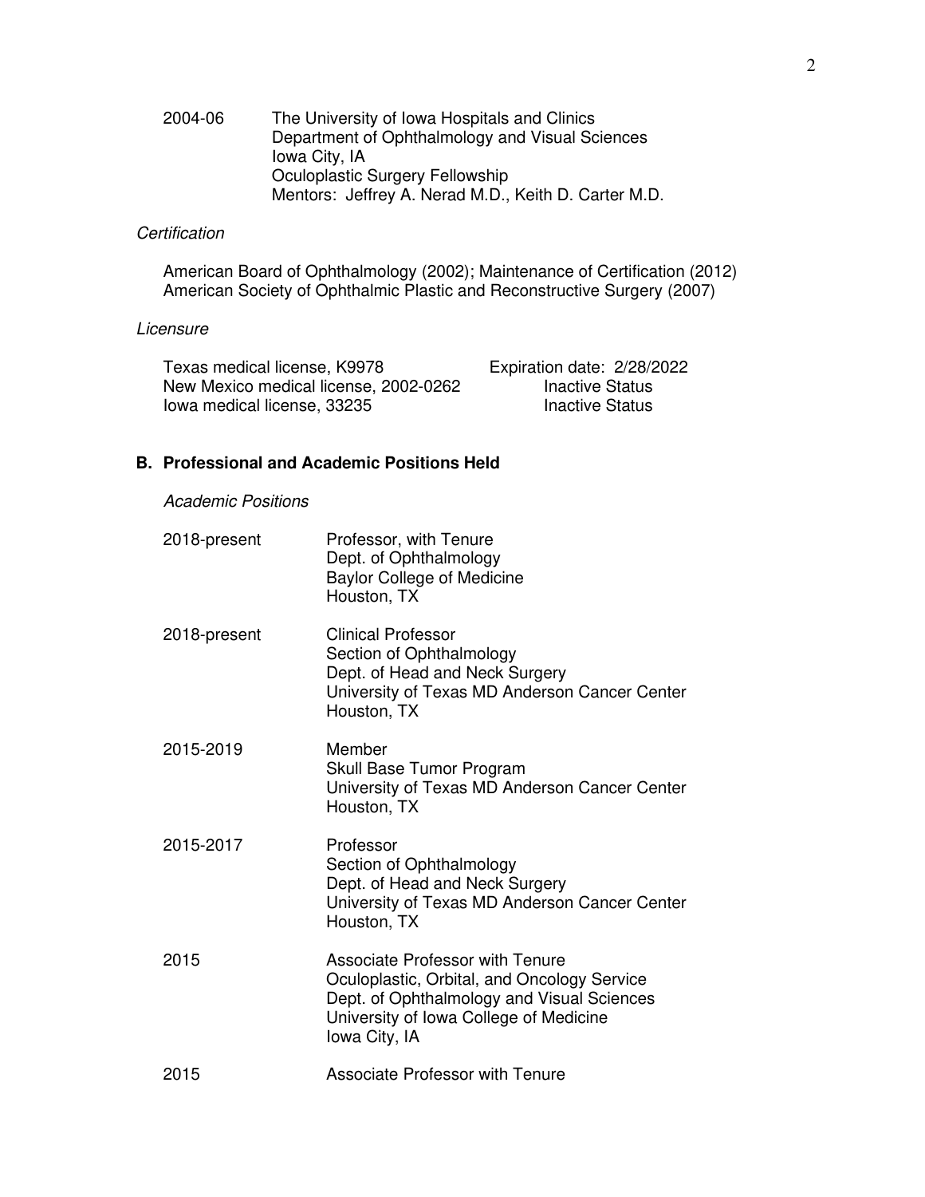2004-06 The University of Iowa Hospitals and Clinics
Department of Ophthalmology and Visual Sciences
Iowa City, IA
Oculoplastic Surgery Fellowship
Mentors: Jeffrey A. Nerad M.D., Keith D. Carter M.D.

*Certification*

American Board of Ophthalmology (2002); Maintenance of Certification (2012)
American Society of Ophthalmic Plastic and Reconstructive Surgery (2007)

*Licensure*

| | |
|---|---|
| Texas medical license, K9978 | Expiration date: 2/28/2022 |
| New Mexico medical license, 2002-0262 | Inactive Status |
| Iowa medical license, 33235 | Inactive Status |

## B. Professional and Academic Positions Held

*Academic Positions*

2018-present Professor, with Tenure
Dept. of Ophthalmology
Baylor College of Medicine
Houston, TX

2018-present Clinical Professor
Section of Ophthalmology
Dept. of Head and Neck Surgery
University of Texas MD Anderson Cancer Center
Houston, TX

2015-2019 Member
Skull Base Tumor Program
University of Texas MD Anderson Cancer Center
Houston, TX

2015-2017 Professor
Section of Ophthalmology
Dept. of Head and Neck Surgery
University of Texas MD Anderson Cancer Center
Houston, TX

2015 Associate Professor with Tenure
Oculoplastic, Orbital, and Oncology Service
Dept. of Ophthalmology and Visual Sciences
University of Iowa College of Medicine
Iowa City, IA

2015 Associate Professor with Tenure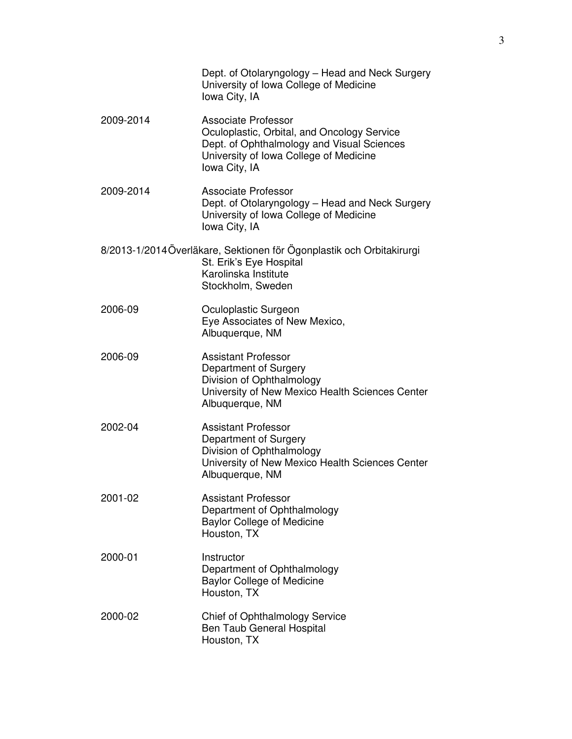Dept. of Otolaryngology – Head and Neck Surgery
University of Iowa College of Medicine
Iowa City, IA

2009-2014 Associate Professor
Oculoplastic, Orbital, and Oncology Service
Dept. of Ophthalmology and Visual Sciences
University of Iowa College of Medicine
Iowa City, IA

2009-2014 Associate Professor
Dept. of Otolaryngology – Head and Neck Surgery
University of Iowa College of Medicine
Iowa City, IA

8/2013-1/2014 Överläkare, Sektionen för Ögonplastik och Orbitakirurgi
St. Erik's Eye Hospital
Karolinska Institute
Stockholm, Sweden

2006-09 Oculoplastic Surgeon
Eye Associates of New Mexico,
Albuquerque, NM

2006-09 Assistant Professor
Department of Surgery
Division of Ophthalmology
University of New Mexico Health Sciences Center
Albuquerque, NM

2002-04 Assistant Professor
Department of Surgery
Division of Ophthalmology
University of New Mexico Health Sciences Center
Albuquerque, NM

2001-02 Assistant Professor
Department of Ophthalmology
Baylor College of Medicine
Houston, TX

2000-01 Instructor
Department of Ophthalmology
Baylor College of Medicine
Houston, TX

2000-02 Chief of Ophthalmology Service
Ben Taub General Hospital
Houston, TX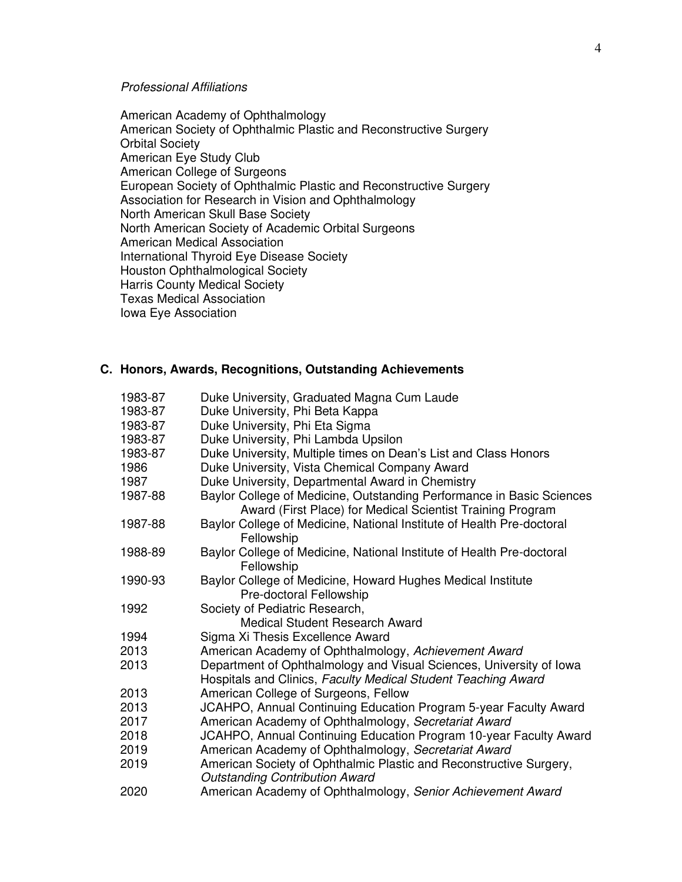*Professional Affiliations*

American Academy of Ophthalmology
American Society of Ophthalmic Plastic and Reconstructive Surgery
Orbital Society
American Eye Study Club
American College of Surgeons
European Society of Ophthalmic Plastic and Reconstructive Surgery
Association for Research in Vision and Ophthalmology
North American Skull Base Society
North American Society of Academic Orbital Surgeons
American Medical Association
International Thyroid Eye Disease Society
Houston Ophthalmological Society
Harris County Medical Society
Texas Medical Association
Iowa Eye Association

## C. Honors, Awards, Recognitions, Outstanding Achievements

| | |
|---|---|
| 1983-87 | Duke University, Graduated Magna Cum Laude |
| 1983-87 | Duke University, Phi Beta Kappa |
| 1983-87 | Duke University, Phi Eta Sigma |
| 1983-87 | Duke University, Phi Lambda Upsilon |
| 1983-87 | Duke University, Multiple times on Dean's List and Class Honors |
| 1986 | Duke University, Vista Chemical Company Award |
| 1987 | Duke University, Departmental Award in Chemistry |
| 1987-88 | Baylor College of Medicine, Outstanding Performance in Basic Sciences Award (First Place) for Medical Scientist Training Program |
| 1987-88 | Baylor College of Medicine, National Institute of Health Pre-doctoral Fellowship |
| 1988-89 | Baylor College of Medicine, National Institute of Health Pre-doctoral Fellowship |
| 1990-93 | Baylor College of Medicine, Howard Hughes Medical Institute Pre-doctoral Fellowship |
| 1992 | Society of Pediatric Research, Medical Student Research Award |
| 1994 | Sigma Xi Thesis Excellence Award |
| 2013 | American Academy of Ophthalmology, *Achievement Award* |
| 2013 | Department of Ophthalmology and Visual Sciences, University of Iowa Hospitals and Clinics, *Faculty Medical Student Teaching Award* |
| 2013 | American College of Surgeons, Fellow |
| 2013 | JCAHPO, Annual Continuing Education Program 5-year Faculty Award |
| 2017 | American Academy of Ophthalmology, *Secretariat Award* |
| 2018 | JCAHPO, Annual Continuing Education Program 10-year Faculty Award |
| 2019 | American Academy of Ophthalmology, *Secretariat Award* |
| 2019 | American Society of Ophthalmic Plastic and Reconstructive Surgery, *Outstanding Contribution Award* |
| 2020 | American Academy of Ophthalmology, *Senior Achievement Award* |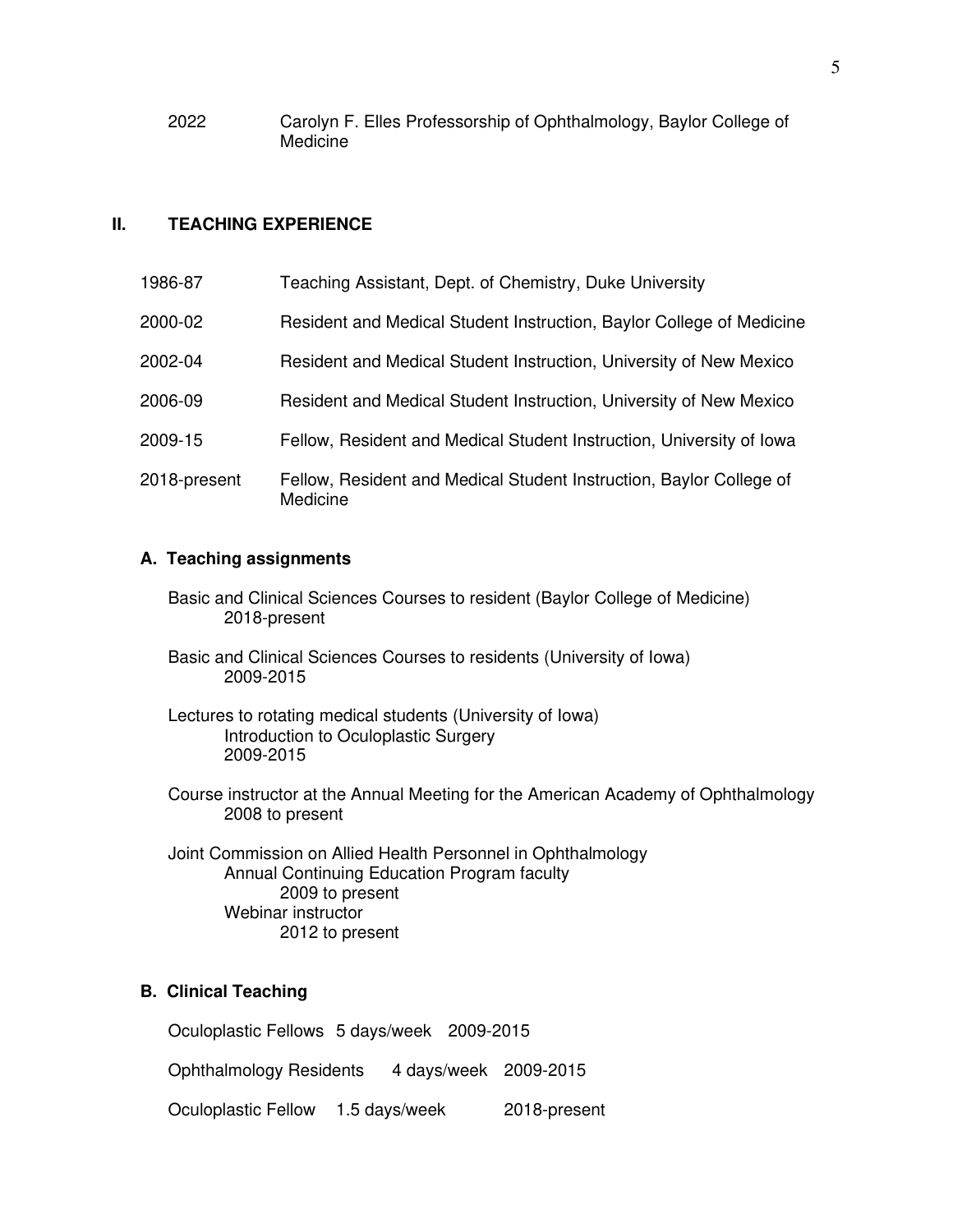| | |
|---|---|
| 2022 | Carolyn F. Elles Professorship of Ophthalmology, Baylor College of Medicine |

## II. TEACHING EXPERIENCE

| | |
|---|---|
| 1986-87 | Teaching Assistant, Dept. of Chemistry, Duke University |
| 2000-02 | Resident and Medical Student Instruction, Baylor College of Medicine |
| 2002-04 | Resident and Medical Student Instruction, University of New Mexico |
| 2006-09 | Resident and Medical Student Instruction, University of New Mexico |
| 2009-15 | Fellow, Resident and Medical Student Instruction, University of Iowa |
| 2018-present | Fellow, Resident and Medical Student Instruction, Baylor College of Medicine |

### A. Teaching assignments

Basic and Clinical Sciences Courses to resident (Baylor College of Medicine)
2018-present

Basic and Clinical Sciences Courses to residents (University of Iowa)
2009-2015

Lectures to rotating medical students (University of Iowa)
Introduction to Oculoplastic Surgery
2009-2015

Course instructor at the Annual Meeting for the American Academy of Ophthalmology
2008 to present

Joint Commission on Allied Health Personnel in Ophthalmology
- Annual Continuing Education Program faculty
  - 2009 to present
- Webinar instructor
  - 2012 to present

### B. Clinical Teaching

| | | |
|---|---|---|
| Oculoplastic Fellows | 5 days/week | 2009-2015 |
| Ophthalmology Residents | 4 days/week | 2009-2015 |
| Oculoplastic Fellow | 1.5 days/week | 2018-present |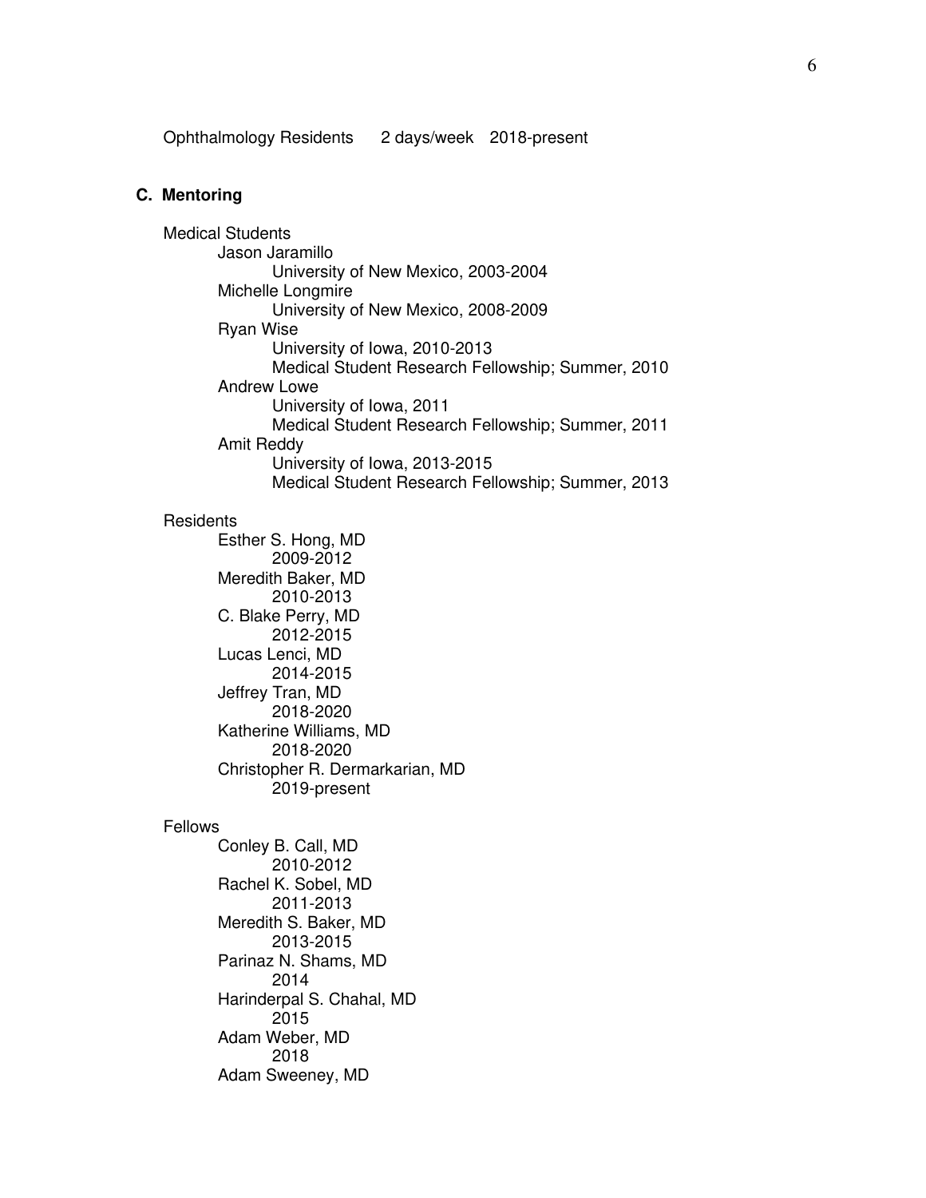Ophthalmology Residents 2 days/week 2018-present

## C. Mentoring

Medical Students

- Jason Jaramillo
  - University of New Mexico, 2003-2004
- Michelle Longmire
  - University of New Mexico, 2008-2009
- Ryan Wise
  - University of Iowa, 2010-2013
  - Medical Student Research Fellowship; Summer, 2010
- Andrew Lowe
  - University of Iowa, 2011
  - Medical Student Research Fellowship; Summer, 2011
- Amit Reddy
  - University of Iowa, 2013-2015
  - Medical Student Research Fellowship; Summer, 2013

Residents

- Esther S. Hong, MD
  - 2009-2012
- Meredith Baker, MD
  - 2010-2013
- C. Blake Perry, MD
  - 2012-2015
- Lucas Lenci, MD
  - 2014-2015
- Jeffrey Tran, MD
  - 2018-2020
- Katherine Williams, MD
  - 2018-2020
- Christopher R. Dermarkarian, MD
  - 2019-present

Fellows

- Conley B. Call, MD
  - 2010-2012
- Rachel K. Sobel, MD
  - 2011-2013
- Meredith S. Baker, MD
  - 2013-2015
- Parinaz N. Shams, MD
  - 2014
- Harinderpal S. Chahal, MD
  - 2015
- Adam Weber, MD
  - 2018
- Adam Sweeney, MD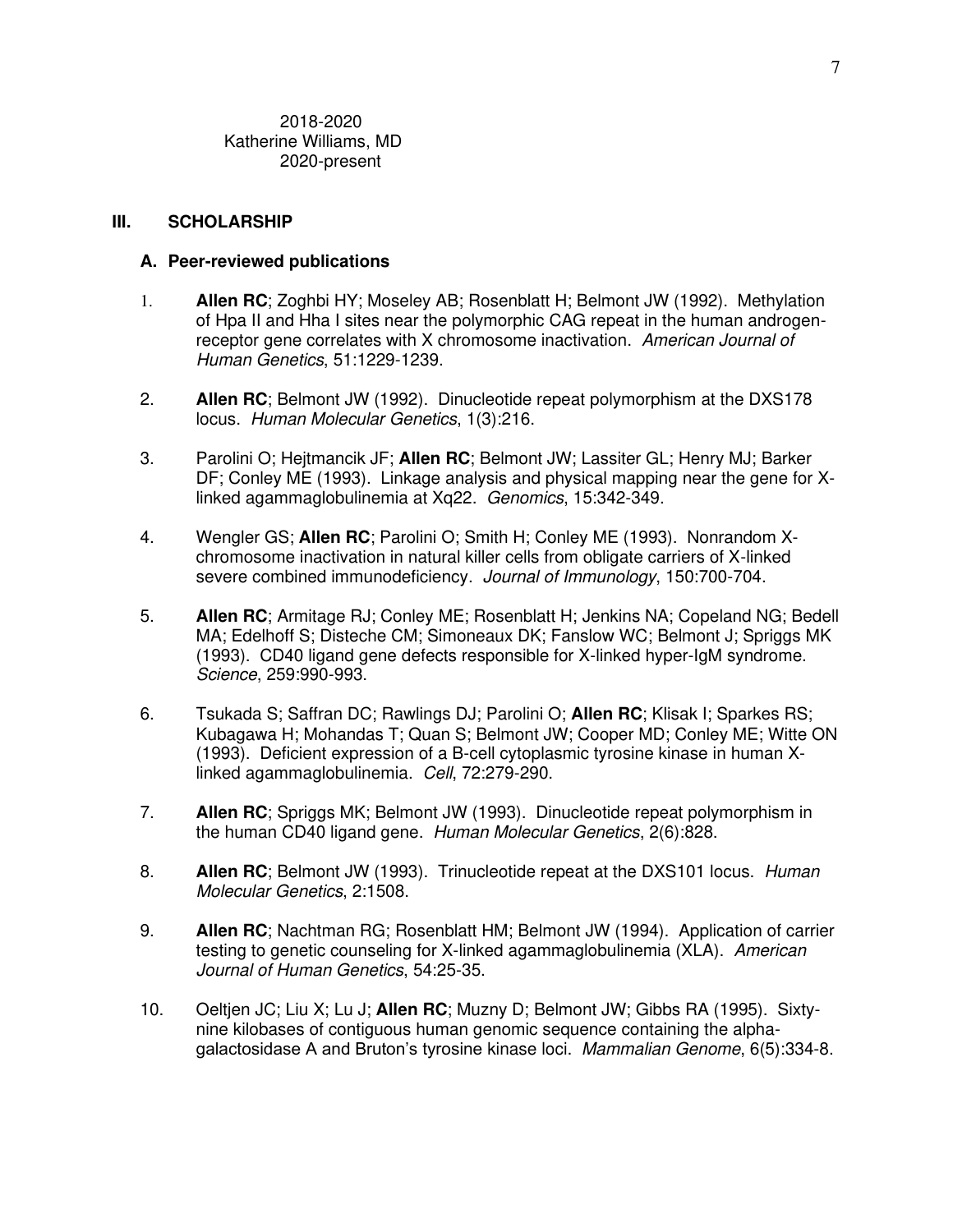2018-2020
Katherine Williams, MD
2020-present

## III. SCHOLARSHIP

### A. Peer-reviewed publications

1. **Allen RC**; Zoghbi HY; Moseley AB; Rosenblatt H; Belmont JW (1992). Methylation of Hpa II and Hha I sites near the polymorphic CAG repeat in the human androgen-receptor gene correlates with X chromosome inactivation. *American Journal of Human Genetics*, 51:1229-1239.

2. **Allen RC**; Belmont JW (1992). Dinucleotide repeat polymorphism at the DXS178 locus. *Human Molecular Genetics*, 1(3):216.

3. Parolini O; Hejtmancik JF; **Allen RC**; Belmont JW; Lassiter GL; Henry MJ; Barker DF; Conley ME (1993). Linkage analysis and physical mapping near the gene for X-linked agammaglobulinemia at Xq22. *Genomics*, 15:342-349.

4. Wengler GS; **Allen RC**; Parolini O; Smith H; Conley ME (1993). Nonrandom X-chromosome inactivation in natural killer cells from obligate carriers of X-linked severe combined immunodeficiency. *Journal of Immunology*, 150:700-704.

5. **Allen RC**; Armitage RJ; Conley ME; Rosenblatt H; Jenkins NA; Copeland NG; Bedell MA; Edelhoff S; Disteche CM; Simoneaux DK; Fanslow WC; Belmont J; Spriggs MK (1993). CD40 ligand gene defects responsible for X-linked hyper-IgM syndrome. *Science*, 259:990-993.

6. Tsukada S; Saffran DC; Rawlings DJ; Parolini O; **Allen RC**; Klisak I; Sparkes RS; Kubagawa H; Mohandas T; Quan S; Belmont JW; Cooper MD; Conley ME; Witte ON (1993). Deficient expression of a B-cell cytoplasmic tyrosine kinase in human X-linked agammaglobulinemia. *Cell*, 72:279-290.

7. **Allen RC**; Spriggs MK; Belmont JW (1993). Dinucleotide repeat polymorphism in the human CD40 ligand gene. *Human Molecular Genetics*, 2(6):828.

8. **Allen RC**; Belmont JW (1993). Trinucleotide repeat at the DXS101 locus. *Human Molecular Genetics*, 2:1508.

9. **Allen RC**; Nachtman RG; Rosenblatt HM; Belmont JW (1994). Application of carrier testing to genetic counseling for X-linked agammaglobulinemia (XLA). *American Journal of Human Genetics*, 54:25-35.

10. Oeltjen JC; Liu X; Lu J; **Allen RC**; Muzny D; Belmont JW; Gibbs RA (1995). Sixty-nine kilobases of contiguous human genomic sequence containing the alpha-galactosidase A and Bruton's tyrosine kinase loci. *Mammalian Genome*, 6(5):334-8.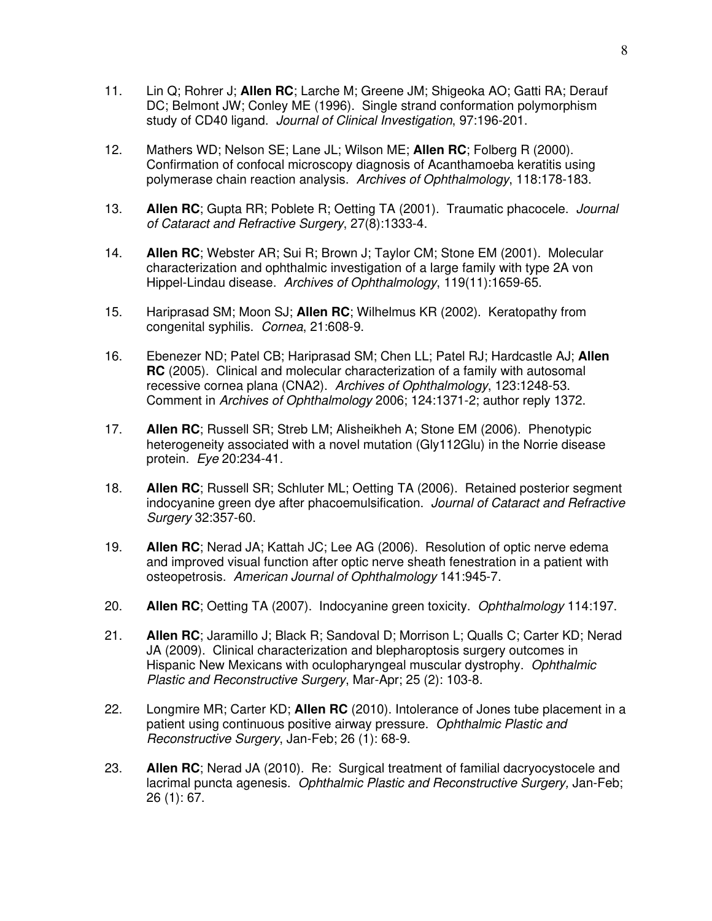11. Lin Q; Rohrer J; **Allen RC**; Larche M; Greene JM; Shigeoka AO; Gatti RA; Derauf DC; Belmont JW; Conley ME (1996). Single strand conformation polymorphism study of CD40 ligand. *Journal of Clinical Investigation*, 97:196-201.

12. Mathers WD; Nelson SE; Lane JL; Wilson ME; **Allen RC**; Folberg R (2000). Confirmation of confocal microscopy diagnosis of Acanthamoeba keratitis using polymerase chain reaction analysis. *Archives of Ophthalmology*, 118:178-183.

13. **Allen RC**; Gupta RR; Poblete R; Oetting TA (2001). Traumatic phacocele. *Journal of Cataract and Refractive Surgery*, 27(8):1333-4.

14. **Allen RC**; Webster AR; Sui R; Brown J; Taylor CM; Stone EM (2001). Molecular characterization and ophthalmic investigation of a large family with type 2A von Hippel-Lindau disease. *Archives of Ophthalmology*, 119(11):1659-65.

15. Hariprasad SM; Moon SJ; **Allen RC**; Wilhelmus KR (2002). Keratopathy from congenital syphilis. *Cornea*, 21:608-9.

16. Ebenezer ND; Patel CB; Hariprasad SM; Chen LL; Patel RJ; Hardcastle AJ; **Allen RC** (2005). Clinical and molecular characterization of a family with autosomal recessive cornea plana (CNA2). *Archives of Ophthalmology*, 123:1248-53. Comment in *Archives of Ophthalmology* 2006; 124:1371-2; author reply 1372.

17. **Allen RC**; Russell SR; Streb LM; Alisheikheh A; Stone EM (2006). Phenotypic heterogeneity associated with a novel mutation (Gly112Glu) in the Norrie disease protein. *Eye* 20:234-41.

18. **Allen RC**; Russell SR; Schluter ML; Oetting TA (2006). Retained posterior segment indocyanine green dye after phacoemulsification. *Journal of Cataract and Refractive Surgery* 32:357-60.

19. **Allen RC**; Nerad JA; Kattah JC; Lee AG (2006). Resolution of optic nerve edema and improved visual function after optic nerve sheath fenestration in a patient with osteopetrosis. *American Journal of Ophthalmology* 141:945-7.

20. **Allen RC**; Oetting TA (2007). Indocyanine green toxicity. *Ophthalmology* 114:197.

21. **Allen RC**; Jaramillo J; Black R; Sandoval D; Morrison L; Qualls C; Carter KD; Nerad JA (2009). Clinical characterization and blepharoptosis surgery outcomes in Hispanic New Mexicans with oculopharyngeal muscular dystrophy. *Ophthalmic Plastic and Reconstructive Surgery*, Mar-Apr; 25 (2): 103-8.

22. Longmire MR; Carter KD; **Allen RC** (2010). Intolerance of Jones tube placement in a patient using continuous positive airway pressure. *Ophthalmic Plastic and Reconstructive Surgery*, Jan-Feb; 26 (1): 68-9.

23. **Allen RC**; Nerad JA (2010). Re: Surgical treatment of familial dacryocystocele and lacrimal puncta agenesis. *Ophthalmic Plastic and Reconstructive Surgery,* Jan-Feb; 26 (1): 67.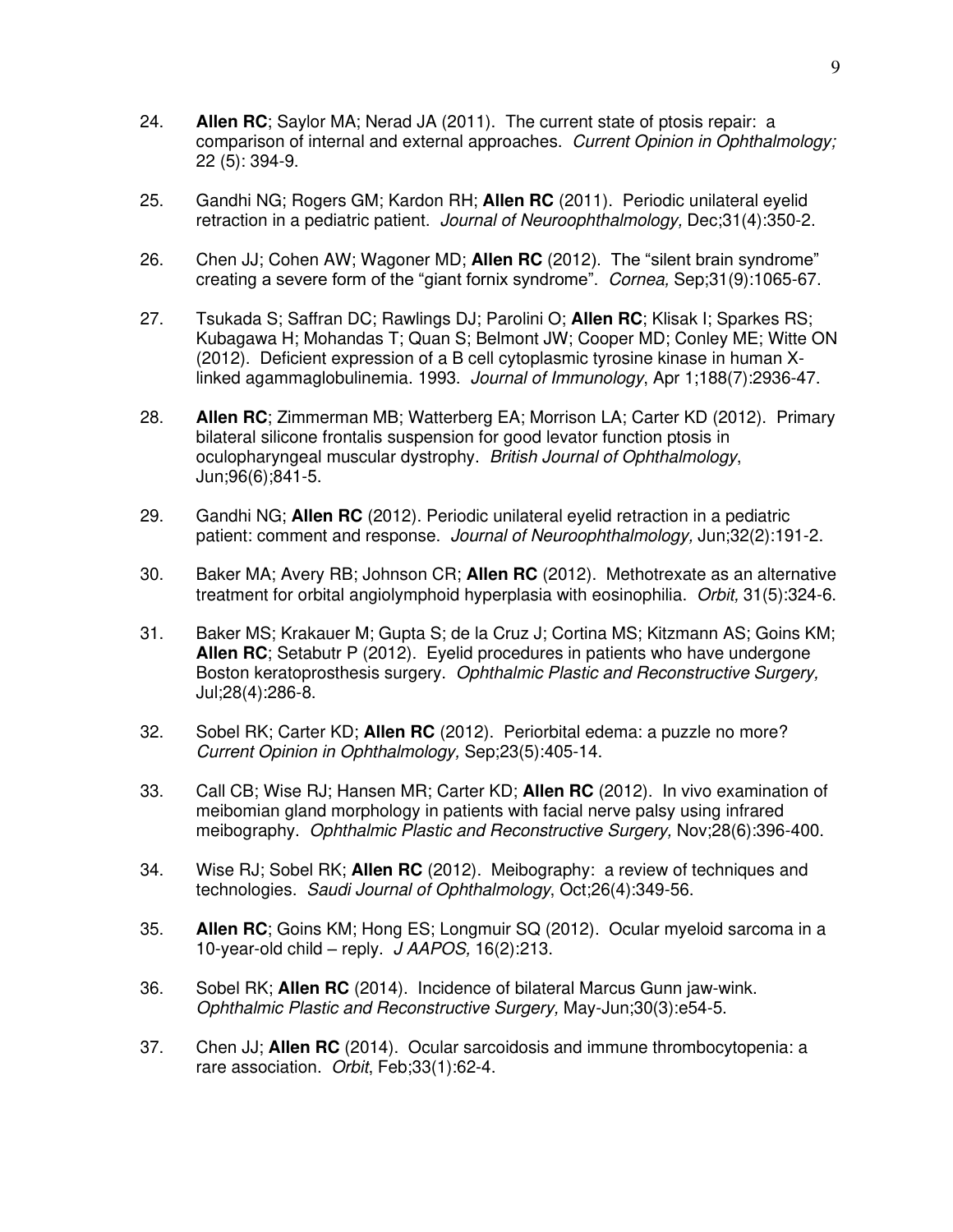24. **Allen RC**; Saylor MA; Nerad JA (2011). The current state of ptosis repair: a comparison of internal and external approaches. *Current Opinion in Ophthalmology;* 22 (5): 394-9.

25. Gandhi NG; Rogers GM; Kardon RH; **Allen RC** (2011). Periodic unilateral eyelid retraction in a pediatric patient. *Journal of Neuroophthalmology,* Dec;31(4):350-2.

26. Chen JJ; Cohen AW; Wagoner MD; **Allen RC** (2012). The "silent brain syndrome" creating a severe form of the "giant fornix syndrome". *Cornea,* Sep;31(9):1065-67.

27. Tsukada S; Saffran DC; Rawlings DJ; Parolini O; **Allen RC**; Klisak I; Sparkes RS; Kubagawa H; Mohandas T; Quan S; Belmont JW; Cooper MD; Conley ME; Witte ON (2012). Deficient expression of a B cell cytoplasmic tyrosine kinase in human X-linked agammaglobulinemia. 1993. *Journal of Immunology*, Apr 1;188(7):2936-47.

28. **Allen RC**; Zimmerman MB; Watterberg EA; Morrison LA; Carter KD (2012). Primary bilateral silicone frontalis suspension for good levator function ptosis in oculopharyngeal muscular dystrophy. *British Journal of Ophthalmology*, Jun;96(6);841-5.

29. Gandhi NG; **Allen RC** (2012). Periodic unilateral eyelid retraction in a pediatric patient: comment and response. *Journal of Neuroophthalmology,* Jun;32(2):191-2.

30. Baker MA; Avery RB; Johnson CR; **Allen RC** (2012). Methotrexate as an alternative treatment for orbital angiolymphoid hyperplasia with eosinophilia. *Orbit,* 31(5):324-6.

31. Baker MS; Krakauer M; Gupta S; de la Cruz J; Cortina MS; Kitzmann AS; Goins KM; **Allen RC**; Setabutr P (2012). Eyelid procedures in patients who have undergone Boston keratoprosthesis surgery. *Ophthalmic Plastic and Reconstructive Surgery,* Jul;28(4):286-8.

32. Sobel RK; Carter KD; **Allen RC** (2012). Periorbital edema: a puzzle no more? *Current Opinion in Ophthalmology,* Sep;23(5):405-14.

33. Call CB; Wise RJ; Hansen MR; Carter KD; **Allen RC** (2012). In vivo examination of meibomian gland morphology in patients with facial nerve palsy using infrared meibography. *Ophthalmic Plastic and Reconstructive Surgery,* Nov;28(6):396-400.

34. Wise RJ; Sobel RK; **Allen RC** (2012). Meibography: a review of techniques and technologies. *Saudi Journal of Ophthalmology*, Oct;26(4):349-56.

35. **Allen RC**; Goins KM; Hong ES; Longmuir SQ (2012). Ocular myeloid sarcoma in a 10-year-old child – reply. *J AAPOS,* 16(2):213.

36. Sobel RK; **Allen RC** (2014). Incidence of bilateral Marcus Gunn jaw-wink. *Ophthalmic Plastic and Reconstructive Surgery,* May-Jun;30(3):e54-5.

37. Chen JJ; **Allen RC** (2014). Ocular sarcoidosis and immune thrombocytopenia: a rare association. *Orbit*, Feb;33(1):62-4.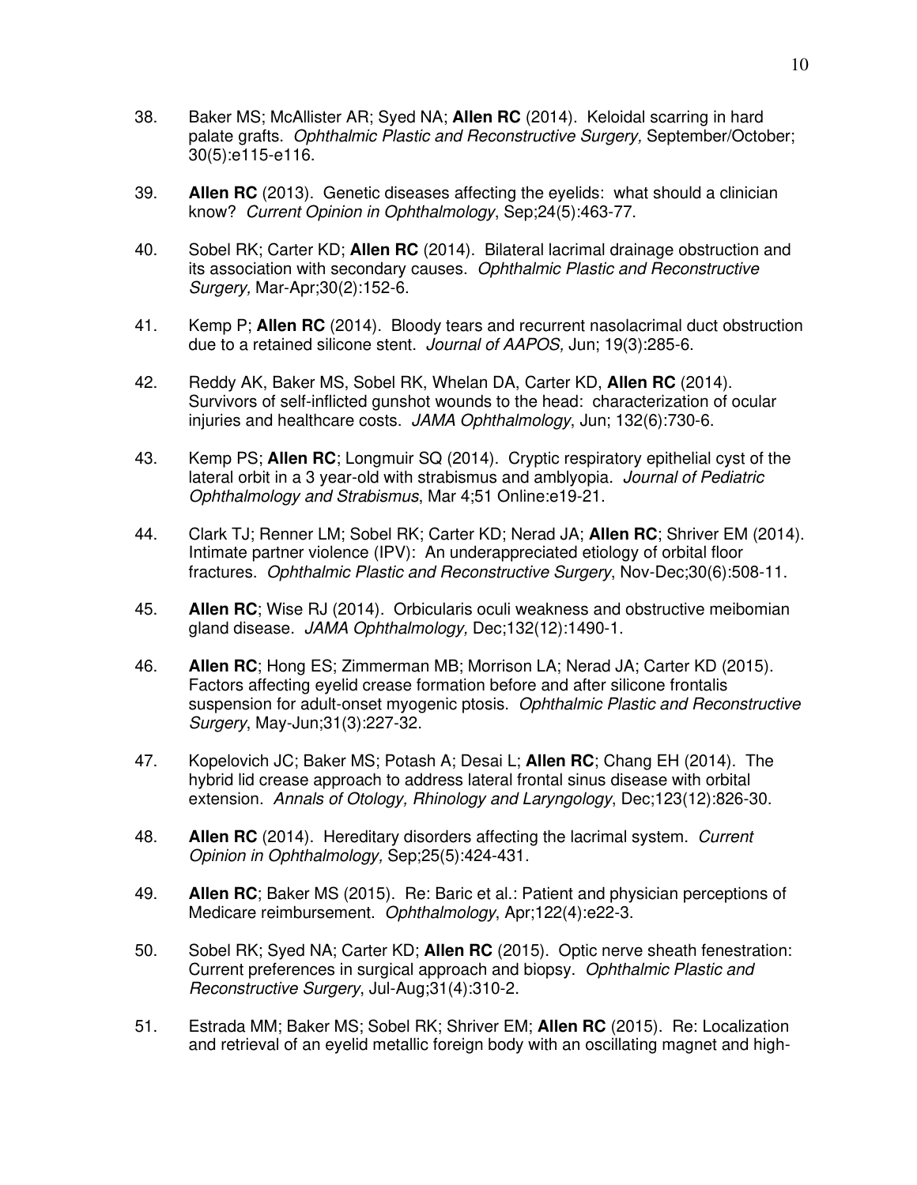38. Baker MS; McAllister AR; Syed NA; **Allen RC** (2014). Keloidal scarring in hard palate grafts. *Ophthalmic Plastic and Reconstructive Surgery,* September/October; 30(5):e115-e116.

39. **Allen RC** (2013). Genetic diseases affecting the eyelids: what should a clinician know? *Current Opinion in Ophthalmology*, Sep;24(5):463-77.

40. Sobel RK; Carter KD; **Allen RC** (2014). Bilateral lacrimal drainage obstruction and its association with secondary causes. *Ophthalmic Plastic and Reconstructive Surgery,* Mar-Apr;30(2):152-6.

41. Kemp P; **Allen RC** (2014). Bloody tears and recurrent nasolacrimal duct obstruction due to a retained silicone stent. *Journal of AAPOS,* Jun; 19(3):285-6.

42. Reddy AK, Baker MS, Sobel RK, Whelan DA, Carter KD, **Allen RC** (2014). Survivors of self-inflicted gunshot wounds to the head: characterization of ocular injuries and healthcare costs. *JAMA Ophthalmology*, Jun; 132(6):730-6.

43. Kemp PS; **Allen RC**; Longmuir SQ (2014). Cryptic respiratory epithelial cyst of the lateral orbit in a 3 year-old with strabismus and amblyopia. *Journal of Pediatric Ophthalmology and Strabismus*, Mar 4;51 Online:e19-21.

44. Clark TJ; Renner LM; Sobel RK; Carter KD; Nerad JA; **Allen RC**; Shriver EM (2014). Intimate partner violence (IPV): An underappreciated etiology of orbital floor fractures. *Ophthalmic Plastic and Reconstructive Surgery*, Nov-Dec;30(6):508-11.

45. **Allen RC**; Wise RJ (2014). Orbicularis oculi weakness and obstructive meibomian gland disease. *JAMA Ophthalmology,* Dec;132(12):1490-1.

46. **Allen RC**; Hong ES; Zimmerman MB; Morrison LA; Nerad JA; Carter KD (2015). Factors affecting eyelid crease formation before and after silicone frontalis suspension for adult-onset myogenic ptosis. *Ophthalmic Plastic and Reconstructive Surgery*, May-Jun;31(3):227-32.

47. Kopelovich JC; Baker MS; Potash A; Desai L; **Allen RC**; Chang EH (2014). The hybrid lid crease approach to address lateral frontal sinus disease with orbital extension. *Annals of Otology, Rhinology and Laryngology*, Dec;123(12):826-30.

48. **Allen RC** (2014). Hereditary disorders affecting the lacrimal system. *Current Opinion in Ophthalmology,* Sep;25(5):424-431.

49. **Allen RC**; Baker MS (2015). Re: Baric et al.: Patient and physician perceptions of Medicare reimbursement. *Ophthalmology*, Apr;122(4):e22-3.

50. Sobel RK; Syed NA; Carter KD; **Allen RC** (2015). Optic nerve sheath fenestration: Current preferences in surgical approach and biopsy. *Ophthalmic Plastic and Reconstructive Surgery*, Jul-Aug;31(4):310-2.

51. Estrada MM; Baker MS; Sobel RK; Shriver EM; **Allen RC** (2015). Re: Localization and retrieval of an eyelid metallic foreign body with an oscillating magnet and high-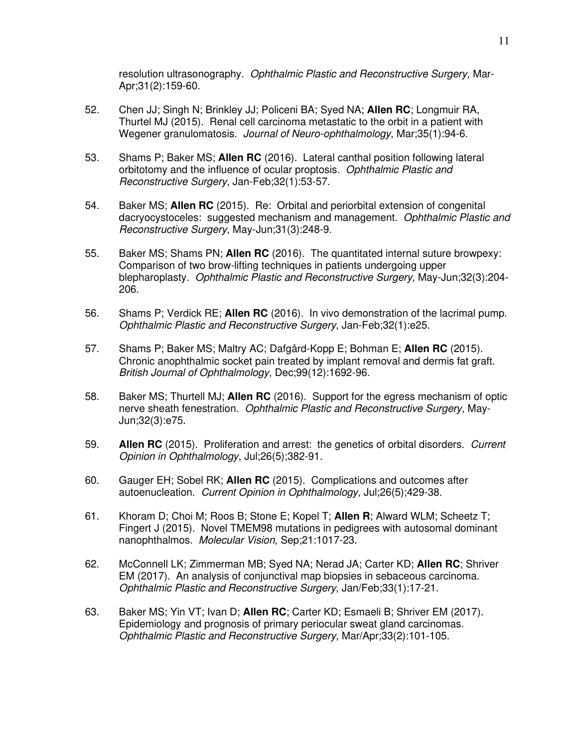resolution ultrasonography. *Ophthalmic Plastic and Reconstructive Surgery*, Mar-Apr;31(2):159-60.

52. Chen JJ; Singh N; Brinkley JJ; Policeni BA; Syed NA; **Allen RC**; Longmuir RA, Thurtel MJ (2015). Renal cell carcinoma metastatic to the orbit in a patient with Wegener granulomatosis. *Journal of Neuro-ophthalmology*, Mar;35(1):94-6.

53. Shams P; Baker MS; **Allen RC** (2016). Lateral canthal position following lateral orbitotomy and the influence of ocular proptosis. *Ophthalmic Plastic and Reconstructive Surgery*, Jan-Feb;32(1):53-57.

54. Baker MS; **Allen RC** (2015). Re: Orbital and periorbital extension of congenital dacryocystoceles: suggested mechanism and management. *Ophthalmic Plastic and Reconstructive Surgery*, May-Jun;31(3):248-9.

55. Baker MS; Shams PN; **Allen RC** (2016). The quantitated internal suture browpexy: Comparison of two brow-lifting techniques in patients undergoing upper blepharoplasty. *Ophthalmic Plastic and Reconstructive Surgery*, May-Jun;32(3):204-206.

56. Shams P; Verdick RE; **Allen RC** (2016). In vivo demonstration of the lacrimal pump. *Ophthalmic Plastic and Reconstructive Surgery*, Jan-Feb;32(1):e25.

57. Shams P; Baker MS; Maltry AC; Dafgård-Kopp E; Bohman E; **Allen RC** (2015). Chronic anophthalmic socket pain treated by implant removal and dermis fat graft. *British Journal of Ophthalmology*, Dec;99(12):1692-96.

58. Baker MS; Thurtell MJ; **Allen RC** (2016). Support for the egress mechanism of optic nerve sheath fenestration. *Ophthalmic Plastic and Reconstructive Surgery*, May-Jun;32(3):e75.

59. **Allen RC** (2015). Proliferation and arrest: the genetics of orbital disorders. *Current Opinion in Ophthalmology*, Jul;26(5);382-91.

60. Gauger EH; Sobel RK; **Allen RC** (2015). Complications and outcomes after autoenucleation. *Current Opinion in Ophthalmology*, Jul;26(5);429-38.

61. Khoram D; Choi M; Roos B; Stone E; Kopel T; **Allen R**; Alward WLM; Scheetz T; Fingert J (2015). Novel TMEM98 mutations in pedigrees with autosomal dominant nanophthalmos. *Molecular Vision*, Sep;21:1017-23.

62. McConnell LK; Zimmerman MB; Syed NA; Nerad JA; Carter KD; **Allen RC**; Shriver EM (2017). An analysis of conjunctival map biopsies in sebaceous carcinoma. *Ophthalmic Plastic and Reconstructive Surgery*, Jan/Feb;33(1):17-21.

63. Baker MS; Yin VT; Ivan D; **Allen RC**; Carter KD; Esmaeli B; Shriver EM (2017). Epidemiology and prognosis of primary periocular sweat gland carcinomas. *Ophthalmic Plastic and Reconstructive Surgery*, Mar/Apr;33(2):101-105.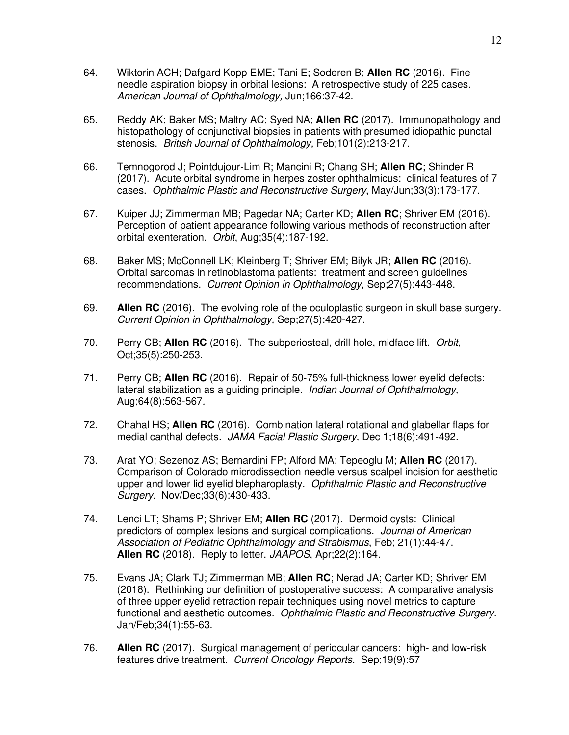64. Wiktorin ACH; Dafgard Kopp EME; Tani E; Soderen B; **Allen RC** (2016). Fine-needle aspiration biopsy in orbital lesions: A retrospective study of 225 cases. *American Journal of Ophthalmology,* Jun;166:37-42.

65. Reddy AK; Baker MS; Maltry AC; Syed NA; **Allen RC** (2017). Immunopathology and histopathology of conjunctival biopsies in patients with presumed idiopathic punctal stenosis. *British Journal of Ophthalmology*, Feb;101(2):213-217.

66. Temnogorod J; Pointdujour-Lim R; Mancini R; Chang SH; **Allen RC**; Shinder R (2017). Acute orbital syndrome in herpes zoster ophthalmicus: clinical features of 7 cases. *Ophthalmic Plastic and Reconstructive Surgery*, May/Jun;33(3):173-177.

67. Kuiper JJ; Zimmerman MB; Pagedar NA; Carter KD; **Allen RC**; Shriver EM (2016). Perception of patient appearance following various methods of reconstruction after orbital exenteration. *Orbit*, Aug;35(4):187-192.

68. Baker MS; McConnell LK; Kleinberg T; Shriver EM; Bilyk JR; **Allen RC** (2016). Orbital sarcomas in retinoblastoma patients: treatment and screen guidelines recommendations. *Current Opinion in Ophthalmology,* Sep;27(5):443-448.

69. **Allen RC** (2016). The evolving role of the oculoplastic surgeon in skull base surgery. *Current Opinion in Ophthalmology,* Sep;27(5):420-427.

70. Perry CB; **Allen RC** (2016). The subperiosteal, drill hole, midface lift. *Orbit*, Oct;35(5):250-253.

71. Perry CB; **Allen RC** (2016). Repair of 50-75% full-thickness lower eyelid defects: lateral stabilization as a guiding principle. *Indian Journal of Ophthalmology,* Aug;64(8):563-567.

72. Chahal HS; **Allen RC** (2016). Combination lateral rotational and glabellar flaps for medial canthal defects. *JAMA Facial Plastic Surgery,* Dec 1;18(6):491-492.

73. Arat YO; Sezenoz AS; Bernardini FP; Alford MA; Tepeoglu M; **Allen RC** (2017). Comparison of Colorado microdissection needle versus scalpel incision for aesthetic upper and lower lid eyelid blepharoplasty. *Ophthalmic Plastic and Reconstructive Surgery.* Nov/Dec;33(6):430-433.

74. Lenci LT; Shams P; Shriver EM; **Allen RC** (2017). Dermoid cysts: Clinical predictors of complex lesions and surgical complications. *Journal of American Association of Pediatric Ophthalmology and Strabismus*, Feb; 21(1):44-47.
**Allen RC** (2018). Reply to letter. *JAAPOS*, Apr;22(2):164.

75. Evans JA; Clark TJ; Zimmerman MB; **Allen RC**; Nerad JA; Carter KD; Shriver EM (2018). Rethinking our definition of postoperative success: A comparative analysis of three upper eyelid retraction repair techniques using novel metrics to capture functional and aesthetic outcomes. *Ophthalmic Plastic and Reconstructive Surgery.* Jan/Feb;34(1):55-63.

76. **Allen RC** (2017). Surgical management of periocular cancers: high- and low-risk features drive treatment. *Current Oncology Reports.* Sep;19(9):57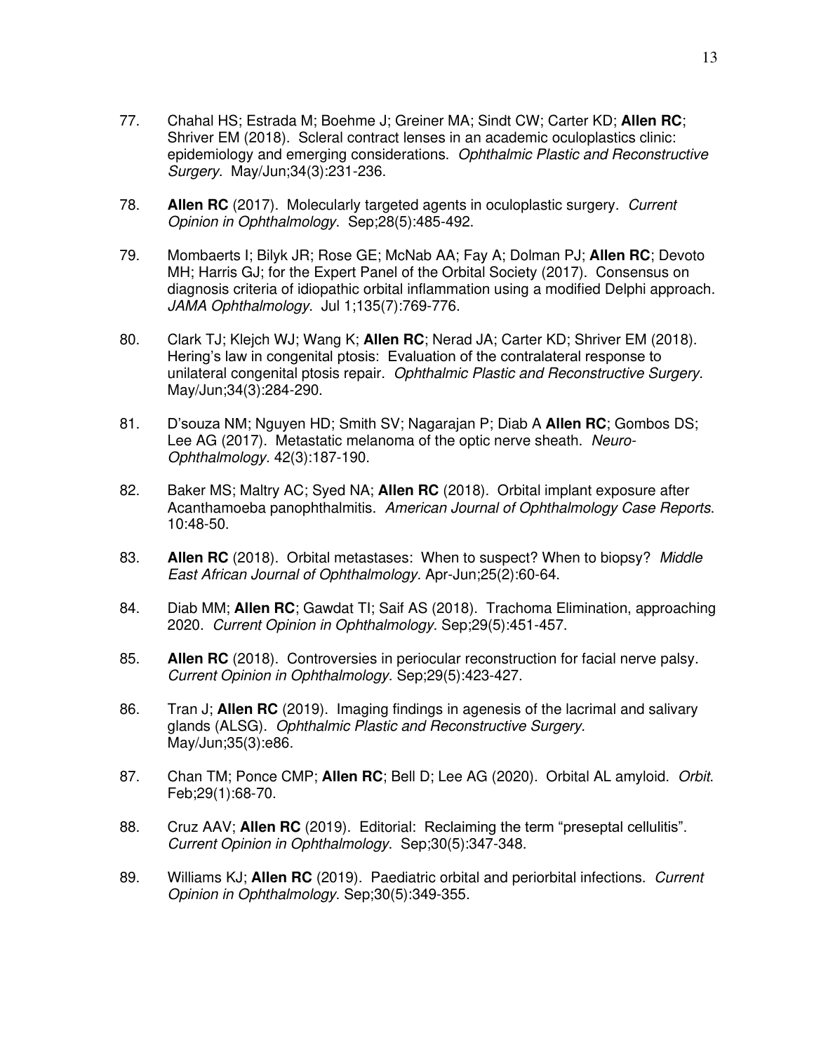77. Chahal HS; Estrada M; Boehme J; Greiner MA; Sindt CW; Carter KD; **Allen RC**; Shriver EM (2018). Scleral contract lenses in an academic oculoplastics clinic: epidemiology and emerging considerations. *Ophthalmic Plastic and Reconstructive Surgery.* May/Jun;34(3):231-236.

78. **Allen RC** (2017). Molecularly targeted agents in oculoplastic surgery. *Current Opinion in Ophthalmology*. Sep;28(5):485-492.

79. Mombaerts I; Bilyk JR; Rose GE; McNab AA; Fay A; Dolman PJ; **Allen RC**; Devoto MH; Harris GJ; for the Expert Panel of the Orbital Society (2017). Consensus on diagnosis criteria of idiopathic orbital inflammation using a modified Delphi approach. *JAMA Ophthalmology*. Jul 1;135(7):769-776.

80. Clark TJ; Klejch WJ; Wang K; **Allen RC**; Nerad JA; Carter KD; Shriver EM (2018). Hering's law in congenital ptosis: Evaluation of the contralateral response to unilateral congenital ptosis repair. *Ophthalmic Plastic and Reconstructive Surgery*. May/Jun;34(3):284-290.

81. D'souza NM; Nguyen HD; Smith SV; Nagarajan P; Diab A **Allen RC**; Gombos DS; Lee AG (2017). Metastatic melanoma of the optic nerve sheath. *Neuro-Ophthalmology*. 42(3):187-190.

82. Baker MS; Maltry AC; Syed NA; **Allen RC** (2018). Orbital implant exposure after Acanthamoeba panophthalmitis. *American Journal of Ophthalmology Case Reports*. 10:48-50.

83. **Allen RC** (2018). Orbital metastases: When to suspect? When to biopsy? *Middle East African Journal of Ophthalmology.* Apr-Jun;25(2):60-64.

84. Diab MM; **Allen RC**; Gawdat TI; Saif AS (2018). Trachoma Elimination, approaching 2020. *Current Opinion in Ophthalmology.* Sep;29(5):451-457.

85. **Allen RC** (2018). Controversies in periocular reconstruction for facial nerve palsy. *Current Opinion in Ophthalmology.* Sep;29(5):423-427.

86. Tran J; **Allen RC** (2019). Imaging findings in agenesis of the lacrimal and salivary glands (ALSG). *Ophthalmic Plastic and Reconstructive Surgery*. May/Jun;35(3):e86.

87. Chan TM; Ponce CMP; **Allen RC**; Bell D; Lee AG (2020). Orbital AL amyloid. *Orbit*. Feb;29(1):68-70.

88. Cruz AAV; **Allen RC** (2019). Editorial: Reclaiming the term "preseptal cellulitis". *Current Opinion in Ophthalmology*. Sep;30(5):347-348.

89. Williams KJ; **Allen RC** (2019). Paediatric orbital and periorbital infections. *Current Opinion in Ophthalmology*. Sep;30(5):349-355.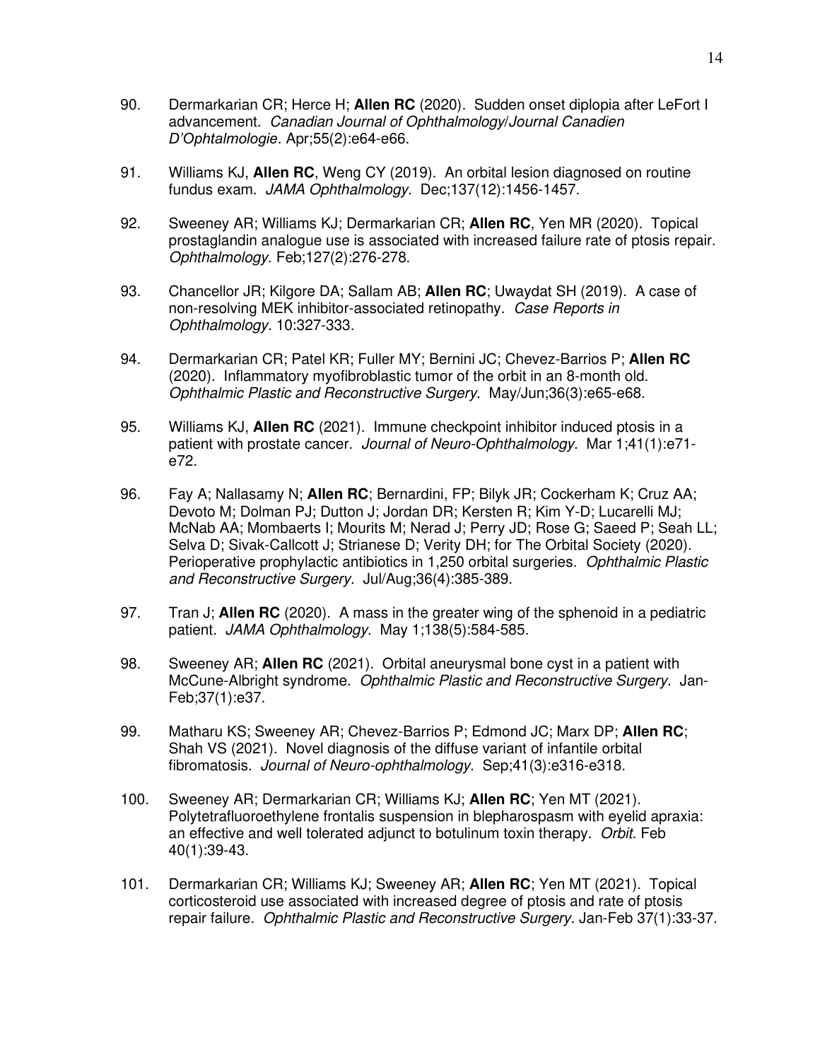90. Dermarkarian CR; Herce H; **Allen RC** (2020). Sudden onset diplopia after LeFort I advancement. *Canadian Journal of Ophthalmology/Journal Canadien D'Ophtalmologie*. Apr;55(2):e64-e66.

91. Williams KJ, **Allen RC**, Weng CY (2019). An orbital lesion diagnosed on routine fundus exam. *JAMA Ophthalmology*. Dec;137(12):1456-1457.

92. Sweeney AR; Williams KJ; Dermarkarian CR; **Allen RC**, Yen MR (2020). Topical prostaglandin analogue use is associated with increased failure rate of ptosis repair. *Ophthalmology*. Feb;127(2):276-278.

93. Chancellor JR; Kilgore DA; Sallam AB; **Allen RC**; Uwaydat SH (2019). A case of non-resolving MEK inhibitor-associated retinopathy. *Case Reports in Ophthalmology*. 10:327-333.

94. Dermarkarian CR; Patel KR; Fuller MY; Bernini JC; Chevez-Barrios P; **Allen RC** (2020). Inflammatory myofibroblastic tumor of the orbit in an 8-month old. *Ophthalmic Plastic and Reconstructive Surgery*. May/Jun;36(3):e65-e68.

95. Williams KJ, **Allen RC** (2021). Immune checkpoint inhibitor induced ptosis in a patient with prostate cancer. *Journal of Neuro-Ophthalmology*. Mar 1;41(1):e71-e72.

96. Fay A; Nallasamy N; **Allen RC**; Bernardini, FP; Bilyk JR; Cockerham K; Cruz AA; Devoto M; Dolman PJ; Dutton J; Jordan DR; Kersten R; Kim Y-D; Lucarelli MJ; McNab AA; Mombaerts I; Mourits M; Nerad J; Perry JD; Rose G; Saeed P; Seah LL; Selva D; Sivak-Callcott J; Strianese D; Verity DH; for The Orbital Society (2020). Perioperative prophylactic antibiotics in 1,250 orbital surgeries. *Ophthalmic Plastic and Reconstructive Surgery*. Jul/Aug;36(4):385-389.

97. Tran J; **Allen RC** (2020). A mass in the greater wing of the sphenoid in a pediatric patient. *JAMA Ophthalmology*. May 1;138(5):584-585.

98. Sweeney AR; **Allen RC** (2021). Orbital aneurysmal bone cyst in a patient with McCune-Albright syndrome. *Ophthalmic Plastic and Reconstructive Surgery*. Jan-Feb;37(1):e37.

99. Matharu KS; Sweeney AR; Chevez-Barrios P; Edmond JC; Marx DP; **Allen RC**; Shah VS (2021). Novel diagnosis of the diffuse variant of infantile orbital fibromatosis. *Journal of Neuro-ophthalmology*. Sep;41(3):e316-e318.

100. Sweeney AR; Dermarkarian CR; Williams KJ; **Allen RC**; Yen MT (2021). Polytetrafluoroethylene frontalis suspension in blepharospasm with eyelid apraxia: an effective and well tolerated adjunct to botulinum toxin therapy. *Orbit*. Feb 40(1):39-43.

101. Dermarkarian CR; Williams KJ; Sweeney AR; **Allen RC**; Yen MT (2021). Topical corticosteroid use associated with increased degree of ptosis and rate of ptosis repair failure. *Ophthalmic Plastic and Reconstructive Surgery*. Jan-Feb 37(1):33-37.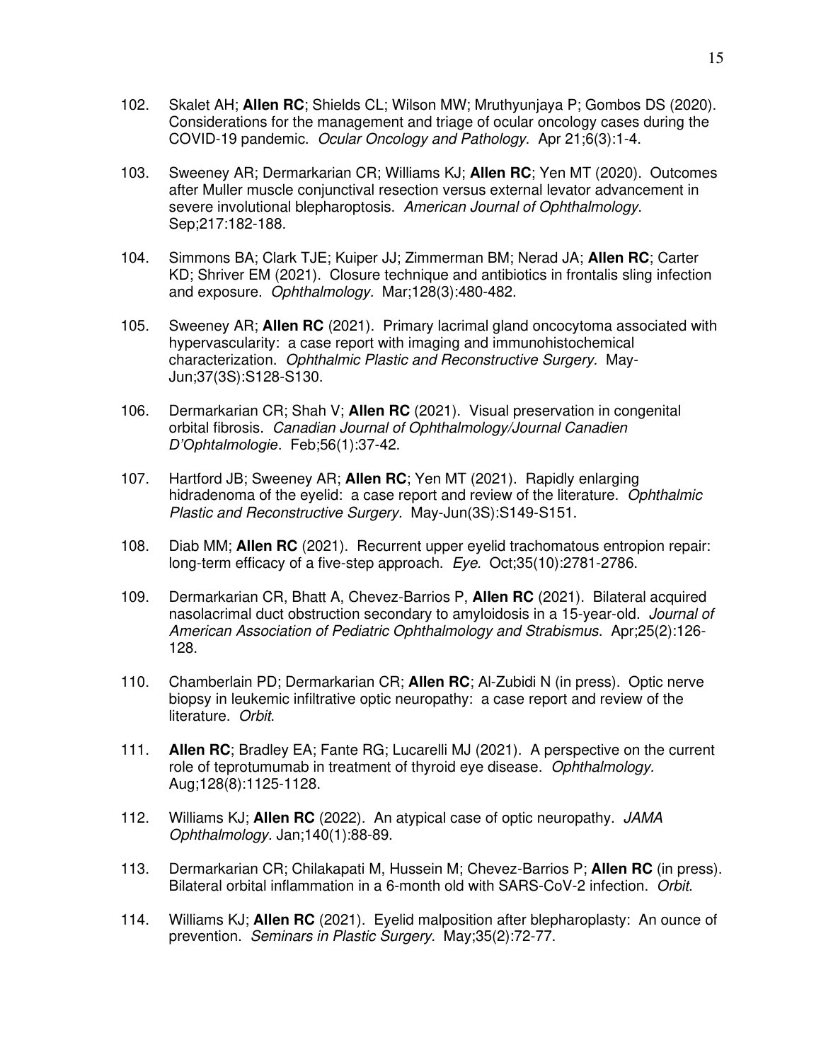102. Skalet AH; **Allen RC**; Shields CL; Wilson MW; Mruthyunjaya P; Gombos DS (2020). Considerations for the management and triage of ocular oncology cases during the COVID-19 pandemic. *Ocular Oncology and Pathology*. Apr 21;6(3):1-4.

103. Sweeney AR; Dermarkarian CR; Williams KJ; **Allen RC**; Yen MT (2020). Outcomes after Muller muscle conjunctival resection versus external levator advancement in severe involutional blepharoptosis. *American Journal of Ophthalmology*. Sep;217:182-188.

104. Simmons BA; Clark TJE; Kuiper JJ; Zimmerman BM; Nerad JA; **Allen RC**; Carter KD; Shriver EM (2021). Closure technique and antibiotics in frontalis sling infection and exposure. *Ophthalmology*. Mar;128(3):480-482.

105. Sweeney AR; **Allen RC** (2021). Primary lacrimal gland oncocytoma associated with hypervascularity: a case report with imaging and immunohistochemical characterization. *Ophthalmic Plastic and Reconstructive Surgery*. May-Jun;37(3S):S128-S130.

106. Dermarkarian CR; Shah V; **Allen RC** (2021). Visual preservation in congenital orbital fibrosis. *Canadian Journal of Ophthalmology/Journal Canadien D'Ophtalmologie*. Feb;56(1):37-42.

107. Hartford JB; Sweeney AR; **Allen RC**; Yen MT (2021). Rapidly enlarging hidradenoma of the eyelid: a case report and review of the literature. *Ophthalmic Plastic and Reconstructive Surgery*. May-Jun(3S):S149-S151.

108. Diab MM; **Allen RC** (2021). Recurrent upper eyelid trachomatous entropion repair: long-term efficacy of a five-step approach. *Eye*. Oct;35(10):2781-2786.

109. Dermarkarian CR, Bhatt A, Chevez-Barrios P, **Allen RC** (2021). Bilateral acquired nasolacrimal duct obstruction secondary to amyloidosis in a 15-year-old. *Journal of American Association of Pediatric Ophthalmology and Strabismus*. Apr;25(2):126-128.

110. Chamberlain PD; Dermarkarian CR; **Allen RC**; Al-Zubidi N (in press). Optic nerve biopsy in leukemic infiltrative optic neuropathy: a case report and review of the literature. *Orbit*.

111. **Allen RC**; Bradley EA; Fante RG; Lucarelli MJ (2021). A perspective on the current role of teprotumumab in treatment of thyroid eye disease. *Ophthalmology.* Aug;128(8):1125-1128.

112. Williams KJ; **Allen RC** (2022). An atypical case of optic neuropathy. *JAMA Ophthalmology.* Jan;140(1):88-89.

113. Dermarkarian CR; Chilakapati M, Hussein M; Chevez-Barrios P; **Allen RC** (in press). Bilateral orbital inflammation in a 6-month old with SARS-CoV-2 infection. *Orbit*.

114. Williams KJ; **Allen RC** (2021). Eyelid malposition after blepharoplasty: An ounce of prevention. *Seminars in Plastic Surgery*. May;35(2):72-77.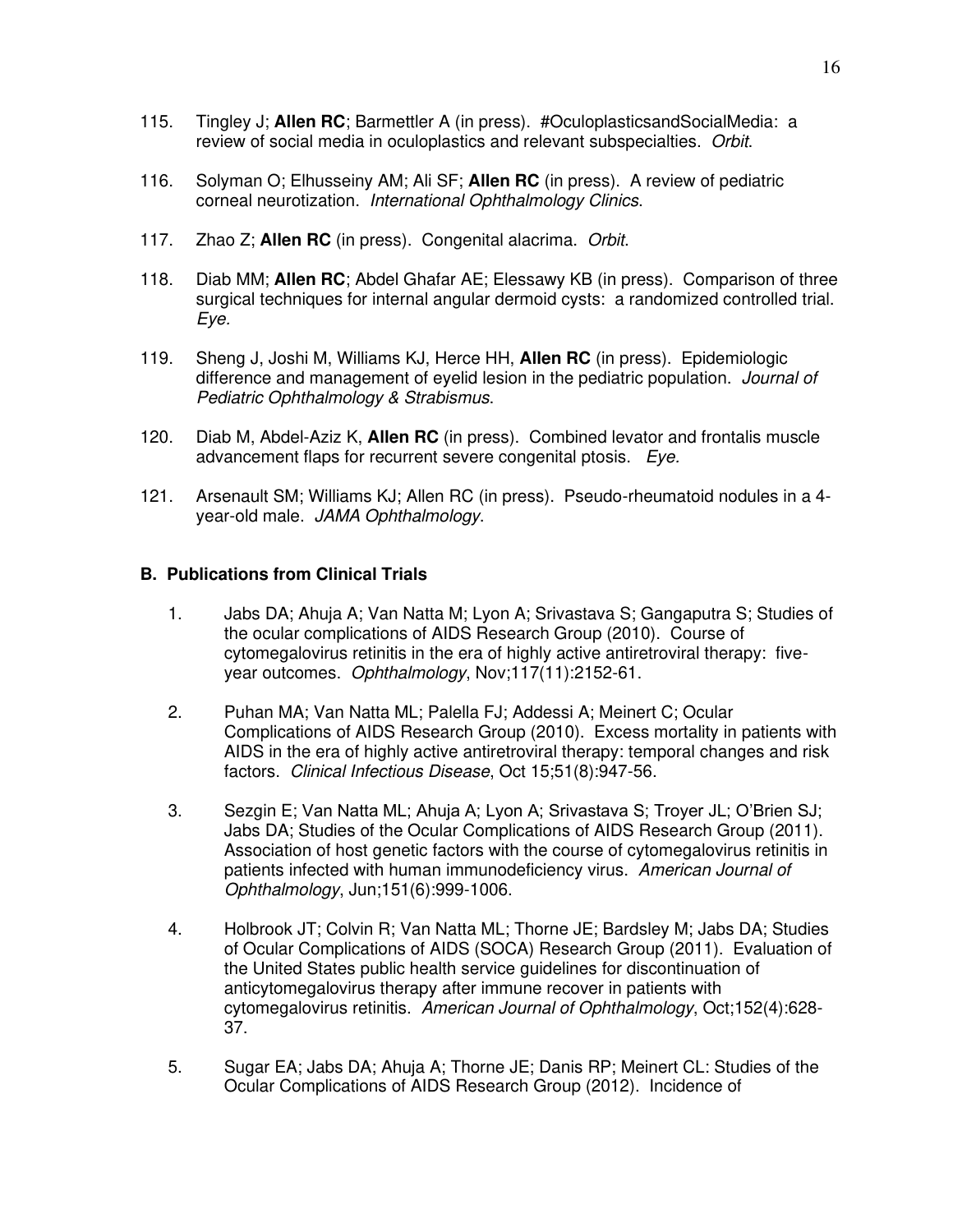115. Tingley J; **Allen RC**; Barmettler A (in press). #OculoplasticsandSocialMedia: a review of social media in oculoplastics and relevant subspecialties. *Orbit*.

116. Solyman O; Elhusseiny AM; Ali SF; **Allen RC** (in press). A review of pediatric corneal neurotization. *International Ophthalmology Clinics*.

117. Zhao Z; **Allen RC** (in press). Congenital alacrima. *Orbit*.

118. Diab MM; **Allen RC**; Abdel Ghafar AE; Elessawy KB (in press). Comparison of three surgical techniques for internal angular dermoid cysts: a randomized controlled trial. *Eye.*

119. Sheng J, Joshi M, Williams KJ, Herce HH, **Allen RC** (in press). Epidemiologic difference and management of eyelid lesion in the pediatric population. *Journal of Pediatric Ophthalmology & Strabismus*.

120. Diab M, Abdel-Aziz K, **Allen RC** (in press). Combined levator and frontalis muscle advancement flaps for recurrent severe congenital ptosis. *Eye*.

121. Arsenault SM; Williams KJ; Allen RC (in press). Pseudo-rheumatoid nodules in a 4-year-old male. *JAMA Ophthalmology*.

### B. Publications from Clinical Trials

1. Jabs DA; Ahuja A; Van Natta M; Lyon A; Srivastava S; Gangaputra S; Studies of the ocular complications of AIDS Research Group (2010). Course of cytomegalovirus retinitis in the era of highly active antiretroviral therapy: five-year outcomes. *Ophthalmology*, Nov;117(11):2152-61.

2. Puhan MA; Van Natta ML; Palella FJ; Addessi A; Meinert C; Ocular Complications of AIDS Research Group (2010). Excess mortality in patients with AIDS in the era of highly active antiretroviral therapy: temporal changes and risk factors. *Clinical Infectious Disease*, Oct 15;51(8):947-56.

3. Sezgin E; Van Natta ML; Ahuja A; Lyon A; Srivastava S; Troyer JL; O'Brien SJ; Jabs DA; Studies of the Ocular Complications of AIDS Research Group (2011). Association of host genetic factors with the course of cytomegalovirus retinitis in patients infected with human immunodeficiency virus. *American Journal of Ophthalmology*, Jun;151(6):999-1006.

4. Holbrook JT; Colvin R; Van Natta ML; Thorne JE; Bardsley M; Jabs DA; Studies of Ocular Complications of AIDS (SOCA) Research Group (2011). Evaluation of the United States public health service guidelines for discontinuation of anticytomegalovirus therapy after immune recover in patients with cytomegalovirus retinitis. *American Journal of Ophthalmology*, Oct;152(4):628-37.

5. Sugar EA; Jabs DA; Ahuja A; Thorne JE; Danis RP; Meinert CL: Studies of the Ocular Complications of AIDS Research Group (2012). Incidence of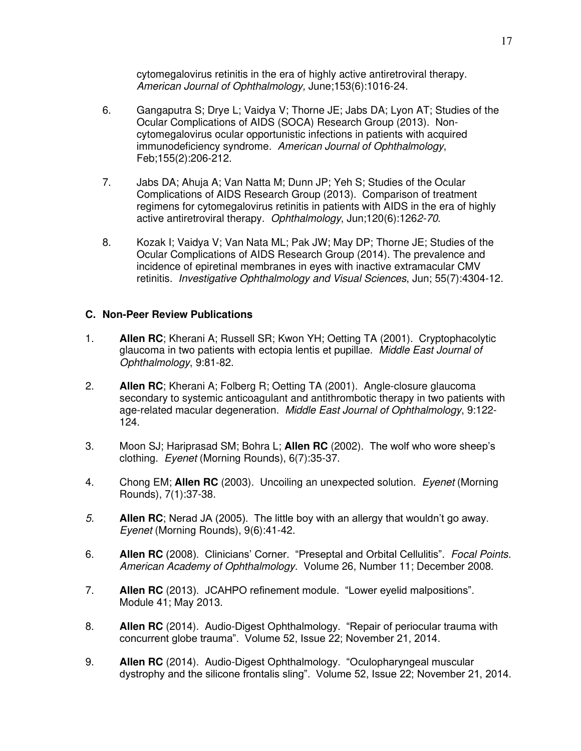cytomegalovirus retinitis in the era of highly active antiretroviral therapy. *American Journal of Ophthalmology,* June;153(6):1016-24.

6. Gangaputra S; Drye L; Vaidya V; Thorne JE; Jabs DA; Lyon AT; Studies of the Ocular Complications of AIDS (SOCA) Research Group (2013). Non-cytomegalovirus ocular opportunistic infections in patients with acquired immunodeficiency syndrome. *American Journal of Ophthalmology*, Feb;155(2):206-212.

7. Jabs DA; Ahuja A; Van Natta M; Dunn JP; Yeh S; Studies of the Ocular Complications of AIDS Research Group (2013). Comparison of treatment regimens for cytomegalovirus retinitis in patients with AIDS in the era of highly active antiretroviral therapy. *Ophthalmology*, Jun;120(6):126*2-70*.

8. Kozak I; Vaidya V; Van Nata ML; Pak JW; May DP; Thorne JE; Studies of the Ocular Complications of AIDS Research Group (2014). The prevalence and incidence of epiretinal membranes in eyes with inactive extramacular CMV retinitis. *Investigative Ophthalmology and Visual Sciences*, Jun; 55(7):4304-12.

### C. Non-Peer Review Publications

1. **Allen RC**; Kherani A; Russell SR; Kwon YH; Oetting TA (2001). Cryptophacolytic glaucoma in two patients with ectopia lentis et pupillae. *Middle East Journal of Ophthalmology*, 9:81-82.

2. **Allen RC**; Kherani A; Folberg R; Oetting TA (2001). Angle-closure glaucoma secondary to systemic anticoagulant and antithrombotic therapy in two patients with age-related macular degeneration. *Middle East Journal of Ophthalmology*, 9:122-124.

3. Moon SJ; Hariprasad SM; Bohra L; **Allen RC** (2002). The wolf who wore sheep's clothing. *Eyenet* (Morning Rounds), 6(7):35-37.

4. Chong EM; **Allen RC** (2003). Uncoiling an unexpected solution. *Eyenet* (Morning Rounds), 7(1):37-38.

*5.* **Allen RC**; Nerad JA (2005). The little boy with an allergy that wouldn't go away. *Eyenet* (Morning Rounds), 9(6):41-42.

6. **Allen RC** (2008). Clinicians' Corner. "Preseptal and Orbital Cellulitis". *Focal Points. American Academy of Ophthalmology.* Volume 26, Number 11; December 2008.

7. **Allen RC** (2013). JCAHPO refinement module. "Lower eyelid malpositions". Module 41; May 2013.

8. **Allen RC** (2014). Audio-Digest Ophthalmology. "Repair of periocular trauma with concurrent globe trauma". Volume 52, Issue 22; November 21, 2014.

9. **Allen RC** (2014). Audio-Digest Ophthalmology. "Oculopharyngeal muscular dystrophy and the silicone frontalis sling". Volume 52, Issue 22; November 21, 2014.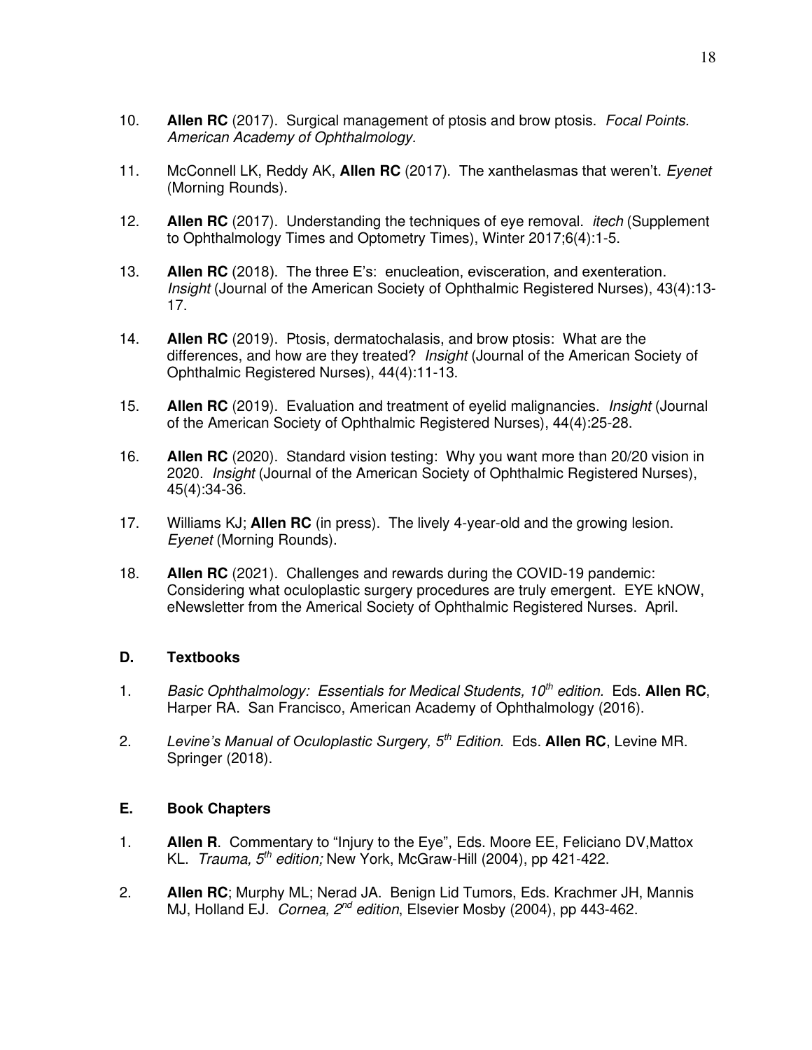10. **Allen RC** (2017). Surgical management of ptosis and brow ptosis. *Focal Points. American Academy of Ophthalmology.*

11. McConnell LK, Reddy AK, **Allen RC** (2017). The xanthelasmas that weren't. *Eyenet* (Morning Rounds).

12. **Allen RC** (2017). Understanding the techniques of eye removal. *itech* (Supplement to Ophthalmology Times and Optometry Times), Winter 2017;6(4):1-5.

13. **Allen RC** (2018). The three E's: enucleation, evisceration, and exenteration. *Insight* (Journal of the American Society of Ophthalmic Registered Nurses), 43(4):13-17.

14. **Allen RC** (2019). Ptosis, dermatochalasis, and brow ptosis: What are the differences, and how are they treated? *Insight* (Journal of the American Society of Ophthalmic Registered Nurses), 44(4):11-13.

15. **Allen RC** (2019). Evaluation and treatment of eyelid malignancies. *Insight* (Journal of the American Society of Ophthalmic Registered Nurses), 44(4):25-28.

16. **Allen RC** (2020). Standard vision testing: Why you want more than 20/20 vision in 2020. *Insight* (Journal of the American Society of Ophthalmic Registered Nurses), 45(4):34-36.

17. Williams KJ; **Allen RC** (in press). The lively 4-year-old and the growing lesion. *Eyenet* (Morning Rounds).

18. **Allen RC** (2021). Challenges and rewards during the COVID-19 pandemic: Considering what oculoplastic surgery procedures are truly emergent. EYE kNOW, eNewsletter from the Americal Society of Ophthalmic Registered Nurses. April.

### D. Textbooks

1. *Basic Ophthalmology: Essentials for Medical Students, 10th edition.* Eds. **Allen RC**, Harper RA. San Francisco, American Academy of Ophthalmology (2016).

2. *Levine's Manual of Oculoplastic Surgery, 5th Edition*. Eds. **Allen RC**, Levine MR. Springer (2018).

### E. Book Chapters

1. **Allen R**. Commentary to "Injury to the Eye", Eds. Moore EE, Feliciano DV,Mattox KL. *Trauma, 5th edition;* New York, McGraw-Hill (2004), pp 421-422.

2. **Allen RC**; Murphy ML; Nerad JA. Benign Lid Tumors, Eds. Krachmer JH, Mannis MJ, Holland EJ. *Cornea, 2nd edition*, Elsevier Mosby (2004), pp 443-462.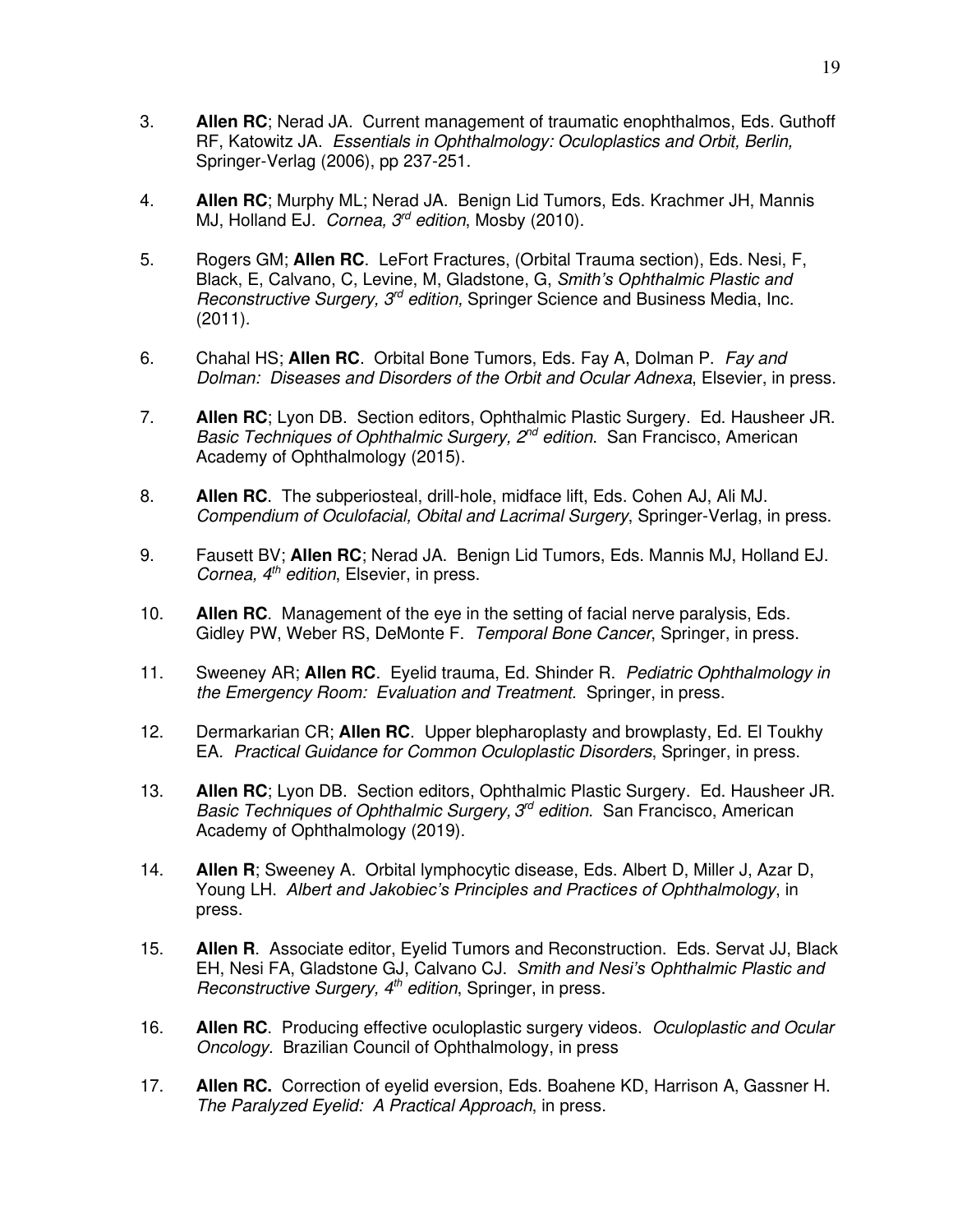3. **Allen RC**; Nerad JA. Current management of traumatic enophthalmos, Eds. Guthoff RF, Katowitz JA. *Essentials in Ophthalmology: Oculoplastics and Orbit, Berlin,* Springer-Verlag (2006), pp 237-251.

4. **Allen RC**; Murphy ML; Nerad JA. Benign Lid Tumors, Eds. Krachmer JH, Mannis MJ, Holland EJ. *Cornea, 3rd edition*, Mosby (2010).

5. Rogers GM; **Allen RC**. LeFort Fractures, (Orbital Trauma section), Eds. Nesi, F, Black, E, Calvano, C, Levine, M, Gladstone, G, *Smith's Ophthalmic Plastic and Reconstructive Surgery, 3rd edition,* Springer Science and Business Media, Inc. (2011).

6. Chahal HS; **Allen RC**. Orbital Bone Tumors, Eds. Fay A, Dolman P. *Fay and Dolman: Diseases and Disorders of the Orbit and Ocular Adnexa*, Elsevier, in press.

7. **Allen RC**; Lyon DB. Section editors, Ophthalmic Plastic Surgery. Ed. Hausheer JR. *Basic Techniques of Ophthalmic Surgery, 2nd edition*. San Francisco, American Academy of Ophthalmology (2015).

8. **Allen RC**. The subperiosteal, drill-hole, midface lift, Eds. Cohen AJ, Ali MJ. *Compendium of Oculofacial, Obital and Lacrimal Surgery*, Springer-Verlag, in press.

9. Fausett BV; **Allen RC**; Nerad JA. Benign Lid Tumors, Eds. Mannis MJ, Holland EJ. *Cornea, 4th edition*, Elsevier, in press.

10. **Allen RC**. Management of the eye in the setting of facial nerve paralysis, Eds. Gidley PW, Weber RS, DeMonte F. *Temporal Bone Cancer*, Springer, in press.

11. Sweeney AR; **Allen RC**. Eyelid trauma, Ed. Shinder R. *Pediatric Ophthalmology in the Emergency Room: Evaluation and Treatment*. Springer, in press.

12. Dermarkarian CR; **Allen RC**. Upper blepharoplasty and browplasty, Ed. El Toukhy EA. *Practical Guidance for Common Oculoplastic Disorders*, Springer, in press.

13. **Allen RC**; Lyon DB. Section editors, Ophthalmic Plastic Surgery. Ed. Hausheer JR. *Basic Techniques of Ophthalmic Surgery, 3rd edition*. San Francisco, American Academy of Ophthalmology (2019).

14. **Allen R**; Sweeney A. Orbital lymphocytic disease, Eds. Albert D, Miller J, Azar D, Young LH. *Albert and Jakobiec's Principles and Practices of Ophthalmology*, in press.

15. **Allen R**. Associate editor, Eyelid Tumors and Reconstruction. Eds. Servat JJ, Black EH, Nesi FA, Gladstone GJ, Calvano CJ. *Smith and Nesi's Ophthalmic Plastic and Reconstructive Surgery, 4th edition*, Springer, in press.

16. **Allen RC**. Producing effective oculoplastic surgery videos. *Oculoplastic and Ocular Oncology*. Brazilian Council of Ophthalmology, in press

17. **Allen RC.** Correction of eyelid eversion, Eds. Boahene KD, Harrison A, Gassner H. *The Paralyzed Eyelid: A Practical Approach*, in press.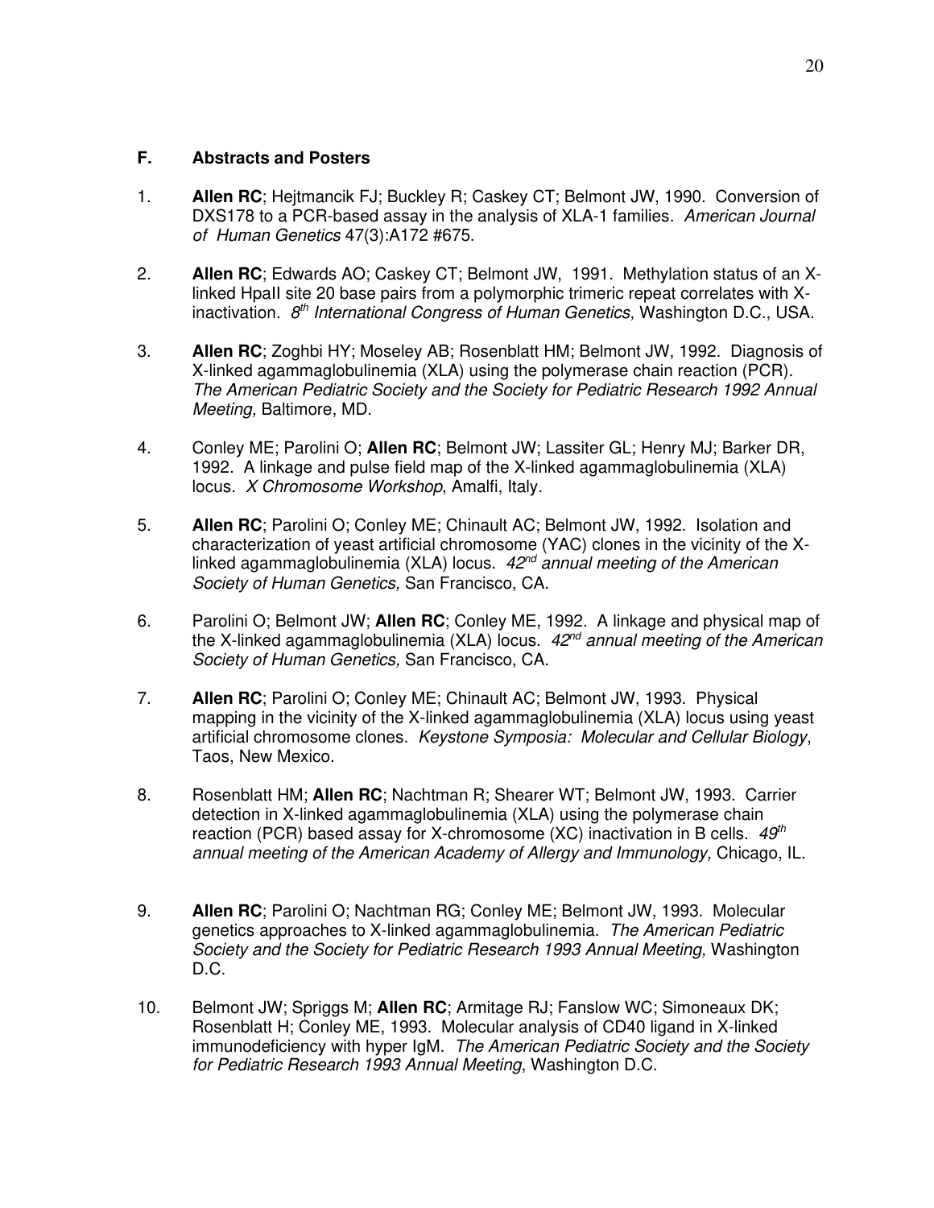### F. Abstracts and Posters

1. **Allen RC**; Hejtmancik FJ; Buckley R; Caskey CT; Belmont JW, 1990. Conversion of DXS178 to a PCR-based assay in the analysis of XLA-1 families. *American Journal of Human Genetics* 47(3):A172 #675.

2. **Allen RC**; Edwards AO; Caskey CT; Belmont JW, 1991. Methylation status of an X-linked HpaII site 20 base pairs from a polymorphic trimeric repeat correlates with X-inactivation. *8th International Congress of Human Genetics,* Washington D.C., USA.

3. **Allen RC**; Zoghbi HY; Moseley AB; Rosenblatt HM; Belmont JW, 1992. Diagnosis of X-linked agammaglobulinemia (XLA) using the polymerase chain reaction (PCR). *The American Pediatric Society and the Society for Pediatric Research 1992 Annual Meeting,* Baltimore, MD.

4. Conley ME; Parolini O; **Allen RC**; Belmont JW; Lassiter GL; Henry MJ; Barker DR, 1992. A linkage and pulse field map of the X-linked agammaglobulinemia (XLA) locus. *X Chromosome Workshop*, Amalfi, Italy.

5. **Allen RC**; Parolini O; Conley ME; Chinault AC; Belmont JW, 1992. Isolation and characterization of yeast artificial chromosome (YAC) clones in the vicinity of the X-linked agammaglobulinemia (XLA) locus. *42nd annual meeting of the American Society of Human Genetics,* San Francisco, CA.

6. Parolini O; Belmont JW; **Allen RC**; Conley ME, 1992. A linkage and physical map of the X-linked agammaglobulinemia (XLA) locus. *42nd annual meeting of the American Society of Human Genetics,* San Francisco, CA.

7. **Allen RC**; Parolini O; Conley ME; Chinault AC; Belmont JW, 1993. Physical mapping in the vicinity of the X-linked agammaglobulinemia (XLA) locus using yeast artificial chromosome clones. *Keystone Symposia: Molecular and Cellular Biology*, Taos, New Mexico.

8. Rosenblatt HM; **Allen RC**; Nachtman R; Shearer WT; Belmont JW, 1993. Carrier detection in X-linked agammaglobulinemia (XLA) using the polymerase chain reaction (PCR) based assay for X-chromosome (XC) inactivation in B cells. *49th annual meeting of the American Academy of Allergy and Immunology,* Chicago, IL.

9. **Allen RC**; Parolini O; Nachtman RG; Conley ME; Belmont JW, 1993. Molecular genetics approaches to X-linked agammaglobulinemia. *The American Pediatric Society and the Society for Pediatric Research 1993 Annual Meeting,* Washington D.C.

10. Belmont JW; Spriggs M; **Allen RC**; Armitage RJ; Fanslow WC; Simoneaux DK; Rosenblatt H; Conley ME, 1993. Molecular analysis of CD40 ligand in X-linked immunodeficiency with hyper IgM. *The American Pediatric Society and the Society for Pediatric Research 1993 Annual Meeting*, Washington D.C.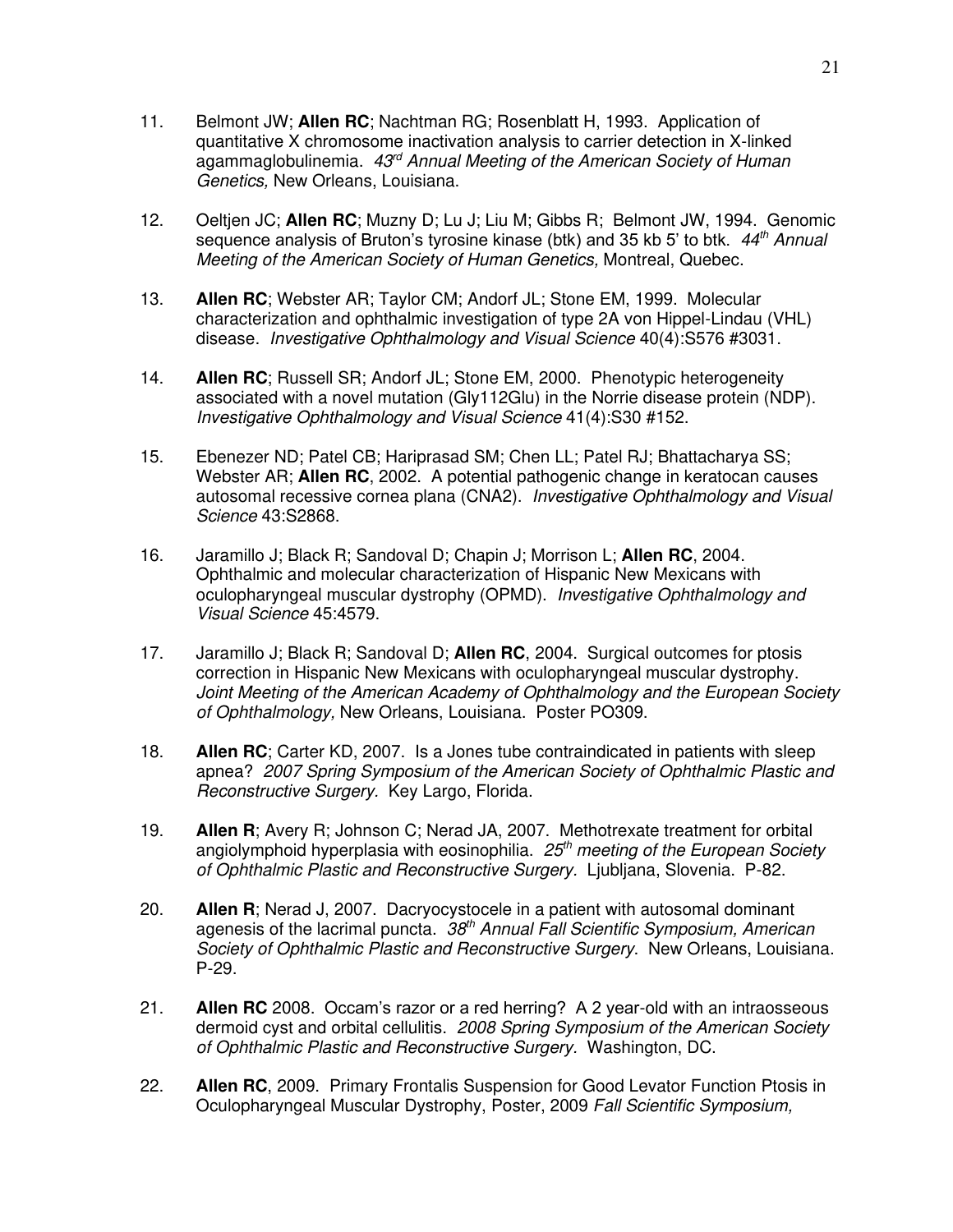11. Belmont JW; **Allen RC**; Nachtman RG; Rosenblatt H, 1993. Application of quantitative X chromosome inactivation analysis to carrier detection in X-linked agammaglobulinemia. *43rd Annual Meeting of the American Society of Human Genetics,* New Orleans, Louisiana.

12. Oeltjen JC; **Allen RC**; Muzny D; Lu J; Liu M; Gibbs R; Belmont JW, 1994. Genomic sequence analysis of Bruton's tyrosine kinase (btk) and 35 kb 5' to btk. *44th Annual Meeting of the American Society of Human Genetics,* Montreal, Quebec.

13. **Allen RC**; Webster AR; Taylor CM; Andorf JL; Stone EM, 1999. Molecular characterization and ophthalmic investigation of type 2A von Hippel-Lindau (VHL) disease. *Investigative Ophthalmology and Visual Science* 40(4):S576 #3031.

14. **Allen RC**; Russell SR; Andorf JL; Stone EM, 2000. Phenotypic heterogeneity associated with a novel mutation (Gly112Glu) in the Norrie disease protein (NDP). *Investigative Ophthalmology and Visual Science* 41(4):S30 #152.

15. Ebenezer ND; Patel CB; Hariprasad SM; Chen LL; Patel RJ; Bhattacharya SS; Webster AR; **Allen RC**, 2002. A potential pathogenic change in keratocan causes autosomal recessive cornea plana (CNA2). *Investigative Ophthalmology and Visual Science* 43:S2868.

16. Jaramillo J; Black R; Sandoval D; Chapin J; Morrison L; **Allen RC**, 2004. Ophthalmic and molecular characterization of Hispanic New Mexicans with oculopharyngeal muscular dystrophy (OPMD). *Investigative Ophthalmology and Visual Science* 45:4579.

17. Jaramillo J; Black R; Sandoval D; **Allen RC**, 2004. Surgical outcomes for ptosis correction in Hispanic New Mexicans with oculopharyngeal muscular dystrophy. *Joint Meeting of the American Academy of Ophthalmology and the European Society of Ophthalmology,* New Orleans, Louisiana. Poster PO309.

18. **Allen RC**; Carter KD, 2007. Is a Jones tube contraindicated in patients with sleep apnea? *2007 Spring Symposium of the American Society of Ophthalmic Plastic and Reconstructive Surgery.* Key Largo, Florida.

19. **Allen R**; Avery R; Johnson C; Nerad JA, 2007. Methotrexate treatment for orbital angiolymphoid hyperplasia with eosinophilia. *25th meeting of the European Society of Ophthalmic Plastic and Reconstructive Surgery*. Ljubljana, Slovenia. P-82.

20. **Allen R**; Nerad J, 2007. Dacryocystocele in a patient with autosomal dominant agenesis of the lacrimal puncta. *38th Annual Fall Scientific Symposium, American Society of Ophthalmic Plastic and Reconstructive Surgery*. New Orleans, Louisiana. P-29.

21. **Allen RC** 2008. Occam's razor or a red herring? A 2 year-old with an intraosseous dermoid cyst and orbital cellulitis. *2008 Spring Symposium of the American Society of Ophthalmic Plastic and Reconstructive Surgery.* Washington, DC.

22. **Allen RC**, 2009. Primary Frontalis Suspension for Good Levator Function Ptosis in Oculopharyngeal Muscular Dystrophy, Poster, 2009 *Fall Scientific Symposium,*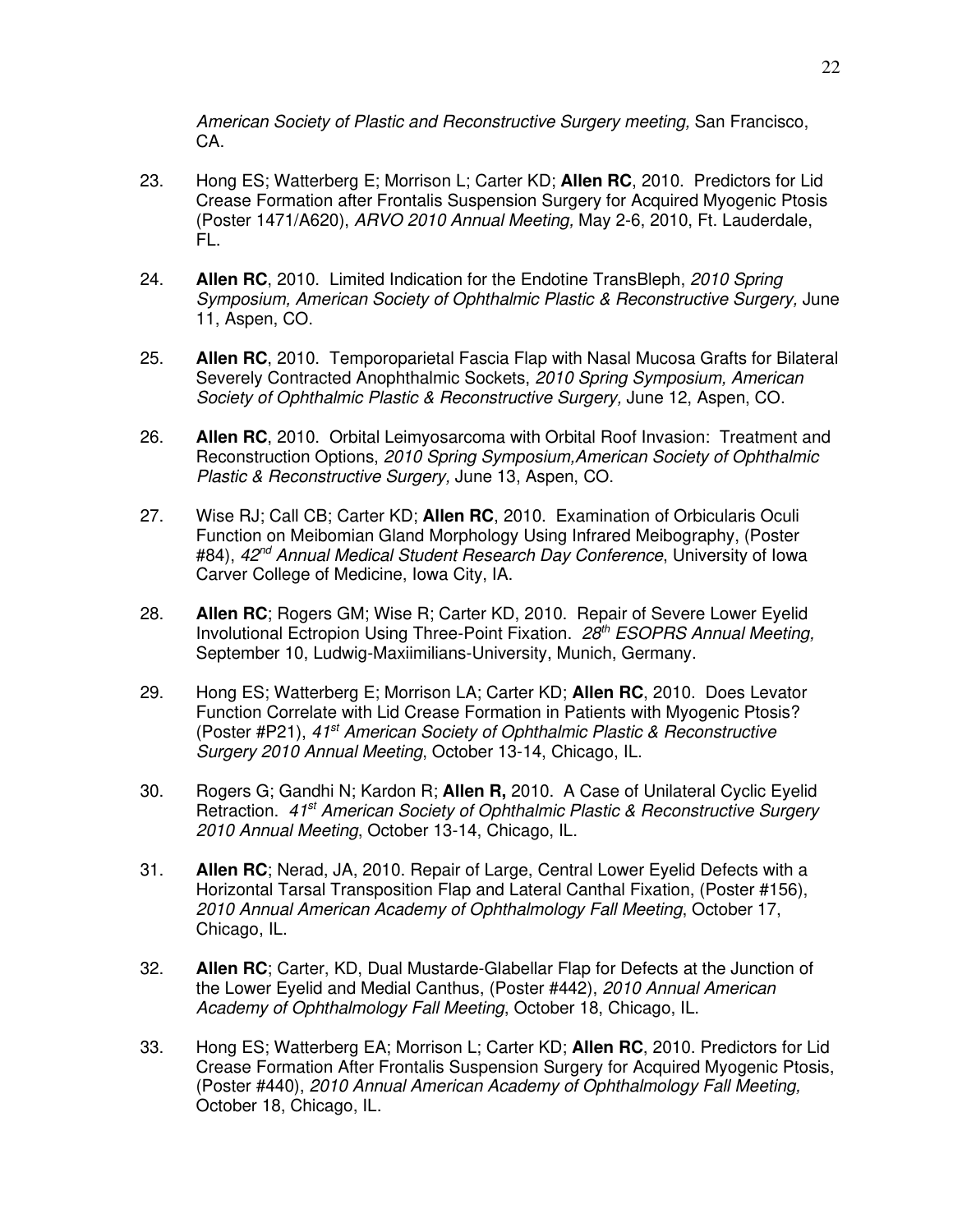*American Society of Plastic and Reconstructive Surgery meeting,* San Francisco, CA.

23. Hong ES; Watterberg E; Morrison L; Carter KD; **Allen RC**, 2010. Predictors for Lid Crease Formation after Frontalis Suspension Surgery for Acquired Myogenic Ptosis (Poster 1471/A620), *ARVO 2010 Annual Meeting,* May 2-6, 2010, Ft. Lauderdale, FL.

24. **Allen RC**, 2010. Limited Indication for the Endotine TransBleph, *2010 Spring Symposium, American Society of Ophthalmic Plastic & Reconstructive Surgery,* June 11, Aspen, CO.

25. **Allen RC**, 2010. Temporoparietal Fascia Flap with Nasal Mucosa Grafts for Bilateral Severely Contracted Anophthalmic Sockets, *2010 Spring Symposium, American Society of Ophthalmic Plastic & Reconstructive Surgery,* June 12, Aspen, CO.

26. **Allen RC**, 2010. Orbital Leimyosarcoma with Orbital Roof Invasion: Treatment and Reconstruction Options, *2010 Spring Symposium,American Society of Ophthalmic Plastic & Reconstructive Surgery,* June 13, Aspen, CO.

27. Wise RJ; Call CB; Carter KD; **Allen RC**, 2010. Examination of Orbicularis Oculi Function on Meibomian Gland Morphology Using Infrared Meibography, (Poster #84), *42nd Annual Medical Student Research Day Conference*, University of Iowa Carver College of Medicine, Iowa City, IA.

28. **Allen RC**; Rogers GM; Wise R; Carter KD, 2010. Repair of Severe Lower Eyelid Involutional Ectropion Using Three-Point Fixation. *28th ESOPRS Annual Meeting,* September 10, Ludwig-Maxiimilians-University, Munich, Germany.

29. Hong ES; Watterberg E; Morrison LA; Carter KD; **Allen RC**, 2010. Does Levator Function Correlate with Lid Crease Formation in Patients with Myogenic Ptosis? (Poster #P21), *41st American Society of Ophthalmic Plastic & Reconstructive Surgery 2010 Annual Meeting*, October 13-14, Chicago, IL.

30. Rogers G; Gandhi N; Kardon R; **Allen R,** 2010. A Case of Unilateral Cyclic Eyelid Retraction. *41st American Society of Ophthalmic Plastic & Reconstructive Surgery 2010 Annual Meeting*, October 13-14, Chicago, IL.

31. **Allen RC**; Nerad, JA, 2010. Repair of Large, Central Lower Eyelid Defects with a Horizontal Tarsal Transposition Flap and Lateral Canthal Fixation, (Poster #156), *2010 Annual American Academy of Ophthalmology Fall Meeting*, October 17, Chicago, IL.

32. **Allen RC**; Carter, KD, Dual Mustarde-Glabellar Flap for Defects at the Junction of the Lower Eyelid and Medial Canthus, (Poster #442), *2010 Annual American Academy of Ophthalmology Fall Meeting*, October 18, Chicago, IL.

33. Hong ES; Watterberg EA; Morrison L; Carter KD; **Allen RC**, 2010. Predictors for Lid Crease Formation After Frontalis Suspension Surgery for Acquired Myogenic Ptosis, (Poster #440), *2010 Annual American Academy of Ophthalmology Fall Meeting,* October 18, Chicago, IL.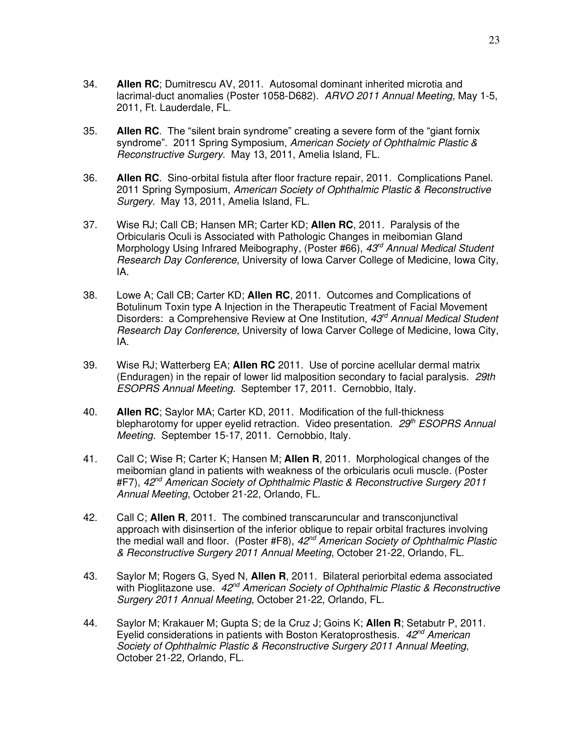34. **Allen RC**; Dumitrescu AV, 2011. Autosomal dominant inherited microtia and lacrimal-duct anomalies (Poster 1058-D682). *ARVO 2011 Annual Meeting,* May 1-5, 2011, Ft. Lauderdale, FL.

35. **Allen RC**. The "silent brain syndrome" creating a severe form of the "giant fornix syndrome". 2011 Spring Symposium, *American Society of Ophthalmic Plastic & Reconstructive Surgery*. May 13, 2011, Amelia Island, FL.

36. **Allen RC**. Sino-orbital fistula after floor fracture repair, 2011. Complications Panel. 2011 Spring Symposium, *American Society of Ophthalmic Plastic & Reconstructive Surgery.* May 13, 2011, Amelia Island, FL.

37. Wise RJ; Call CB; Hansen MR; Carter KD; **Allen RC**, 2011. Paralysis of the Orbicularis Oculi is Associated with Pathologic Changes in meibomian Gland Morphology Using Infrared Meibography*,* (Poster #66), *43rd Annual Medical Student Research Day Conference*, University of Iowa Carver College of Medicine, Iowa City, IA.

38. Lowe A; Call CB; Carter KD; **Allen RC**, 2011. Outcomes and Complications of Botulinum Toxin type A Injection in the Therapeutic Treatment of Facial Movement Disorders: a Comprehensive Review at One Institution, *43rd Annual Medical Student Research Day Conference*, University of Iowa Carver College of Medicine, Iowa City, IA.

39. Wise RJ; Watterberg EA; **Allen RC** 2011. Use of porcine acellular dermal matrix (Enduragen) in the repair of lower lid malposition secondary to facial paralysis. *29th ESOPRS Annual Meeting.* September 17, 2011. Cernobbio, Italy.

40. **Allen RC**; Saylor MA; Carter KD, 2011. Modification of the full-thickness blepharotomy for upper eyelid retraction. Video presentation. *29th ESOPRS Annual Meeting.* September 15-17, 2011. Cernobbio, Italy.

41. Call C; Wise R; Carter K; Hansen M; **Allen R**, 2011. Morphological changes of the meibomian gland in patients with weakness of the orbicularis oculi muscle. (Poster #F7), *42nd American Society of Ophthalmic Plastic & Reconstructive Surgery 2011 Annual Meeting*, October 21-22, Orlando, FL.

42. Call C; **Allen R**, 2011. The combined transcaruncular and transconjunctival approach with disinsertion of the inferior oblique to repair orbital fractures involving the medial wall and floor. (Poster #F8), *42nd American Society of Ophthalmic Plastic & Reconstructive Surgery 2011 Annual Meeting*, October 21-22, Orlando, FL.

43. Saylor M; Rogers G, Syed N, **Allen R**, 2011. Bilateral periorbital edema associated with Pioglitazone use. *42nd American Society of Ophthalmic Plastic & Reconstructive Surgery 2011 Annual Meeting*, October 21-22, Orlando, FL.

44. Saylor M; Krakauer M; Gupta S; de la Cruz J; Goins K; **Allen R**; Setabutr P, 2011. Eyelid considerations in patients with Boston Keratoprosthesis. *42nd American Society of Ophthalmic Plastic & Reconstructive Surgery 2011 Annual Meeting*, October 21-22, Orlando, FL.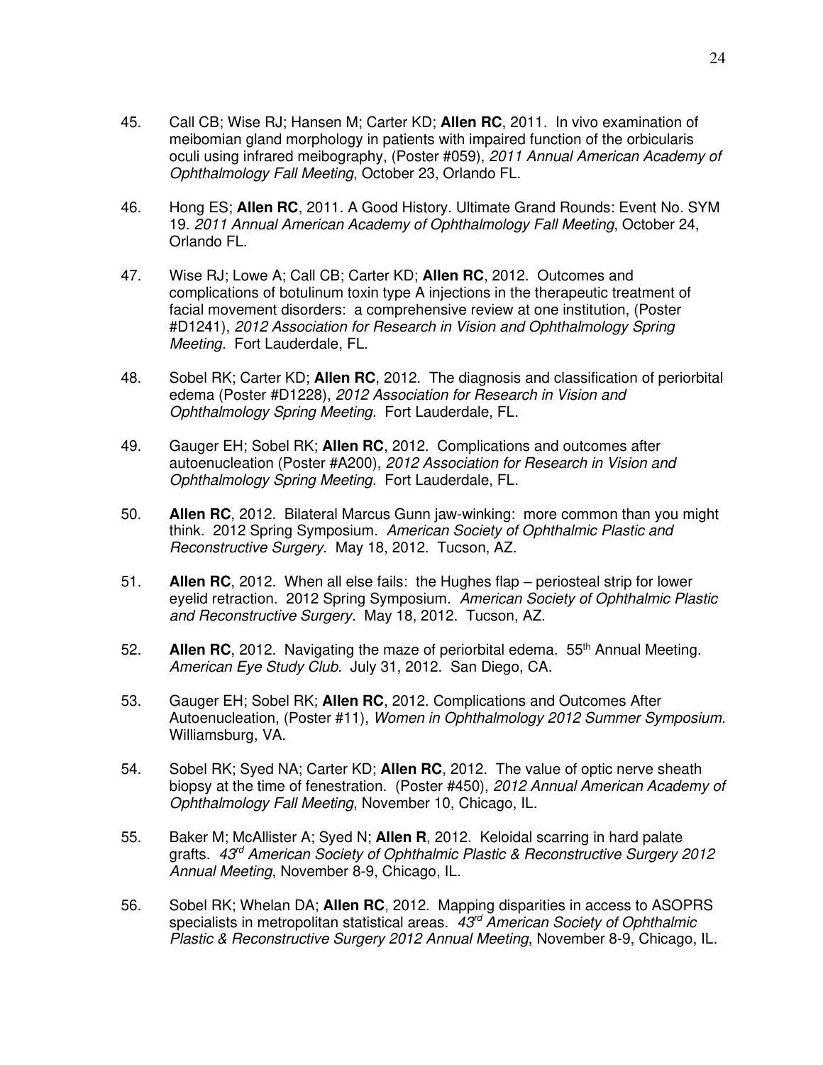45. Call CB; Wise RJ; Hansen M; Carter KD; **Allen RC**, 2011. In vivo examination of meibomian gland morphology in patients with impaired function of the orbicularis oculi using infrared meibography, (Poster #059), *2011 Annual American Academy of Ophthalmology Fall Meeting*, October 23, Orlando FL.

46. Hong ES; **Allen RC**, 2011. A Good History. Ultimate Grand Rounds: Event No. SYM 19. *2011 Annual American Academy of Ophthalmology Fall Meeting*, October 24, Orlando FL.

47. Wise RJ; Lowe A; Call CB; Carter KD; **Allen RC**, 2012. Outcomes and complications of botulinum toxin type A injections in the therapeutic treatment of facial movement disorders: a comprehensive review at one institution, (Poster #D1241), *2012 Association for Research in Vision and Ophthalmology Spring Meeting*. Fort Lauderdale, FL.

48. Sobel RK; Carter KD; **Allen RC**, 2012. The diagnosis and classification of periorbital edema (Poster #D1228), *2012 Association for Research in Vision and Ophthalmology Spring Meeting*. Fort Lauderdale, FL.

49. Gauger EH; Sobel RK; **Allen RC**, 2012. Complications and outcomes after autoenucleation (Poster #A200), *2012 Association for Research in Vision and Ophthalmology Spring Meeting*. Fort Lauderdale, FL.

50. **Allen RC**, 2012. Bilateral Marcus Gunn jaw-winking: more common than you might think. 2012 Spring Symposium. *American Society of Ophthalmic Plastic and Reconstructive Surgery*. May 18, 2012. Tucson, AZ.

51. **Allen RC**, 2012. When all else fails: the Hughes flap – periosteal strip for lower eyelid retraction. 2012 Spring Symposium. *American Society of Ophthalmic Plastic and Reconstructive Surgery*. May 18, 2012. Tucson, AZ.

52. **Allen RC**, 2012. Navigating the maze of periorbital edema. 55th Annual Meeting. *American Eye Study Club*. July 31, 2012. San Diego, CA.

53. Gauger EH; Sobel RK; **Allen RC**, 2012. Complications and Outcomes After Autoenucleation, (Poster #11), *Women in Ophthalmology 2012 Summer Symposium*. Williamsburg, VA.

54. Sobel RK; Syed NA; Carter KD; **Allen RC**, 2012. The value of optic nerve sheath biopsy at the time of fenestration. (Poster #450), *2012 Annual American Academy of Ophthalmology Fall Meeting*, November 10, Chicago, IL.

55. Baker M; McAllister A; Syed N; **Allen R**, 2012. Keloidal scarring in hard palate grafts. *43rd American Society of Ophthalmic Plastic & Reconstructive Surgery 2012 Annual Meeting*, November 8-9, Chicago, IL.

56. Sobel RK; Whelan DA; **Allen RC**, 2012. Mapping disparities in access to ASOPRS specialists in metropolitan statistical areas. *43rd American Society of Ophthalmic Plastic & Reconstructive Surgery 2012 Annual Meeting*, November 8-9, Chicago, IL.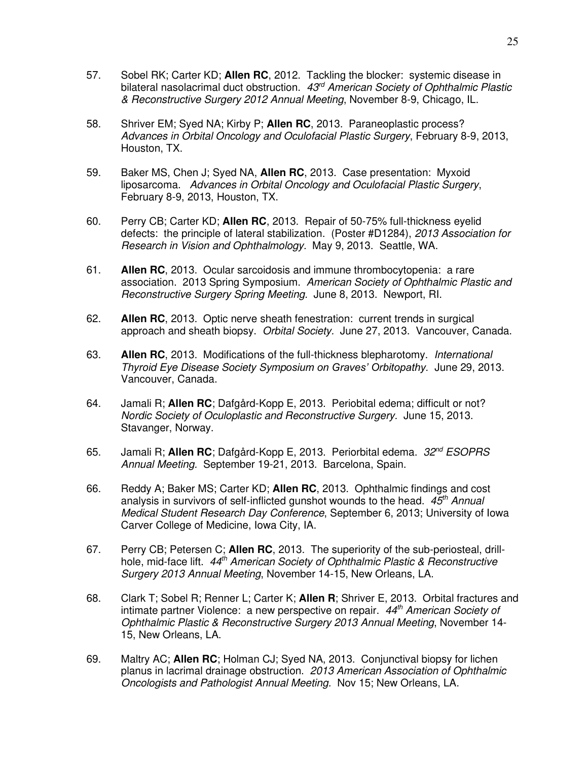57. Sobel RK; Carter KD; **Allen RC**, 2012. Tackling the blocker: systemic disease in bilateral nasolacrimal duct obstruction. *43rd American Society of Ophthalmic Plastic & Reconstructive Surgery 2012 Annual Meeting*, November 8-9, Chicago, IL.

58. Shriver EM; Syed NA; Kirby P; **Allen RC**, 2013. Paraneoplastic process? *Advances in Orbital Oncology and Oculofacial Plastic Surgery*, February 8-9, 2013, Houston, TX.

59. Baker MS, Chen J; Syed NA, **Allen RC**, 2013. Case presentation: Myxoid liposarcoma. *Advances in Orbital Oncology and Oculofacial Plastic Surgery*, February 8-9, 2013, Houston, TX.

60. Perry CB; Carter KD; **Allen RC**, 2013. Repair of 50-75% full-thickness eyelid defects: the principle of lateral stabilization. (Poster #D1284), *2013 Association for Research in Vision and Ophthalmology*. May 9, 2013. Seattle, WA.

61. **Allen RC**, 2013. Ocular sarcoidosis and immune thrombocytopenia: a rare association. 2013 Spring Symposium. *American Society of Ophthalmic Plastic and Reconstructive Surgery Spring Meeting.* June 8, 2013. Newport, RI.

62. **Allen RC**, 2013. Optic nerve sheath fenestration: current trends in surgical approach and sheath biopsy. *Orbital Society*. June 27, 2013. Vancouver, Canada.

63. **Allen RC**, 2013. Modifications of the full-thickness blepharotomy. *International Thyroid Eye Disease Society Symposium on Graves' Orbitopathy.* June 29, 2013. Vancouver, Canada.

64. Jamali R; **Allen RC**; Dafgård-Kopp E, 2013. Periobital edema; difficult or not? *Nordic Society of Oculoplastic and Reconstructive Surgery.* June 15, 2013. Stavanger, Norway.

65. Jamali R; **Allen RC**; Dafgård-Kopp E, 2013. Periorbital edema. *32nd ESOPRS Annual Meeting.* September 19-21, 2013. Barcelona, Spain.

66. Reddy A; Baker MS; Carter KD; **Allen RC**, 2013. Ophthalmic findings and cost analysis in survivors of self-inflicted gunshot wounds to the head. *45th Annual Medical Student Research Day Conference*, September 6, 2013; University of Iowa Carver College of Medicine, Iowa City, IA.

67. Perry CB; Petersen C; **Allen RC**, 2013. The superiority of the sub-periosteal, drill-hole, mid-face lift. *44th American Society of Ophthalmic Plastic & Reconstructive Surgery 2013 Annual Meeting*, November 14-15, New Orleans, LA.

68. Clark T; Sobel R; Renner L; Carter K; **Allen R**; Shriver E, 2013. Orbital fractures and intimate partner Violence: a new perspective on repair. *44th American Society of Ophthalmic Plastic & Reconstructive Surgery 2013 Annual Meeting*, November 14-15, New Orleans, LA.

69. Maltry AC; **Allen RC**; Holman CJ; Syed NA, 2013. Conjunctival biopsy for lichen planus in lacrimal drainage obstruction. *2013 American Association of Ophthalmic Oncologists and Pathologist Annual Meeting.* Nov 15; New Orleans, LA.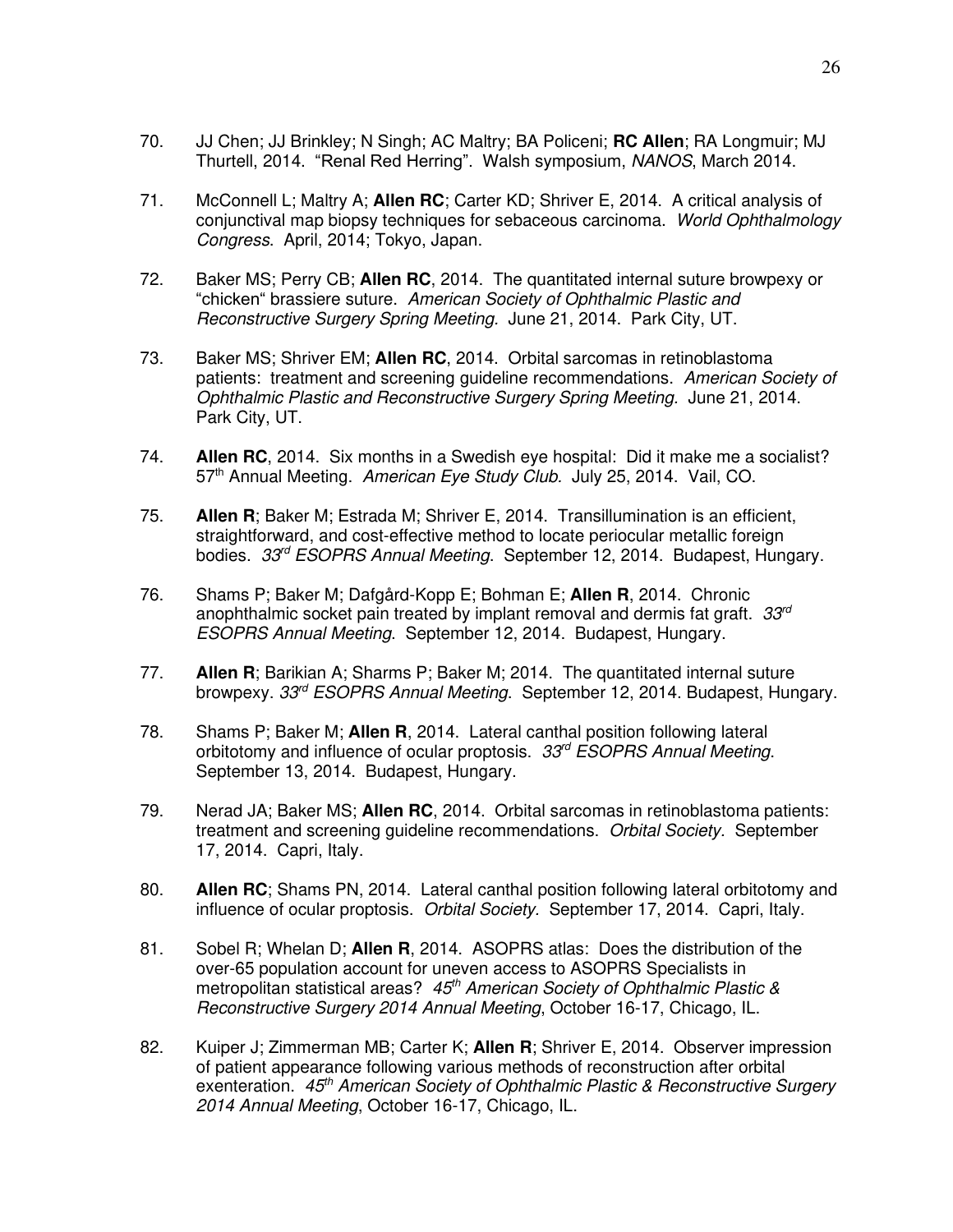70. JJ Chen; JJ Brinkley; N Singh; AC Maltry; BA Policeni; **RC Allen**; RA Longmuir; MJ Thurtell, 2014. "Renal Red Herring". Walsh symposium, *NANOS*, March 2014.

71. McConnell L; Maltry A; **Allen RC**; Carter KD; Shriver E, 2014. A critical analysis of conjunctival map biopsy techniques for sebaceous carcinoma. *World Ophthalmology Congress*. April, 2014; Tokyo, Japan.

72. Baker MS; Perry CB; **Allen RC**, 2014. The quantitated internal suture browpexy or "chicken" brassiere suture. *American Society of Ophthalmic Plastic and Reconstructive Surgery Spring Meeting.* June 21, 2014. Park City, UT.

73. Baker MS; Shriver EM; **Allen RC**, 2014. Orbital sarcomas in retinoblastoma patients: treatment and screening guideline recommendations. *American Society of Ophthalmic Plastic and Reconstructive Surgery Spring Meeting.* June 21, 2014. Park City, UT.

74. **Allen RC**, 2014. Six months in a Swedish eye hospital: Did it make me a socialist? 57th Annual Meeting. *American Eye Study Club.* July 25, 2014. Vail, CO.

75. **Allen R**; Baker M; Estrada M; Shriver E, 2014. Transillumination is an efficient, straightforward, and cost-effective method to locate periocular metallic foreign bodies. *33rd ESOPRS Annual Meeting*. September 12, 2014. Budapest, Hungary.

76. Shams P; Baker M; Dafgård-Kopp E; Bohman E; **Allen R**, 2014. Chronic anophthalmic socket pain treated by implant removal and dermis fat graft. *33rd ESOPRS Annual Meeting.* September 12, 2014. Budapest, Hungary.

77. **Allen R**; Barikian A; Sharms P; Baker M; 2014. The quantitated internal suture browpexy. *33rd ESOPRS Annual Meeting*. September 12, 2014. Budapest, Hungary.

78. Shams P; Baker M; **Allen R**, 2014. Lateral canthal position following lateral orbitotomy and influence of ocular proptosis. *33rd ESOPRS Annual Meeting.* September 13, 2014. Budapest, Hungary.

79. Nerad JA; Baker MS; **Allen RC**, 2014. Orbital sarcomas in retinoblastoma patients: treatment and screening guideline recommendations. *Orbital Society.* September 17, 2014. Capri, Italy.

80. **Allen RC**; Shams PN, 2014. Lateral canthal position following lateral orbitotomy and influence of ocular proptosis. *Orbital Society.* September 17, 2014. Capri, Italy.

81. Sobel R; Whelan D; **Allen R**, 2014. ASOPRS atlas: Does the distribution of the over-65 population account for uneven access to ASOPRS Specialists in metropolitan statistical areas? *45th American Society of Ophthalmic Plastic & Reconstructive Surgery 2014 Annual Meeting*, October 16-17, Chicago, IL.

82. Kuiper J; Zimmerman MB; Carter K; **Allen R**; Shriver E, 2014. Observer impression of patient appearance following various methods of reconstruction after orbital exenteration. *45th American Society of Ophthalmic Plastic & Reconstructive Surgery 2014 Annual Meeting*, October 16-17, Chicago, IL.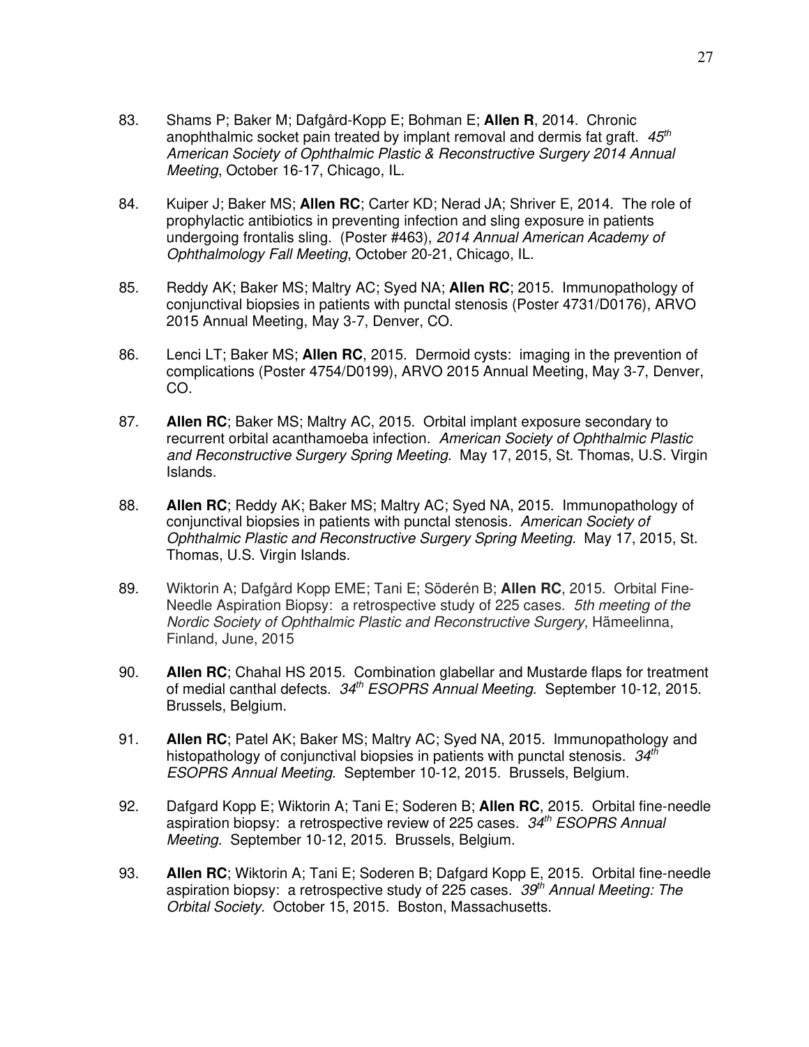83. Shams P; Baker M; Dafgård-Kopp E; Bohman E; **Allen R**, 2014. Chronic anophthalmic socket pain treated by implant removal and dermis fat graft. *45th American Society of Ophthalmic Plastic & Reconstructive Surgery 2014 Annual Meeting*, October 16-17, Chicago, IL.

84. Kuiper J; Baker MS; **Allen RC**; Carter KD; Nerad JA; Shriver E, 2014. The role of prophylactic antibiotics in preventing infection and sling exposure in patients undergoing frontalis sling. (Poster #463), *2014 Annual American Academy of Ophthalmology Fall Meeting*, October 20-21, Chicago, IL.

85. Reddy AK; Baker MS; Maltry AC; Syed NA; **Allen RC**; 2015. Immunopathology of conjunctival biopsies in patients with punctal stenosis (Poster 4731/D0176), ARVO 2015 Annual Meeting, May 3-7, Denver, CO.

86. Lenci LT; Baker MS; **Allen RC**, 2015. Dermoid cysts: imaging in the prevention of complications (Poster 4754/D0199), ARVO 2015 Annual Meeting, May 3-7, Denver, CO.

87. **Allen RC**; Baker MS; Maltry AC, 2015. Orbital implant exposure secondary to recurrent orbital acanthamoeba infection. *American Society of Ophthalmic Plastic and Reconstructive Surgery Spring Meeting*. May 17, 2015, St. Thomas, U.S. Virgin Islands.

88. **Allen RC**; Reddy AK; Baker MS; Maltry AC; Syed NA, 2015. Immunopathology of conjunctival biopsies in patients with punctal stenosis. *American Society of Ophthalmic Plastic and Reconstructive Surgery Spring Meeting*. May 17, 2015, St. Thomas, U.S. Virgin Islands.

89. Wiktorin A; Dafgård Kopp EME; Tani E; Södérén B; **Allen RC**, 2015. Orbital Fine-Needle Aspiration Biopsy: a retrospective study of 225 cases. *5th meeting of the Nordic Society of Ophthalmic Plastic and Reconstructive Surgery*, Hämeelinna, Finland, June, 2015

90. **Allen RC**; Chahal HS 2015. Combination glabellar and Mustarde flaps for treatment of medial canthal defects. *34th ESOPRS Annual Meeting*. September 10-12, 2015. Brussels, Belgium.

91. **Allen RC**; Patel AK; Baker MS; Maltry AC; Syed NA, 2015. Immunopathology and histopathology of conjunctival biopsies in patients with punctal stenosis. *34th ESOPRS Annual Meeting*. September 10-12, 2015. Brussels, Belgium.

92. Dafgard Kopp E; Wiktorin A; Tani E; Soderen B; **Allen RC**, 2015. Orbital fine-needle aspiration biopsy: a retrospective review of 225 cases. *34th ESOPRS Annual Meeting*. September 10-12, 2015. Brussels, Belgium.

93. **Allen RC**; Wiktorin A; Tani E; Soderen B; Dafgard Kopp E, 2015. Orbital fine-needle aspiration biopsy: a retrospective study of 225 cases. *39th Annual Meeting: The Orbital Society*. October 15, 2015. Boston, Massachusetts.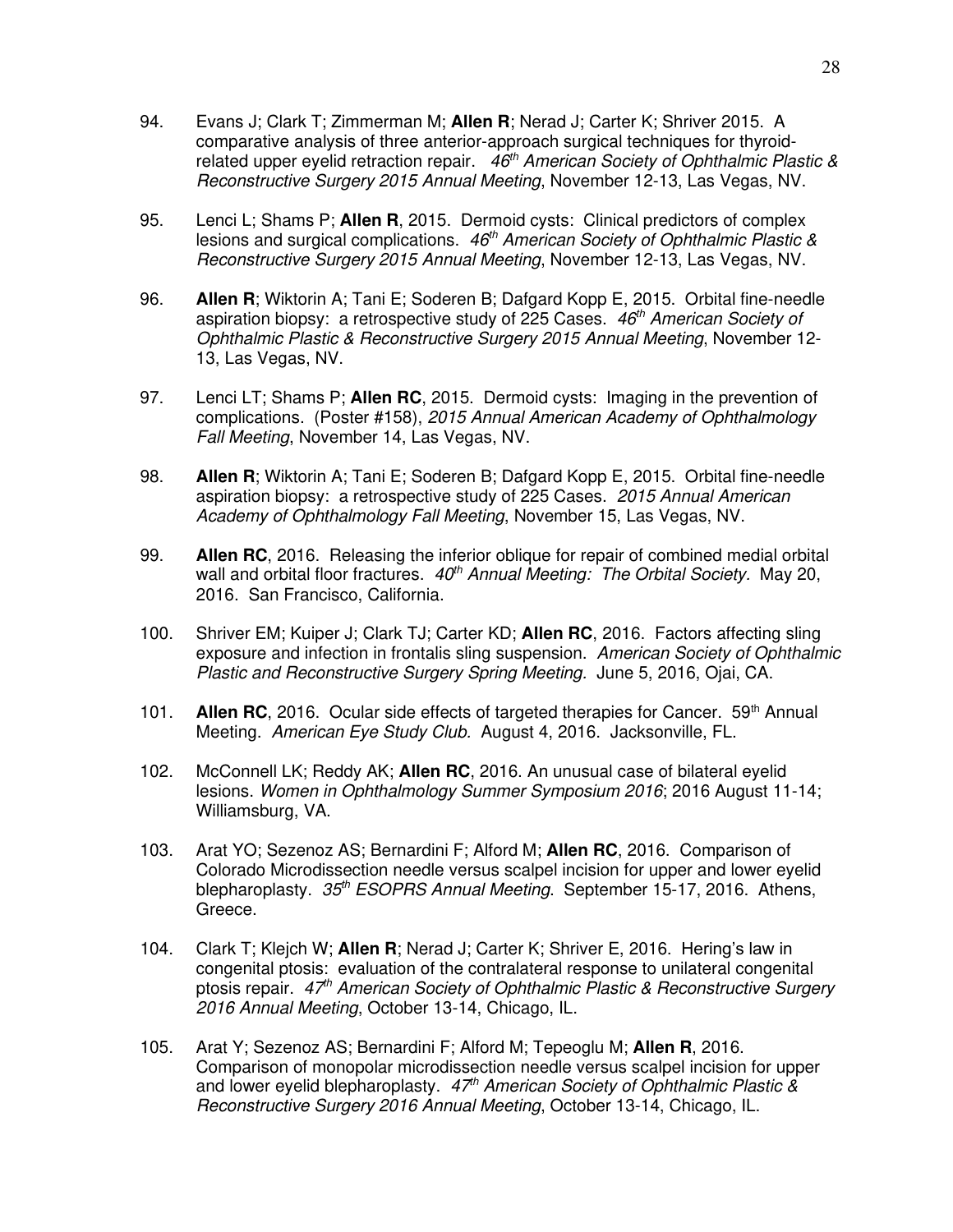94. Evans J; Clark T; Zimmerman M; **Allen R**; Nerad J; Carter K; Shriver 2015. A comparative analysis of three anterior-approach surgical techniques for thyroid-related upper eyelid retraction repair. *46th American Society of Ophthalmic Plastic & Reconstructive Surgery 2015 Annual Meeting*, November 12-13, Las Vegas, NV.

95. Lenci L; Shams P; **Allen R**, 2015. Dermoid cysts: Clinical predictors of complex lesions and surgical complications. *46th American Society of Ophthalmic Plastic & Reconstructive Surgery 2015 Annual Meeting*, November 12-13, Las Vegas, NV.

96. **Allen R**; Wiktorin A; Tani E; Soderen B; Dafgard Kopp E, 2015. Orbital fine-needle aspiration biopsy: a retrospective study of 225 Cases. *46th American Society of Ophthalmic Plastic & Reconstructive Surgery 2015 Annual Meeting*, November 12-13, Las Vegas, NV.

97. Lenci LT; Shams P; **Allen RC**, 2015. Dermoid cysts: Imaging in the prevention of complications. (Poster #158), *2015 Annual American Academy of Ophthalmology Fall Meeting*, November 14, Las Vegas, NV.

98. **Allen R**; Wiktorin A; Tani E; Soderen B; Dafgard Kopp E, 2015. Orbital fine-needle aspiration biopsy: a retrospective study of 225 Cases. *2015 Annual American Academy of Ophthalmology Fall Meeting*, November 15, Las Vegas, NV.

99. **Allen RC**, 2016. Releasing the inferior oblique for repair of combined medial orbital wall and orbital floor fractures. *40th Annual Meeting: The Orbital Society.* May 20, 2016. San Francisco, California.

100. Shriver EM; Kuiper J; Clark TJ; Carter KD; **Allen RC**, 2016. Factors affecting sling exposure and infection in frontalis sling suspension. *American Society of Ophthalmic Plastic and Reconstructive Surgery Spring Meeting.* June 5, 2016, Ojai, CA.

101. **Allen RC**, 2016. Ocular side effects of targeted therapies for Cancer. 59th Annual Meeting. *American Eye Study Club.* August 4, 2016. Jacksonville, FL.

102. McConnell LK; Reddy AK; **Allen RC**, 2016. An unusual case of bilateral eyelid lesions. *Women in Ophthalmology Summer Symposium 2016*; 2016 August 11-14; Williamsburg, VA.

103. Arat YO; Sezenoz AS; Bernardini F; Alford M; **Allen RC**, 2016. Comparison of Colorado Microdissection needle versus scalpel incision for upper and lower eyelid blepharoplasty. *35th ESOPRS Annual Meeting*. September 15-17, 2016. Athens, Greece.

104. Clark T; Klejch W; **Allen R**; Nerad J; Carter K; Shriver E, 2016. Hering's law in congenital ptosis: evaluation of the contralateral response to unilateral congenital ptosis repair. *47th American Society of Ophthalmic Plastic & Reconstructive Surgery 2016 Annual Meeting*, October 13-14, Chicago, IL.

105. Arat Y; Sezenoz AS; Bernardini F; Alford M; Tepeoglu M; **Allen R**, 2016. Comparison of monopolar microdissection needle versus scalpel incision for upper and lower eyelid blepharoplasty. *47th American Society of Ophthalmic Plastic & Reconstructive Surgery 2016 Annual Meeting*, October 13-14, Chicago, IL.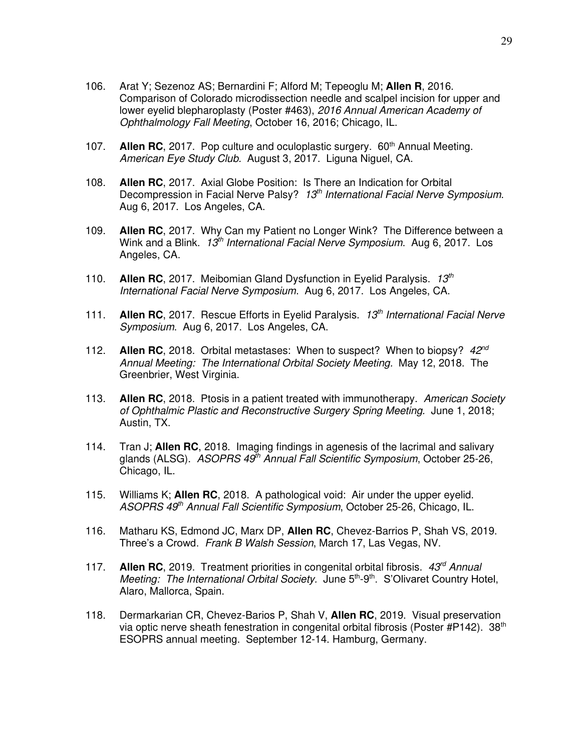106. Arat Y; Sezenoz AS; Bernardini F; Alford M; Tepeoglu M; **Allen R**, 2016. Comparison of Colorado microdissection needle and scalpel incision for upper and lower eyelid blepharoplasty (Poster #463), *2016 Annual American Academy of Ophthalmology Fall Meeting*, October 16, 2016; Chicago, IL.

107. **Allen RC**, 2017. Pop culture and oculoplastic surgery. 60th Annual Meeting. *American Eye Study Club.* August 3, 2017. Liguna Niguel, CA.

108. **Allen RC**, 2017. Axial Globe Position: Is There an Indication for Orbital Decompression in Facial Nerve Palsy? *13th International Facial Nerve Symposium*. Aug 6, 2017. Los Angeles, CA.

109. **Allen RC**, 2017. Why Can my Patient no Longer Wink? The Difference between a Wink and a Blink. *13th International Facial Nerve Symposium*. Aug 6, 2017. Los Angeles, CA.

110. **Allen RC**, 2017. Meibomian Gland Dysfunction in Eyelid Paralysis. *13th International Facial Nerve Symposium*. Aug 6, 2017. Los Angeles, CA.

111. **Allen RC**, 2017. Rescue Efforts in Eyelid Paralysis. *13th International Facial Nerve Symposium*. Aug 6, 2017. Los Angeles, CA.

112. **Allen RC**, 2018. Orbital metastases: When to suspect? When to biopsy? *42nd Annual Meeting: The International Orbital Society Meeting*. May 12, 2018. The Greenbrier, West Virginia.

113. **Allen RC**, 2018. Ptosis in a patient treated with immunotherapy. *American Society of Ophthalmic Plastic and Reconstructive Surgery Spring Meeting.* June 1, 2018; Austin, TX.

114. Tran J; **Allen RC**, 2018. Imaging findings in agenesis of the lacrimal and salivary glands (ALSG). *ASOPRS 49th Annual Fall Scientific Symposium*, October 25-26, Chicago, IL.

115. Williams K; **Allen RC**, 2018. A pathological void: Air under the upper eyelid. *ASOPRS 49th Annual Fall Scientific Symposium*, October 25-26, Chicago, IL.

116. Matharu KS, Edmond JC, Marx DP, **Allen RC**, Chevez-Barrios P, Shah VS, 2019. Three's a Crowd. *Frank B Walsh Session*, March 17, Las Vegas, NV.

117. **Allen RC**, 2019. Treatment priorities in congenital orbital fibrosis. *43rd Annual Meeting: The International Orbital Society.* June 5th-9th. S'Olivaret Country Hotel, Alaro, Mallorca, Spain.

118. Dermarkarian CR, Chevez-Barios P, Shah V, **Allen RC**, 2019. Visual preservation via optic nerve sheath fenestration in congenital orbital fibrosis (Poster #P142). 38th ESOPRS annual meeting. September 12-14. Hamburg, Germany.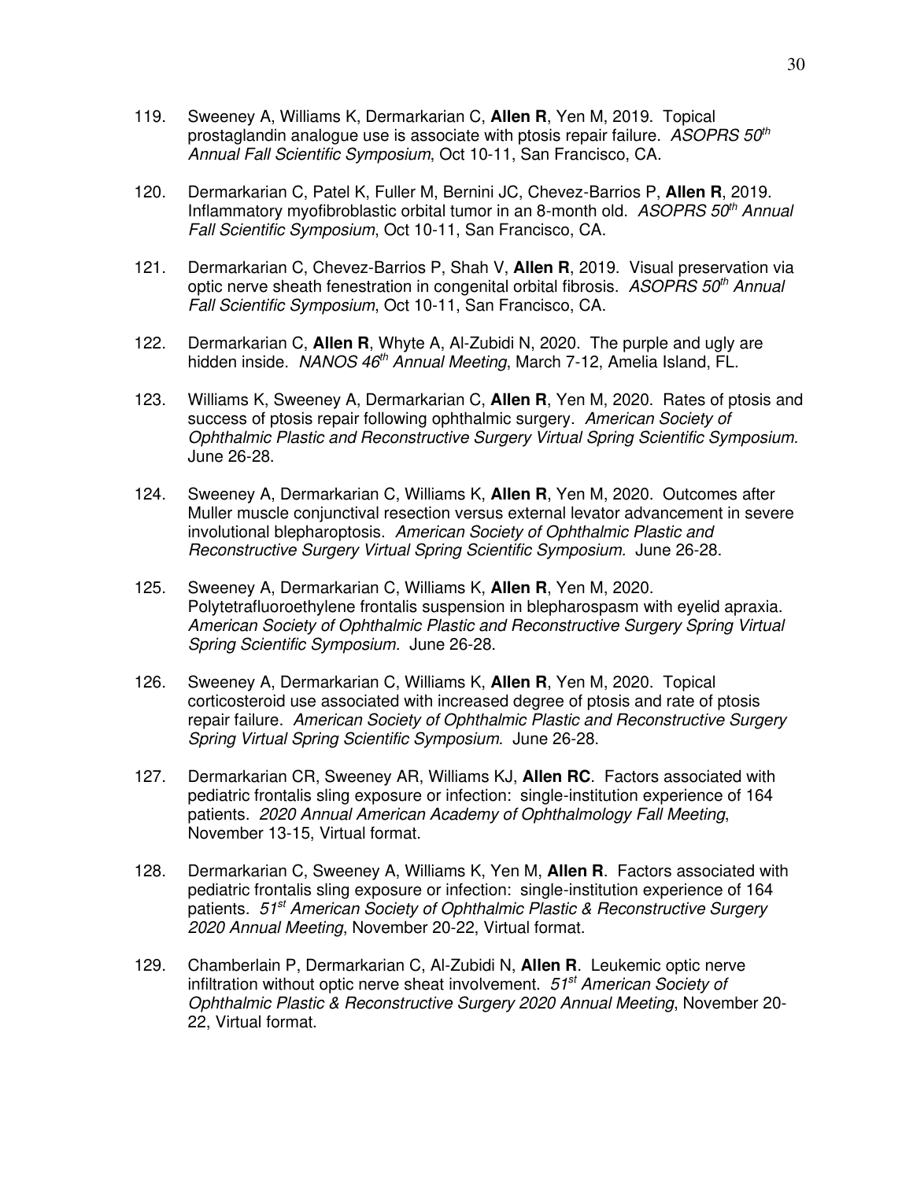119. Sweeney A, Williams K, Dermarkarian C, **Allen R**, Yen M, 2019. Topical prostaglandin analogue use is associate with ptosis repair failure. *ASOPRS 50th Annual Fall Scientific Symposium*, Oct 10-11, San Francisco, CA.

120. Dermarkarian C, Patel K, Fuller M, Bernini JC, Chevez-Barrios P, **Allen R**, 2019. Inflammatory myofibroblastic orbital tumor in an 8-month old. *ASOPRS 50th Annual Fall Scientific Symposium*, Oct 10-11, San Francisco, CA.

121. Dermarkarian C, Chevez-Barrios P, Shah V, **Allen R**, 2019. Visual preservation via optic nerve sheath fenestration in congenital orbital fibrosis. *ASOPRS 50th Annual Fall Scientific Symposium*, Oct 10-11, San Francisco, CA.

122. Dermarkarian C, **Allen R**, Whyte A, Al-Zubidi N, 2020. The purple and ugly are hidden inside. *NANOS 46th Annual Meeting*, March 7-12, Amelia Island, FL.

123. Williams K, Sweeney A, Dermarkarian C, **Allen R**, Yen M, 2020. Rates of ptosis and success of ptosis repair following ophthalmic surgery. *American Society of Ophthalmic Plastic and Reconstructive Surgery Virtual Spring Scientific Symposium.* June 26-28.

124. Sweeney A, Dermarkarian C, Williams K, **Allen R**, Yen M, 2020. Outcomes after Muller muscle conjunctival resection versus external levator advancement in severe involutional blepharoptosis. *American Society of Ophthalmic Plastic and Reconstructive Surgery Virtual Spring Scientific Symposium.* June 26-28.

125. Sweeney A, Dermarkarian C, Williams K, **Allen R**, Yen M, 2020. Polytetrafluoroethylene frontalis suspension in blepharospasm with eyelid apraxia. *American Society of Ophthalmic Plastic and Reconstructive Surgery Spring Virtual Spring Scientific Symposium.* June 26-28.

126. Sweeney A, Dermarkarian C, Williams K, **Allen R**, Yen M, 2020. Topical corticosteroid use associated with increased degree of ptosis and rate of ptosis repair failure. *American Society of Ophthalmic Plastic and Reconstructive Surgery Spring Virtual Spring Scientific Symposium*. June 26-28.

127. Dermarkarian CR, Sweeney AR, Williams KJ, **Allen RC**. Factors associated with pediatric frontalis sling exposure or infection: single-institution experience of 164 patients. *2020 Annual American Academy of Ophthalmology Fall Meeting*, November 13-15, Virtual format.

128. Dermarkarian C, Sweeney A, Williams K, Yen M, **Allen R**. Factors associated with pediatric frontalis sling exposure or infection: single-institution experience of 164 patients. *51st American Society of Ophthalmic Plastic & Reconstructive Surgery 2020 Annual Meeting*, November 20-22, Virtual format.

129. Chamberlain P, Dermarkarian C, Al-Zubidi N, **Allen R**. Leukemic optic nerve infiltration without optic nerve sheat involvement. *51st American Society of Ophthalmic Plastic & Reconstructive Surgery 2020 Annual Meeting*, November 20-22, Virtual format.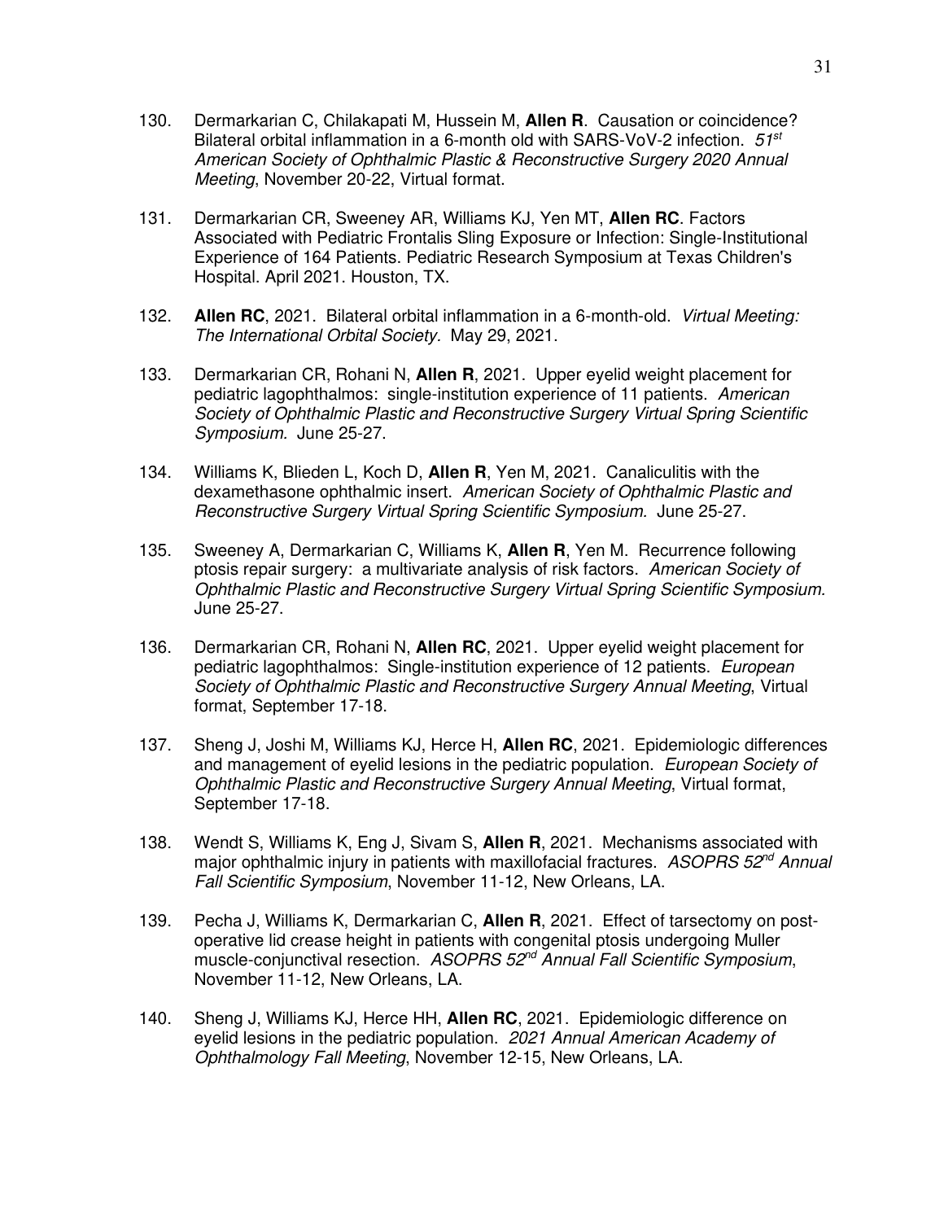130. Dermarkarian C, Chilakapati M, Hussein M, **Allen R**. Causation or coincidence? Bilateral orbital inflammation in a 6-month old with SARS-VoV-2 infection. *51st American Society of Ophthalmic Plastic & Reconstructive Surgery 2020 Annual Meeting*, November 20-22, Virtual format.

131. Dermarkarian CR, Sweeney AR, Williams KJ, Yen MT, **Allen RC**. Factors Associated with Pediatric Frontalis Sling Exposure or Infection: Single-Institutional Experience of 164 Patients. Pediatric Research Symposium at Texas Children's Hospital. April 2021. Houston, TX.

132. **Allen RC**, 2021. Bilateral orbital inflammation in a 6-month-old. *Virtual Meeting: The International Orbital Society.* May 29, 2021.

133. Dermarkarian CR, Rohani N, **Allen R**, 2021. Upper eyelid weight placement for pediatric lagophthalmos: single-institution experience of 11 patients. *American Society of Ophthalmic Plastic and Reconstructive Surgery Virtual Spring Scientific Symposium.* June 25-27.

134. Williams K, Blieden L, Koch D, **Allen R**, Yen M, 2021. Canaliculitis with the dexamethasone ophthalmic insert. *American Society of Ophthalmic Plastic and Reconstructive Surgery Virtual Spring Scientific Symposium.* June 25-27.

135. Sweeney A, Dermarkarian C, Williams K, **Allen R**, Yen M. Recurrence following ptosis repair surgery: a multivariate analysis of risk factors. *American Society of Ophthalmic Plastic and Reconstructive Surgery Virtual Spring Scientific Symposium.* June 25-27.

136. Dermarkarian CR, Rohani N, **Allen RC**, 2021. Upper eyelid weight placement for pediatric lagophthalmos: Single-institution experience of 12 patients. *European Society of Ophthalmic Plastic and Reconstructive Surgery Annual Meeting*, Virtual format, September 17-18.

137. Sheng J, Joshi M, Williams KJ, Herce H, **Allen RC**, 2021. Epidemiologic differences and management of eyelid lesions in the pediatric population. *European Society of Ophthalmic Plastic and Reconstructive Surgery Annual Meeting*, Virtual format, September 17-18.

138. Wendt S, Williams K, Eng J, Sivam S, **Allen R**, 2021. Mechanisms associated with major ophthalmic injury in patients with maxillofacial fractures. *ASOPRS 52nd Annual Fall Scientific Symposium*, November 11-12, New Orleans, LA.

139. Pecha J, Williams K, Dermarkarian C, **Allen R**, 2021. Effect of tarsectomy on post-operative lid crease height in patients with congenital ptosis undergoing Muller muscle-conjunctival resection. *ASOPRS 52nd Annual Fall Scientific Symposium*, November 11-12, New Orleans, LA.

140. Sheng J, Williams KJ, Herce HH, **Allen RC**, 2021. Epidemiologic difference on eyelid lesions in the pediatric population. *2021 Annual American Academy of Ophthalmology Fall Meeting*, November 12-15, New Orleans, LA.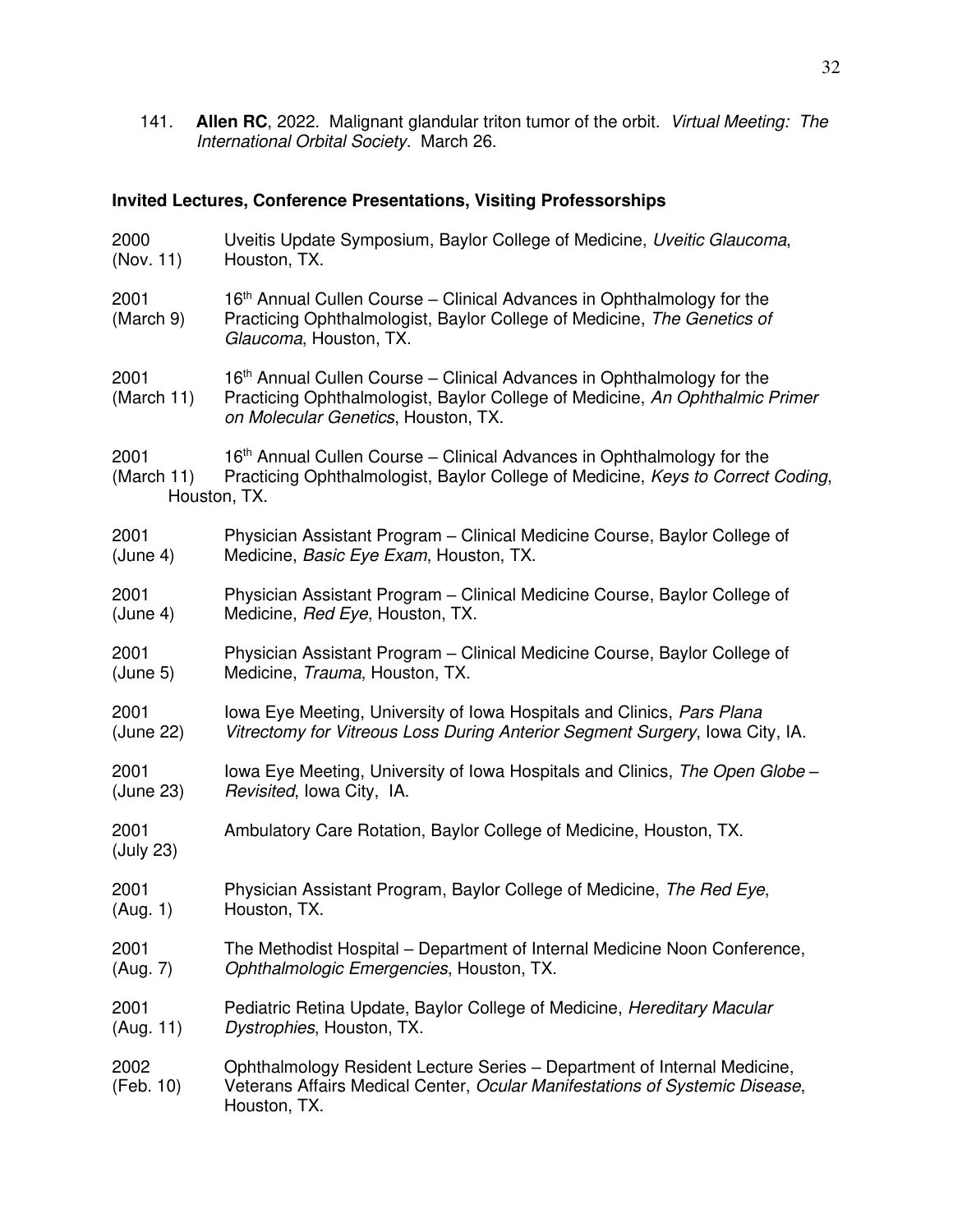141. **Allen RC**, 2022. Malignant glandular triton tumor of the orbit. *Virtual Meeting: The International Orbital Society.* March 26.

### Invited Lectures, Conference Presentations, Visiting Professorships

2000 (Nov. 11) Uveitis Update Symposium, Baylor College of Medicine, *Uveitic Glaucoma*, Houston, TX.

2001 (March 9) 16th Annual Cullen Course – Clinical Advances in Ophthalmology for the Practicing Ophthalmologist, Baylor College of Medicine, *The Genetics of Glaucoma*, Houston, TX.

2001 (March 11) 16th Annual Cullen Course – Clinical Advances in Ophthalmology for the Practicing Ophthalmologist, Baylor College of Medicine, *An Ophthalmic Primer on Molecular Genetics*, Houston, TX.

2001 (March 11) 16th Annual Cullen Course – Clinical Advances in Ophthalmology for the Practicing Ophthalmologist, Baylor College of Medicine, *Keys to Correct Coding*, Houston, TX.

2001 (June 4) Physician Assistant Program – Clinical Medicine Course, Baylor College of Medicine, *Basic Eye Exam*, Houston, TX.

2001 (June 4) Physician Assistant Program – Clinical Medicine Course, Baylor College of Medicine, *Red Eye*, Houston, TX.

2001 (June 5) Physician Assistant Program – Clinical Medicine Course, Baylor College of Medicine, *Trauma*, Houston, TX.

2001 (June 22) Iowa Eye Meeting, University of Iowa Hospitals and Clinics, *Pars Plana Vitrectomy for Vitreous Loss During Anterior Segment Surgery*, Iowa City, IA.

2001 (June 23) Iowa Eye Meeting, University of Iowa Hospitals and Clinics, *The Open Globe – Revisited*, Iowa City, IA.

2001 (July 23) Ambulatory Care Rotation, Baylor College of Medicine, Houston, TX.

2001 (Aug. 1) Physician Assistant Program, Baylor College of Medicine, *The Red Eye*, Houston, TX.

2001 (Aug. 7) The Methodist Hospital – Department of Internal Medicine Noon Conference, *Ophthalmologic Emergencies*, Houston, TX.

2001 (Aug. 11) Pediatric Retina Update, Baylor College of Medicine, *Hereditary Macular Dystrophies*, Houston, TX.

2002 (Feb. 10) Ophthalmology Resident Lecture Series – Department of Internal Medicine, Veterans Affairs Medical Center, *Ocular Manifestations of Systemic Disease*, Houston, TX.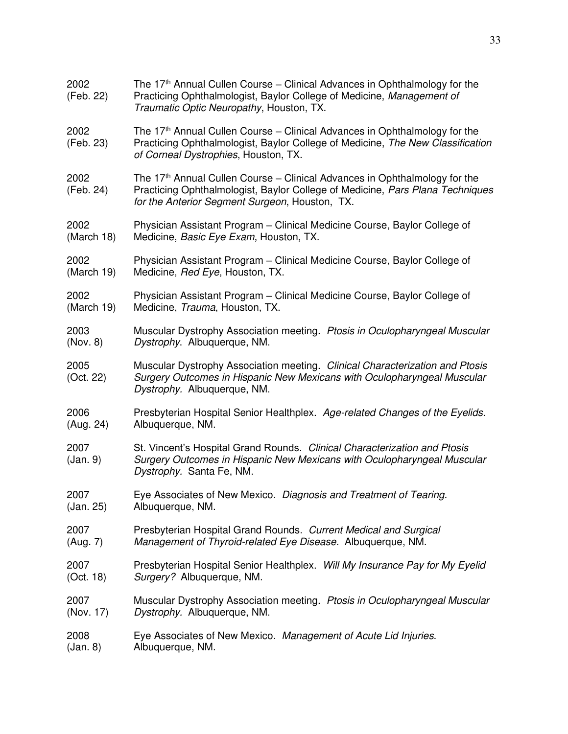2002 (Feb. 22) The 17th Annual Cullen Course – Clinical Advances in Ophthalmology for the Practicing Ophthalmologist, Baylor College of Medicine, *Management of Traumatic Optic Neuropathy*, Houston, TX.

2002 (Feb. 23) The 17th Annual Cullen Course – Clinical Advances in Ophthalmology for the Practicing Ophthalmologist, Baylor College of Medicine, *The New Classification of Corneal Dystrophies*, Houston, TX.

2002 (Feb. 24) The 17th Annual Cullen Course – Clinical Advances in Ophthalmology for the Practicing Ophthalmologist, Baylor College of Medicine, *Pars Plana Techniques for the Anterior Segment Surgeon*, Houston, TX.

2002 (March 18) Physician Assistant Program – Clinical Medicine Course, Baylor College of Medicine, *Basic Eye Exam*, Houston, TX.

2002 (March 19) Physician Assistant Program – Clinical Medicine Course, Baylor College of Medicine, *Red Eye*, Houston, TX.

2002 (March 19) Physician Assistant Program – Clinical Medicine Course, Baylor College of Medicine, *Trauma*, Houston, TX.

2003 (Nov. 8) Muscular Dystrophy Association meeting. *Ptosis in Oculopharyngeal Muscular Dystrophy*. Albuquerque, NM.

2005 (Oct. 22) Muscular Dystrophy Association meeting. *Clinical Characterization and Ptosis Surgery Outcomes in Hispanic New Mexicans with Oculopharyngeal Muscular Dystrophy.* Albuquerque, NM.

2006 (Aug. 24) Presbyterian Hospital Senior Healthplex. *Age-related Changes of the Eyelids.* Albuquerque, NM.

2007 (Jan. 9) St. Vincent's Hospital Grand Rounds. *Clinical Characterization and Ptosis Surgery Outcomes in Hispanic New Mexicans with Oculopharyngeal Muscular Dystrophy.* Santa Fe, NM.

2007 (Jan. 25) Eye Associates of New Mexico. *Diagnosis and Treatment of Tearing.* Albuquerque, NM.

2007 (Aug. 7) Presbyterian Hospital Grand Rounds. *Current Medical and Surgical Management of Thyroid-related Eye Disease.* Albuquerque, NM.

2007 (Oct. 18) Presbyterian Hospital Senior Healthplex. *Will My Insurance Pay for My Eyelid Surgery?* Albuquerque, NM.

2007 (Nov. 17) Muscular Dystrophy Association meeting. *Ptosis in Oculopharyngeal Muscular Dystrophy.* Albuquerque, NM.

2008 (Jan. 8) Eye Associates of New Mexico. *Management of Acute Lid Injuries.* Albuquerque, NM.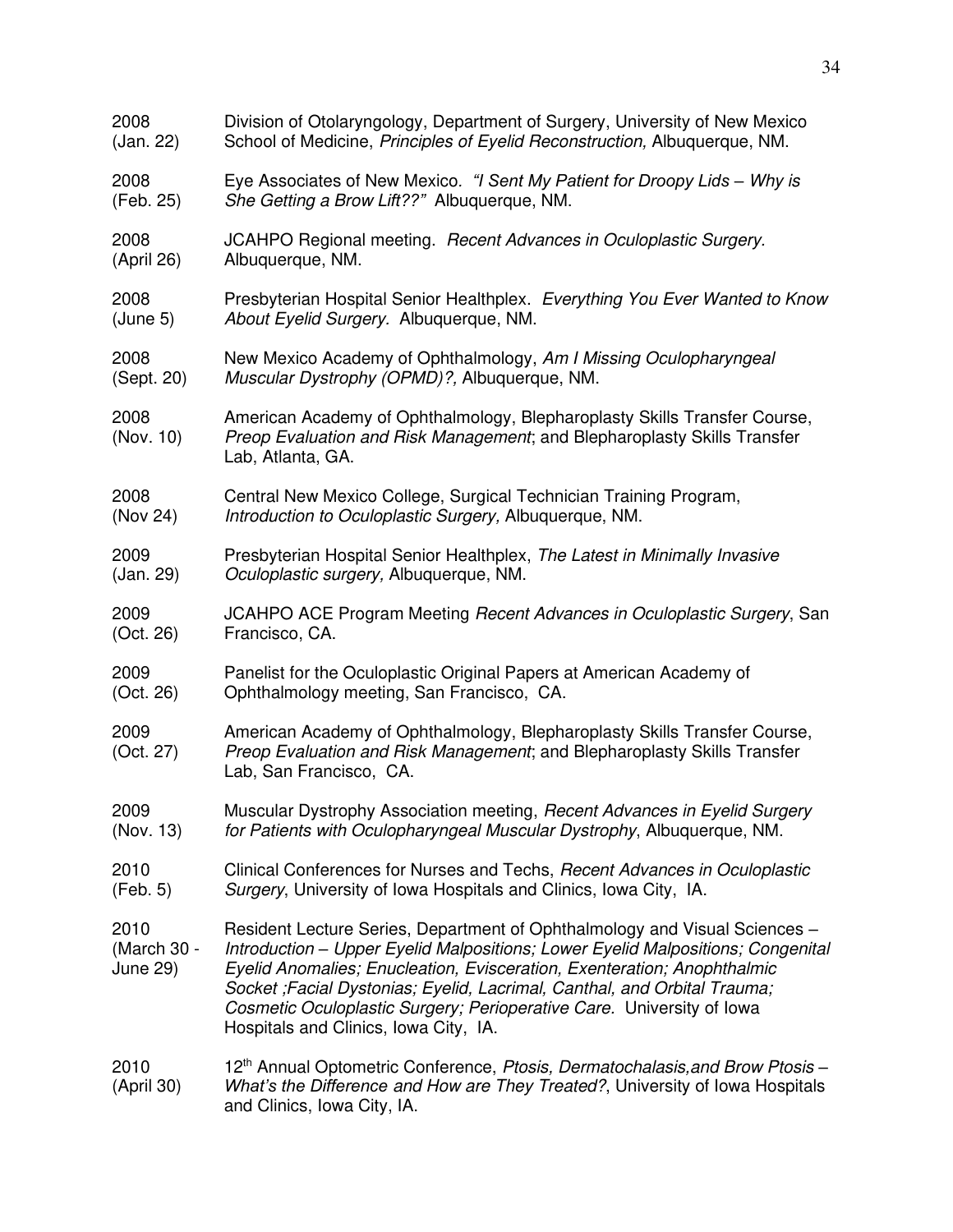| | |
|---|---|
| 2008 (Jan. 22) | Division of Otolaryngology, Department of Surgery, University of New Mexico School of Medicine, *Principles of Eyelid Reconstruction,* Albuquerque, NM. |
| 2008 (Feb. 25) | Eye Associates of New Mexico. *"I Sent My Patient for Droopy Lids – Why is She Getting a Brow Lift??"* Albuquerque, NM. |
| 2008 (April 26) | JCAHPO Regional meeting. *Recent Advances in Oculoplastic Surgery.* Albuquerque, NM. |
| 2008 (June 5) | Presbyterian Hospital Senior Healthplex. *Everything You Ever Wanted to Know About Eyelid Surgery.* Albuquerque, NM. |
| 2008 (Sept. 20) | New Mexico Academy of Ophthalmology, *Am I Missing Oculopharyngeal Muscular Dystrophy (OPMD)?,* Albuquerque, NM. |
| 2008 (Nov. 10) | American Academy of Ophthalmology, Blepharoplasty Skills Transfer Course, *Preop Evaluation and Risk Management*; and Blepharoplasty Skills Transfer Lab, Atlanta, GA. |
| 2008 (Nov 24) | Central New Mexico College, Surgical Technician Training Program, *Introduction to Oculoplastic Surgery,* Albuquerque, NM. |
| 2009 (Jan. 29) | Presbyterian Hospital Senior Healthplex, *The Latest in Minimally Invasive Oculoplastic surgery,* Albuquerque, NM. |
| 2009 (Oct. 26) | JCAHPO ACE Program Meeting *Recent Advances in Oculoplastic Surgery*, San Francisco, CA. |
| 2009 (Oct. 26) | Panelist for the Oculoplastic Original Papers at American Academy of Ophthalmology meeting, San Francisco, CA. |
| 2009 (Oct. 27) | American Academy of Ophthalmology, Blepharoplasty Skills Transfer Course, *Preop Evaluation and Risk Management*; and Blepharoplasty Skills Transfer Lab, San Francisco, CA. |
| 2009 (Nov. 13) | Muscular Dystrophy Association meeting, *Recent Advances in Eyelid Surgery for Patients with Oculopharyngeal Muscular Dystrophy*, Albuquerque, NM. |
| 2010 (Feb. 5) | Clinical Conferences for Nurses and Techs, *Recent Advances in Oculoplastic Surgery*, University of Iowa Hospitals and Clinics, Iowa City, IA. |
| 2010 (March 30 - June 29) | Resident Lecture Series, Department of Ophthalmology and Visual Sciences – *Introduction – Upper Eyelid Malpositions; Lower Eyelid Malpositions; Congenital Eyelid Anomalies; Enucleation, Evisceration, Exenteration; Anophthalmic Socket ;Facial Dystonias; Eyelid, Lacrimal, Canthal, and Orbital Trauma; Cosmetic Oculoplastic Surgery; Perioperative Care.* University of Iowa Hospitals and Clinics, Iowa City, IA. |
| 2010 (April 30) | 12th Annual Optometric Conference, *Ptosis, Dermatochalasis,and Brow Ptosis – What's the Difference and How are They Treated?*, University of Iowa Hospitals and Clinics, Iowa City, IA. |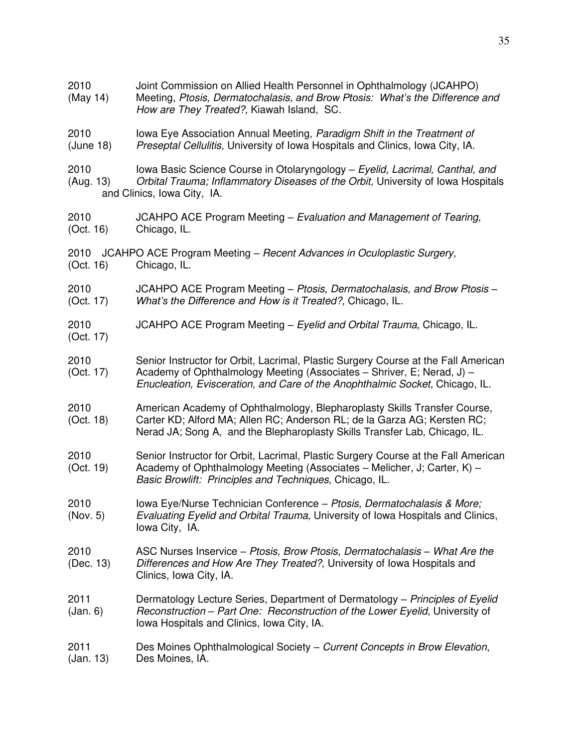2010 (May 14) Joint Commission on Allied Health Personnel in Ophthalmology (JCAHPO) Meeting, *Ptosis, Dermatochalasis, and Brow Ptosis: What's the Difference and How are They Treated?,* Kiawah Island, SC.

2010 (June 18) Iowa Eye Association Annual Meeting, *Paradigm Shift in the Treatment of Preseptal Cellulitis,* University of Iowa Hospitals and Clinics, Iowa City, IA.

2010 (Aug. 13) Iowa Basic Science Course in Otolaryngology – *Eyelid, Lacrimal, Canthal, and Orbital Trauma; Inflammatory Diseases of the Orbit,* University of Iowa Hospitals and Clinics, Iowa City, IA.

2010 (Oct. 16) JCAHPO ACE Program Meeting – *Evaluation and Management of Tearing*, Chicago, IL.

2010 (Oct. 16) JCAHPO ACE Program Meeting – *Recent Advances in Oculoplastic Surgery,* Chicago, IL.

2010 (Oct. 17) JCAHPO ACE Program Meeting – *Ptosis, Dermatochalasis, and Brow Ptosis – What's the Difference and How is it Treated?*, Chicago, IL.

2010 (Oct. 17) JCAHPO ACE Program Meeting – *Eyelid and Orbital Trauma*, Chicago, IL.

2010 (Oct. 17) Senior Instructor for Orbit, Lacrimal, Plastic Surgery Course at the Fall American Academy of Ophthalmology Meeting (Associates – Shriver, E; Nerad, J) – *Enucleation, Evisceration, and Care of the Anophthalmic Socket*, Chicago, IL.

2010 (Oct. 18) American Academy of Ophthalmology, Blepharoplasty Skills Transfer Course, Carter KD; Alford MA; Allen RC; Anderson RL; de la Garza AG; Kersten RC; Nerad JA; Song A, and the Blepharoplasty Skills Transfer Lab, Chicago, IL.

2010 (Oct. 19) Senior Instructor for Orbit, Lacrimal, Plastic Surgery Course at the Fall American Academy of Ophthalmology Meeting (Associates – Melicher, J; Carter, K) – *Basic Browlift: Principles and Techniques*, Chicago, IL.

2010 (Nov. 5) Iowa Eye/Nurse Technician Conference – *Ptosis, Dermatochalasis & More; Evaluating Eyelid and Orbital Trauma,* University of Iowa Hospitals and Clinics, Iowa City, IA.

2010 (Dec. 13) ASC Nurses Inservice – *Ptosis, Brow Ptosis, Dermatochalasis – What Are the Differences and How Are They Treated?,* University of Iowa Hospitals and Clinics, Iowa City, IA.

2011 (Jan. 6) Dermatology Lecture Series, Department of Dermatology – *Principles of Eyelid Reconstruction – Part One: Reconstruction of the Lower Eyelid*, University of Iowa Hospitals and Clinics, Iowa City, IA.

2011 (Jan. 13) Des Moines Ophthalmological Society – *Current Concepts in Brow Elevation*, Des Moines, IA.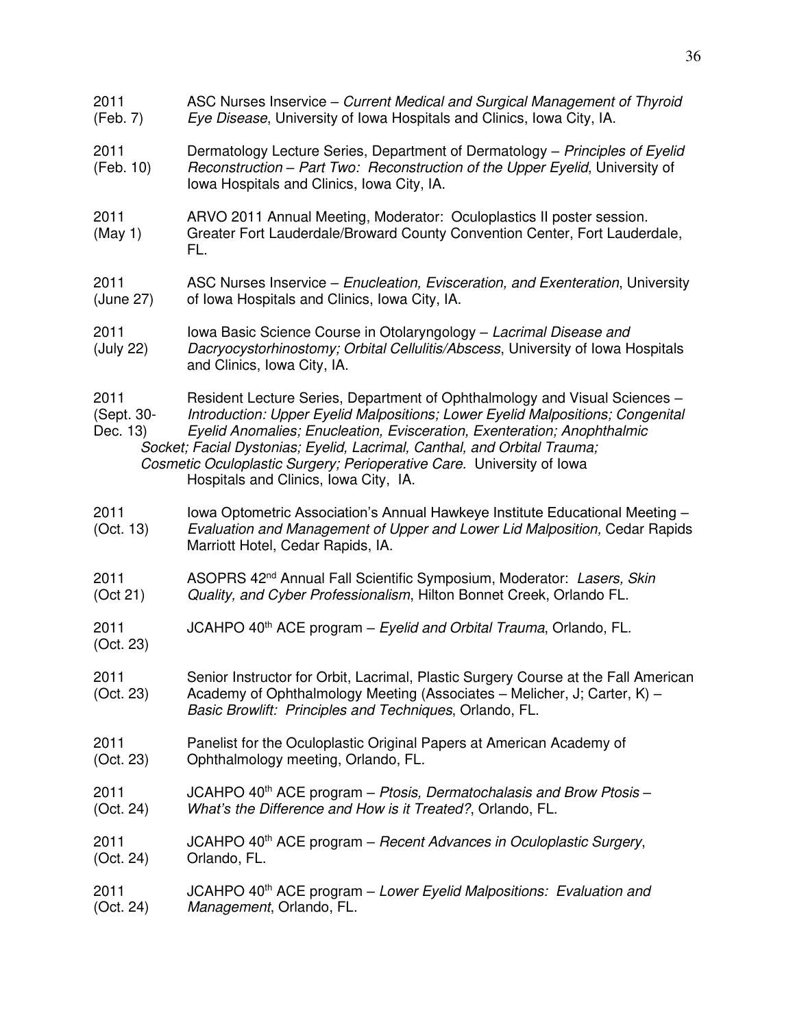2011 (Feb. 7) ASC Nurses Inservice – *Current Medical and Surgical Management of Thyroid Eye Disease*, University of Iowa Hospitals and Clinics, Iowa City, IA.

2011 (Feb. 10) Dermatology Lecture Series, Department of Dermatology – *Principles of Eyelid Reconstruction – Part Two: Reconstruction of the Upper Eyelid*, University of Iowa Hospitals and Clinics, Iowa City, IA.

2011 (May 1) ARVO 2011 Annual Meeting, Moderator: Oculoplastics II poster session. Greater Fort Lauderdale/Broward County Convention Center, Fort Lauderdale, FL.

2011 (June 27) ASC Nurses Inservice – *Enucleation, Evisceration, and Exenteration*, University of Iowa Hospitals and Clinics, Iowa City, IA.

2011 (July 22) Iowa Basic Science Course in Otolaryngology – *Lacrimal Disease and Dacryocystorhinostomy; Orbital Cellulitis/Abscess*, University of Iowa Hospitals and Clinics, Iowa City, IA.

2011 (Sept. 30- Dec. 13) Resident Lecture Series, Department of Ophthalmology and Visual Sciences – *Introduction: Upper Eyelid Malpositions; Lower Eyelid Malpositions; Congenital Eyelid Anomalies; Enucleation, Evisceration, Exenteration; Anophthalmic Socket; Facial Dystonias; Eyelid, Lacrimal, Canthal, and Orbital Trauma; Cosmetic Oculoplastic Surgery; Perioperative Care.* University of Iowa Hospitals and Clinics, Iowa City, IA.

2011 (Oct. 13) Iowa Optometric Association's Annual Hawkeye Institute Educational Meeting – *Evaluation and Management of Upper and Lower Lid Malposition,* Cedar Rapids Marriott Hotel, Cedar Rapids, IA.

2011 (Oct 21) ASOPRS 42nd Annual Fall Scientific Symposium, Moderator: *Lasers, Skin Quality, and Cyber Professionalism*, Hilton Bonnet Creek, Orlando FL.

2011 (Oct. 23) JCAHPO 40th ACE program – *Eyelid and Orbital Trauma*, Orlando, FL.

2011 (Oct. 23) Senior Instructor for Orbit, Lacrimal, Plastic Surgery Course at the Fall American Academy of Ophthalmology Meeting (Associates – Melicher, J; Carter, K) – *Basic Browlift: Principles and Techniques*, Orlando, FL.

2011 (Oct. 23) Panelist for the Oculoplastic Original Papers at American Academy of Ophthalmology meeting, Orlando, FL.

2011 (Oct. 24) JCAHPO 40th ACE program – *Ptosis, Dermatochalasis and Brow Ptosis – What's the Difference and How is it Treated?*, Orlando, FL.

2011 (Oct. 24) JCAHPO 40th ACE program – *Recent Advances in Oculoplastic Surgery*, Orlando, FL.

2011 (Oct. 24) JCAHPO 40th ACE program – *Lower Eyelid Malpositions: Evaluation and Management*, Orlando, FL.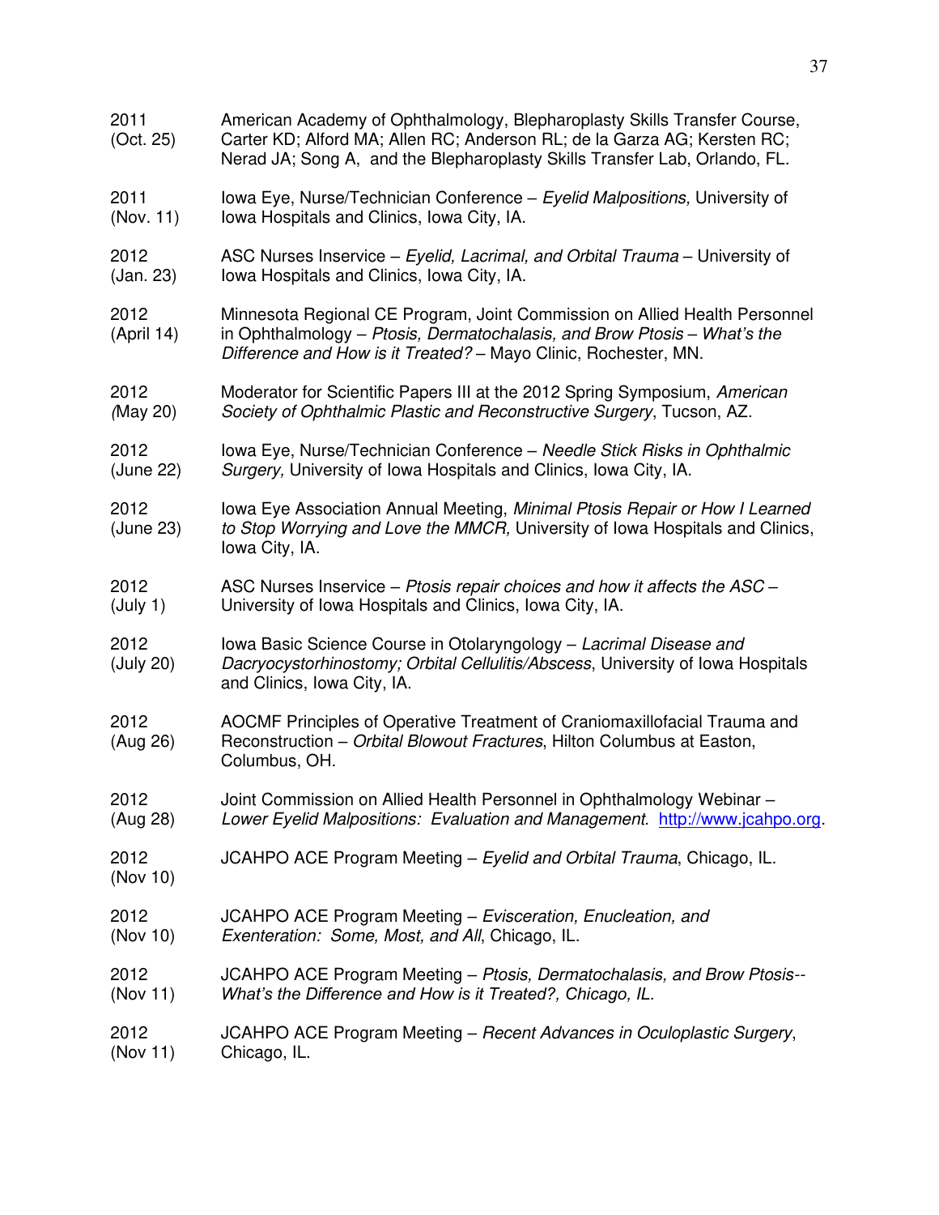2011 (Oct. 25) American Academy of Ophthalmology, Blepharoplasty Skills Transfer Course, Carter KD; Alford MA; Allen RC; Anderson RL; de la Garza AG; Kersten RC; Nerad JA; Song A, and the Blepharoplasty Skills Transfer Lab, Orlando, FL.

2011 (Nov. 11) Iowa Eye, Nurse/Technician Conference – *Eyelid Malpositions,* University of Iowa Hospitals and Clinics, Iowa City, IA.

2012 (Jan. 23) ASC Nurses Inservice – *Eyelid, Lacrimal, and Orbital Trauma* – University of Iowa Hospitals and Clinics, Iowa City, IA.

2012 (April 14) Minnesota Regional CE Program, Joint Commission on Allied Health Personnel in Ophthalmology – *Ptosis, Dermatochalasis, and Brow Ptosis – What's the Difference and How is it Treated?* – Mayo Clinic, Rochester, MN.

2012 (May 20) Moderator for Scientific Papers III at the 2012 Spring Symposium, *American Society of Ophthalmic Plastic and Reconstructive Surgery*, Tucson, AZ.

2012 (June 22) Iowa Eye, Nurse/Technician Conference – *Needle Stick Risks in Ophthalmic Surgery,* University of Iowa Hospitals and Clinics, Iowa City, IA.

2012 (June 23) Iowa Eye Association Annual Meeting, *Minimal Ptosis Repair or How I Learned to Stop Worrying and Love the MMCR,* University of Iowa Hospitals and Clinics, Iowa City, IA.

2012 (July 1) ASC Nurses Inservice – *Ptosis repair choices and how it affects the ASC* – University of Iowa Hospitals and Clinics, Iowa City, IA.

2012 (July 20) Iowa Basic Science Course in Otolaryngology – *Lacrimal Disease and Dacryocystorhinostomy; Orbital Cellulitis/Abscess*, University of Iowa Hospitals and Clinics, Iowa City, IA.

2012 (Aug 26) AOCMF Principles of Operative Treatment of Craniomaxillofacial Trauma and Reconstruction – *Orbital Blowout Fractures*, Hilton Columbus at Easton, Columbus, OH.

2012 (Aug 28) Joint Commission on Allied Health Personnel in Ophthalmology Webinar – *Lower Eyelid Malpositions: Evaluation and Management*. http://www.jcahpo.org.

2012 (Nov 10) JCAHPO ACE Program Meeting – *Eyelid and Orbital Trauma*, Chicago, IL.

2012 (Nov 10) JCAHPO ACE Program Meeting – *Evisceration, Enucleation, and Exenteration: Some, Most, and All*, Chicago, IL.

2012 (Nov 11) JCAHPO ACE Program Meeting – *Ptosis, Dermatochalasis, and Brow Ptosis-- What's the Difference and How is it Treated?, Chicago, IL.*

2012 (Nov 11) JCAHPO ACE Program Meeting – *Recent Advances in Oculoplastic Surgery*, Chicago, IL.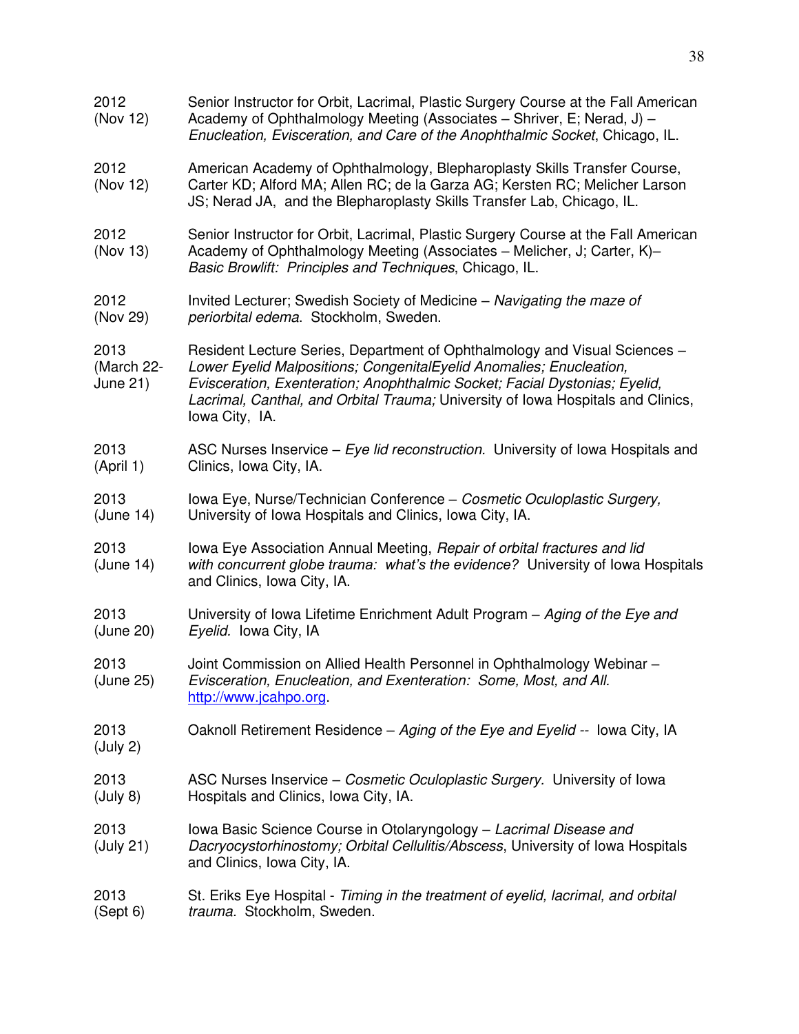2012 (Nov 12) — Senior Instructor for Orbit, Lacrimal, Plastic Surgery Course at the Fall American Academy of Ophthalmology Meeting (Associates – Shriver, E; Nerad, J) – *Enucleation, Evisceration, and Care of the Anophthalmic Socket*, Chicago, IL.

2012 (Nov 12) — American Academy of Ophthalmology, Blepharoplasty Skills Transfer Course, Carter KD; Alford MA; Allen RC; de la Garza AG; Kersten RC; Melicher Larson JS; Nerad JA, and the Blepharoplasty Skills Transfer Lab, Chicago, IL.

2012 (Nov 13) — Senior Instructor for Orbit, Lacrimal, Plastic Surgery Course at the Fall American Academy of Ophthalmology Meeting (Associates – Melicher, J; Carter, K)– *Basic Browlift: Principles and Techniques*, Chicago, IL.

2012 (Nov 29) — Invited Lecturer; Swedish Society of Medicine – *Navigating the maze of periorbital edema*. Stockholm, Sweden.

2013 (March 22-June 21) — Resident Lecture Series, Department of Ophthalmology and Visual Sciences – *Lower Eyelid Malpositions; CongenitalEyelid Anomalies; Enucleation, Evisceration, Exenteration; Anophthalmic Socket; Facial Dystonias; Eyelid, Lacrimal, Canthal, and Orbital Trauma;* University of Iowa Hospitals and Clinics, Iowa City, IA.

2013 (April 1) — ASC Nurses Inservice – *Eye lid reconstruction.* University of Iowa Hospitals and Clinics, Iowa City, IA.

2013 (June 14) — Iowa Eye, Nurse/Technician Conference – *Cosmetic Oculoplastic Surgery,* University of Iowa Hospitals and Clinics, Iowa City, IA.

2013 (June 14) — Iowa Eye Association Annual Meeting, *Repair of orbital fractures and lid with concurrent globe trauma: what's the evidence?* University of Iowa Hospitals and Clinics, Iowa City, IA.

2013 (June 20) — University of Iowa Lifetime Enrichment Adult Program – *Aging of the Eye and Eyelid.* Iowa City, IA

2013 (June 25) — Joint Commission on Allied Health Personnel in Ophthalmology Webinar – *Evisceration, Enucleation, and Exenteration: Some, Most, and All.* http://www.jcahpo.org.

2013 (July 2) — Oaknoll Retirement Residence – *Aging of the Eye and Eyelid* -- Iowa City, IA

2013 (July 8) — ASC Nurses Inservice – *Cosmetic Oculoplastic Surgery.* University of Iowa Hospitals and Clinics, Iowa City, IA.

2013 (July 21) — Iowa Basic Science Course in Otolaryngology – *Lacrimal Disease and Dacryocystorhinostomy; Orbital Cellulitis/Abscess*, University of Iowa Hospitals and Clinics, Iowa City, IA.

2013 (Sept 6) — St. Eriks Eye Hospital - *Timing in the treatment of eyelid, lacrimal, and orbital trauma.* Stockholm, Sweden.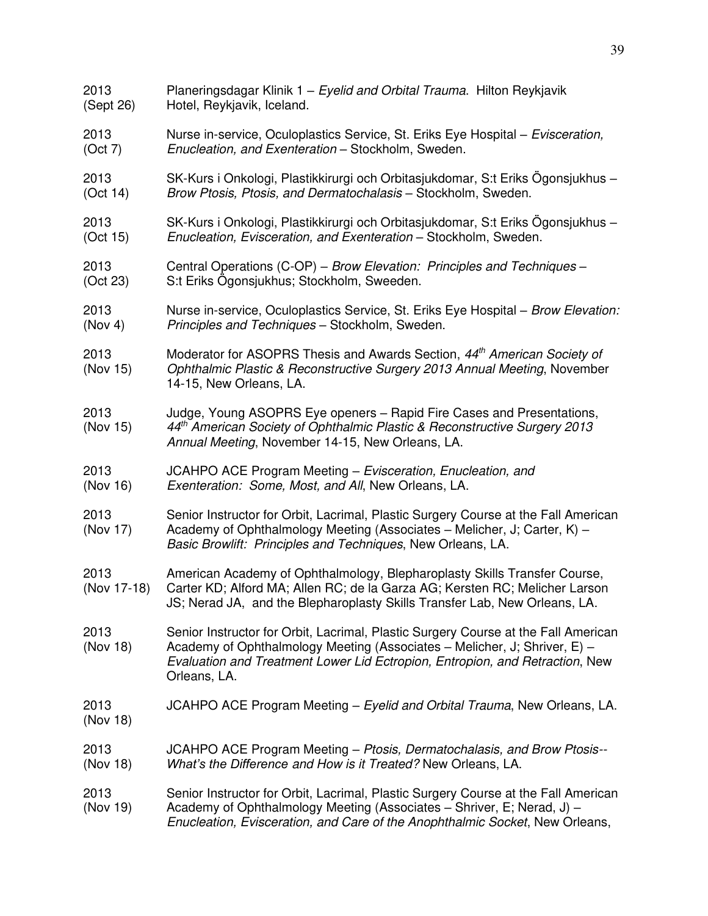2013 (Sept 26) Planeringsdagar Klinik 1 – *Eyelid and Orbital Trauma*. Hilton Reykjavik Hotel, Reykjavik, Iceland.

2013 (Oct 7) Nurse in-service, Oculoplastics Service, St. Eriks Eye Hospital – *Evisceration, Enucleation, and Exenteration* – Stockholm, Sweden.

2013 (Oct 14) SK-Kurs i Onkologi, Plastikkirurgi och Orbitasjukdomar, S:t Eriks Ögonsjukhus – *Brow Ptosis, Ptosis, and Dermatochalasis* – Stockholm, Sweden.

2013 (Oct 15) SK-Kurs i Onkologi, Plastikkirurgi och Orbitasjukdomar, S:t Eriks Ögonsjukhus – *Enucleation, Evisceration, and Exenteration* – Stockholm, Sweden.

2013 (Oct 23) Central Operations (C-OP) – *Brow Elevation: Principles and Techniques* – S:t Eriks Ögonsjukhus; Stockholm, Sweeden.

2013 (Nov 4) Nurse in-service, Oculoplastics Service, St. Eriks Eye Hospital – *Brow Elevation: Principles and Techniques* – Stockholm, Sweden.

2013 (Nov 15) Moderator for ASOPRS Thesis and Awards Section, *44th American Society of Ophthalmic Plastic & Reconstructive Surgery 2013 Annual Meeting*, November 14-15, New Orleans, LA.

2013 (Nov 15) Judge, Young ASOPRS Eye openers – Rapid Fire Cases and Presentations, *44th American Society of Ophthalmic Plastic & Reconstructive Surgery 2013 Annual Meeting*, November 14-15, New Orleans, LA.

2013 (Nov 16) JCAHPO ACE Program Meeting – *Evisceration, Enucleation, and Exenteration: Some, Most, and All*, New Orleans, LA.

2013 (Nov 17) Senior Instructor for Orbit, Lacrimal, Plastic Surgery Course at the Fall American Academy of Ophthalmology Meeting (Associates – Melicher, J; Carter, K) – *Basic Browlift: Principles and Techniques*, New Orleans, LA.

2013 (Nov 17-18) American Academy of Ophthalmology, Blepharoplasty Skills Transfer Course, Carter KD; Alford MA; Allen RC; de la Garza AG; Kersten RC; Melicher Larson JS; Nerad JA, and the Blepharoplasty Skills Transfer Lab, New Orleans, LA.

2013 (Nov 18) Senior Instructor for Orbit, Lacrimal, Plastic Surgery Course at the Fall American Academy of Ophthalmology Meeting (Associates – Melicher, J; Shriver, E) – *Evaluation and Treatment Lower Lid Ectropion, Entropion, and Retraction*, New Orleans, LA.

2013 (Nov 18) JCAHPO ACE Program Meeting – *Eyelid and Orbital Trauma*, New Orleans, LA.

2013 (Nov 18) JCAHPO ACE Program Meeting – *Ptosis, Dermatochalasis, and Brow Ptosis--What's the Difference and How is it Treated?* New Orleans, LA.

2013 (Nov 19) Senior Instructor for Orbit, Lacrimal, Plastic Surgery Course at the Fall American Academy of Ophthalmology Meeting (Associates – Shriver, E; Nerad, J) – *Enucleation, Evisceration, and Care of the Anophthalmic Socket*, New Orleans,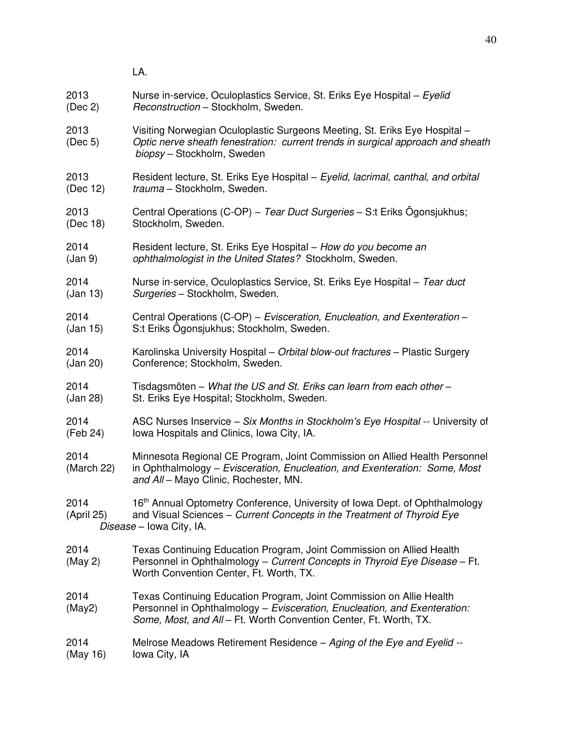LA.

2013 (Dec 2) Nurse in-service, Oculoplastics Service, St. Eriks Eye Hospital – *Eyelid Reconstruction* – Stockholm, Sweden.

2013 (Dec 5) Visiting Norwegian Oculoplastic Surgeons Meeting, St. Eriks Eye Hospital – *Optic nerve sheath fenestration: current trends in surgical approach and sheath biopsy* – Stockholm, Sweden

2013 (Dec 12) Resident lecture, St. Eriks Eye Hospital – *Eyelid, lacrimal, canthal, and orbital trauma* – Stockholm, Sweden.

2013 (Dec 18) Central Operations (C-OP) – *Tear Duct Surgeries* – S:t Eriks Ögonsjukhus; Stockholm, Sweden.

2014 (Jan 9) Resident lecture, St. Eriks Eye Hospital – *How do you become an ophthalmologist in the United States?* Stockholm, Sweden.

2014 (Jan 13) Nurse in-service, Oculoplastics Service, St. Eriks Eye Hospital – *Tear duct Surgeries* – Stockholm, Sweden.

2014 (Jan 15) Central Operations (C-OP) – *Evisceration, Enucleation, and Exenteration* – S:t Eriks Ögonsjukhus; Stockholm, Sweden.

2014 (Jan 20) Karolinska University Hospital – *Orbital blow-out fractures* – Plastic Surgery Conference; Stockholm, Sweden.

2014 (Jan 28) Tisdagsmöten – *What the US and St. Eriks can learn from each other* – St. Eriks Eye Hospital; Stockholm, Sweden.

2014 (Feb 24) ASC Nurses Inservice – *Six Months in Stockholm's Eye Hospital* -- University of Iowa Hospitals and Clinics, Iowa City, IA.

2014 (March 22) Minnesota Regional CE Program, Joint Commission on Allied Health Personnel in Ophthalmology – *Evisceration, Enucleation, and Exenteration: Some, Most and All* – Mayo Clinic, Rochester, MN.

2014 (April 25) 16th Annual Optometry Conference, University of Iowa Dept. of Ophthalmology and Visual Sciences – *Current Concepts in the Treatment of Thyroid Eye Disease* – Iowa City, IA.

2014 (May 2) Texas Continuing Education Program, Joint Commission on Allied Health Personnel in Ophthalmology – *Current Concepts in Thyroid Eye Disease* – Ft. Worth Convention Center, Ft. Worth, TX.

2014 (May2) Texas Continuing Education Program, Joint Commission on Allie Health Personnel in Ophthalmology – *Evisceration, Enucleation, and Exenteration: Some, Most, and All* – Ft. Worth Convention Center, Ft. Worth, TX.

2014 (May 16) Melrose Meadows Retirement Residence – *Aging of the Eye and Eyelid* -- Iowa City, IA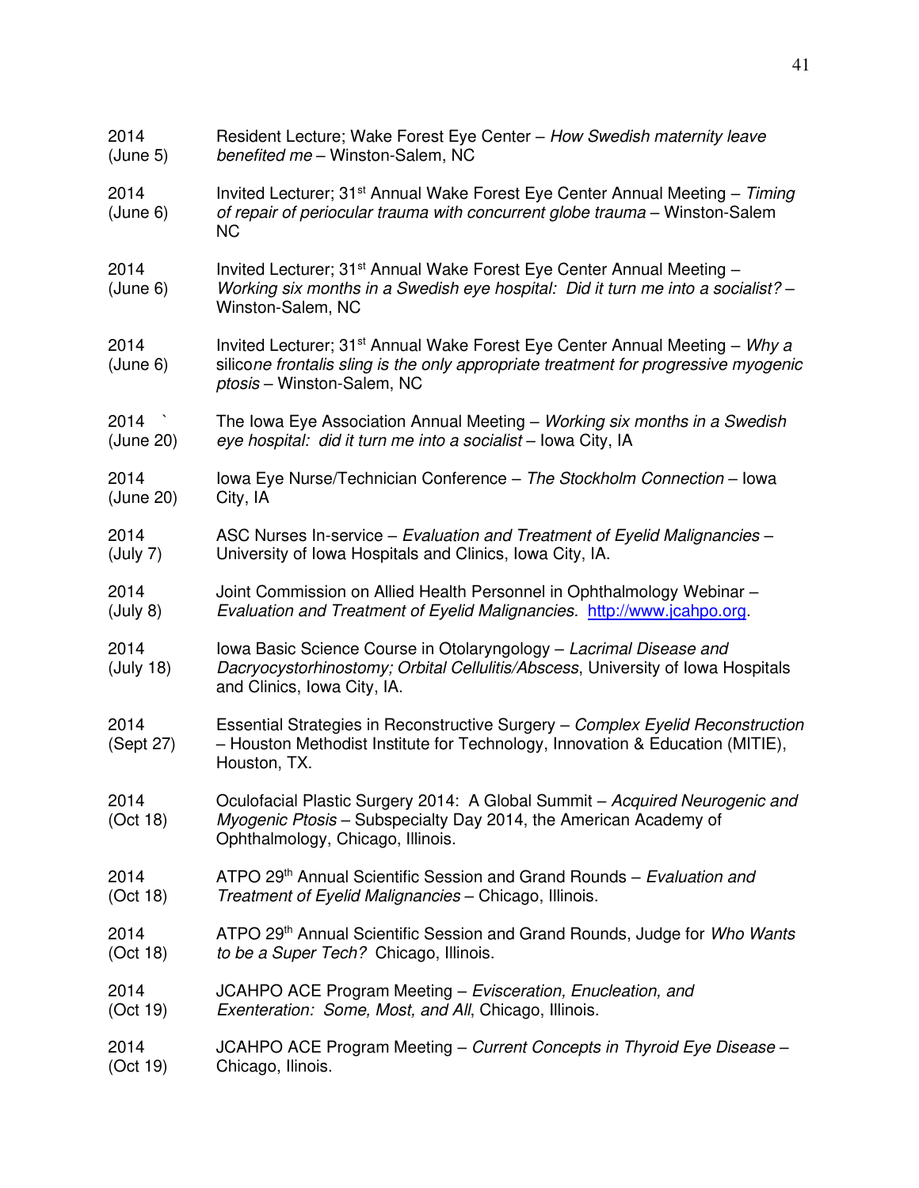| | |
|---|---|
| 2014 (June 5) | Resident Lecture; Wake Forest Eye Center – *How Swedish maternity leave benefited me* – Winston-Salem, NC |
| 2014 (June 6) | Invited Lecturer; 31st Annual Wake Forest Eye Center Annual Meeting – *Timing of repair of periocular trauma with concurrent globe trauma* – Winston-Salem NC |
| 2014 (June 6) | Invited Lecturer; 31st Annual Wake Forest Eye Center Annual Meeting – *Working six months in a Swedish eye hospital: Did it turn me into a socialist?* – Winston-Salem, NC |
| 2014 (June 6) | Invited Lecturer; 31st Annual Wake Forest Eye Center Annual Meeting – *Why a silicone frontalis sling is the only appropriate treatment for progressive myogenic ptosis* – Winston-Salem, NC |
| 2014 ` (June 20) | The Iowa Eye Association Annual Meeting – *Working six months in a Swedish eye hospital: did it turn me into a socialist* – Iowa City, IA |
| 2014 (June 20) | Iowa Eye Nurse/Technician Conference – *The Stockholm Connection* – Iowa City, IA |
| 2014 (July 7) | ASC Nurses In-service – *Evaluation and Treatment of Eyelid Malignancies* – University of Iowa Hospitals and Clinics, Iowa City, IA. |
| 2014 (July 8) | Joint Commission on Allied Health Personnel in Ophthalmology Webinar – *Evaluation and Treatment of Eyelid Malignancies.* http://www.jcahpo.org. |
| 2014 (July 18) | Iowa Basic Science Course in Otolaryngology – *Lacrimal Disease and Dacryocystorhinostomy; Orbital Cellulitis/Abscess*, University of Iowa Hospitals and Clinics, Iowa City, IA. |
| 2014 (Sept 27) | Essential Strategies in Reconstructive Surgery – *Complex Eyelid Reconstruction* – Houston Methodist Institute for Technology, Innovation & Education (MITIE), Houston, TX. |
| 2014 (Oct 18) | Oculofacial Plastic Surgery 2014: A Global Summit – *Acquired Neurogenic and Myogenic Ptosis* – Subspecialty Day 2014, the American Academy of Ophthalmology, Chicago, Illinois. |
| 2014 (Oct 18) | ATPO 29th Annual Scientific Session and Grand Rounds – *Evaluation and Treatment of Eyelid Malignancies* – Chicago, Illinois. |
| 2014 (Oct 18) | ATPO 29th Annual Scientific Session and Grand Rounds, Judge for *Who Wants to be a Super Tech?* Chicago, Illinois. |
| 2014 (Oct 19) | JCAHPO ACE Program Meeting – *Evisceration, Enucleation, and Exenteration: Some, Most, and All*, Chicago, Illinois. |
| 2014 (Oct 19) | JCAHPO ACE Program Meeting – *Current Concepts in Thyroid Eye Disease* – Chicago, Ilinois. |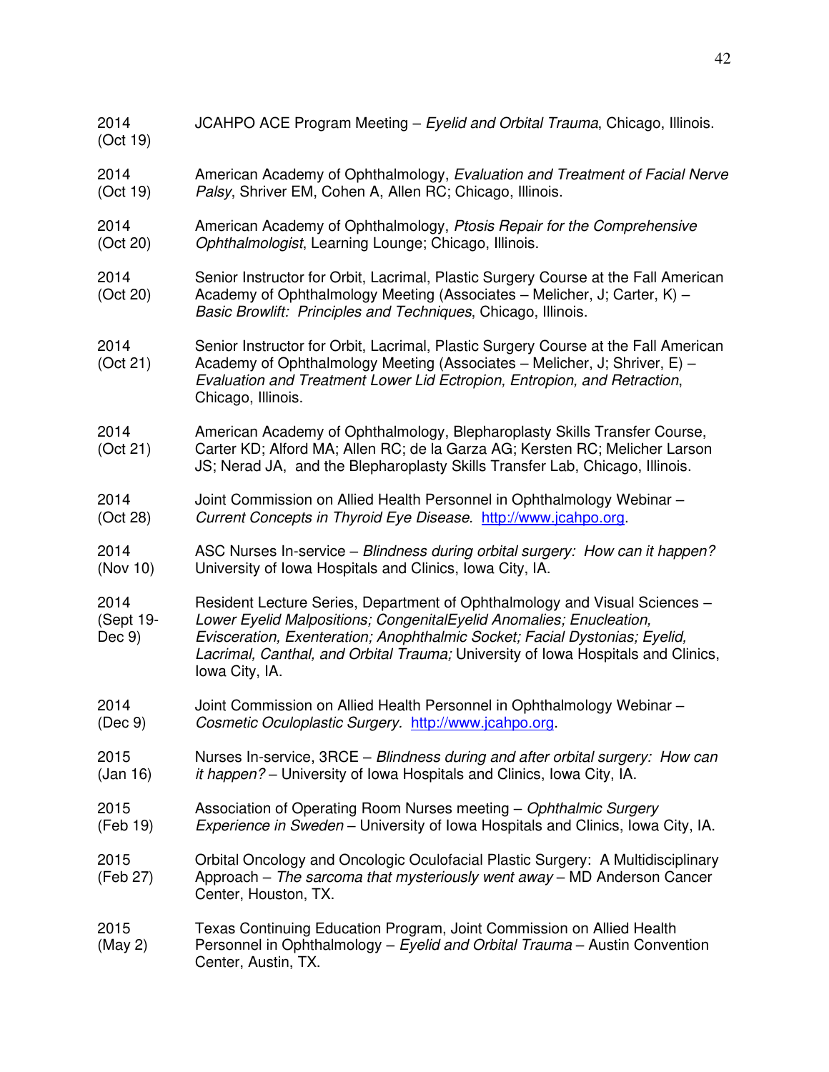2014 (Oct 19) — JCAHPO ACE Program Meeting – *Eyelid and Orbital Trauma*, Chicago, Illinois.

2014 (Oct 19) — American Academy of Ophthalmology, *Evaluation and Treatment of Facial Nerve Palsy*, Shriver EM, Cohen A, Allen RC; Chicago, Illinois.

2014 (Oct 20) — American Academy of Ophthalmology, *Ptosis Repair for the Comprehensive Ophthalmologist*, Learning Lounge; Chicago, Illinois.

2014 (Oct 20) — Senior Instructor for Orbit, Lacrimal, Plastic Surgery Course at the Fall American Academy of Ophthalmology Meeting (Associates – Melicher, J; Carter, K) – *Basic Browlift: Principles and Techniques*, Chicago, Illinois.

2014 (Oct 21) — Senior Instructor for Orbit, Lacrimal, Plastic Surgery Course at the Fall American Academy of Ophthalmology Meeting (Associates – Melicher, J; Shriver, E) – *Evaluation and Treatment Lower Lid Ectropion, Entropion, and Retraction*, Chicago, Illinois.

2014 (Oct 21) — American Academy of Ophthalmology, Blepharoplasty Skills Transfer Course, Carter KD; Alford MA; Allen RC; de la Garza AG; Kersten RC; Melicher Larson JS; Nerad JA, and the Blepharoplasty Skills Transfer Lab, Chicago, Illinois.

2014 (Oct 28) — Joint Commission on Allied Health Personnel in Ophthalmology Webinar – *Current Concepts in Thyroid Eye Disease.* http://www.jcahpo.org.

2014 (Nov 10) — ASC Nurses In-service – *Blindness during orbital surgery: How can it happen?* University of Iowa Hospitals and Clinics, Iowa City, IA.

2014 (Sept 19-Dec 9) — Resident Lecture Series, Department of Ophthalmology and Visual Sciences – *Lower Eyelid Malpositions; CongenitalEyelid Anomalies; Enucleation, Evisceration, Exenteration; Anophthalmic Socket; Facial Dystonias; Eyelid, Lacrimal, Canthal, and Orbital Trauma;* University of Iowa Hospitals and Clinics, Iowa City, IA.

2014 (Dec 9) — Joint Commission on Allied Health Personnel in Ophthalmology Webinar – *Cosmetic Oculoplastic Surgery.* http://www.jcahpo.org.

2015 (Jan 16) — Nurses In-service, 3RCE – *Blindness during and after orbital surgery: How can it happen?* – University of Iowa Hospitals and Clinics, Iowa City, IA.

2015 (Feb 19) — Association of Operating Room Nurses meeting – *Ophthalmic Surgery Experience in Sweden* – University of Iowa Hospitals and Clinics, Iowa City, IA.

2015 (Feb 27) — Orbital Oncology and Oncologic Oculofacial Plastic Surgery: A Multidisciplinary Approach – *The sarcoma that mysteriously went away* – MD Anderson Cancer Center, Houston, TX.

2015 (May 2) — Texas Continuing Education Program, Joint Commission on Allied Health Personnel in Ophthalmology – *Eyelid and Orbital Trauma* – Austin Convention Center, Austin, TX.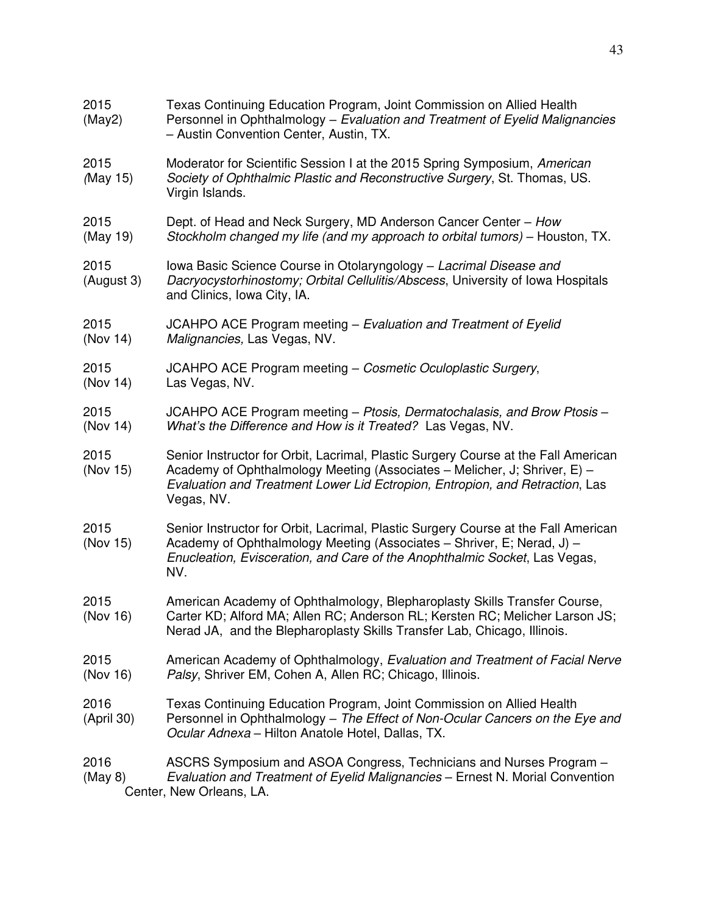2015 (May2) Texas Continuing Education Program, Joint Commission on Allied Health Personnel in Ophthalmology – *Evaluation and Treatment of Eyelid Malignancies* – Austin Convention Center, Austin, TX.

2015 (May 15) Moderator for Scientific Session I at the 2015 Spring Symposium, *American Society of Ophthalmic Plastic and Reconstructive Surgery*, St. Thomas, US. Virgin Islands.

2015 (May 19) Dept. of Head and Neck Surgery, MD Anderson Cancer Center – *How Stockholm changed my life (and my approach to orbital tumors)* – Houston, TX.

2015 (August 3) Iowa Basic Science Course in Otolaryngology – *Lacrimal Disease and Dacryocystorhinostomy; Orbital Cellulitis/Abscess*, University of Iowa Hospitals and Clinics, Iowa City, IA.

2015 (Nov 14) JCAHPO ACE Program meeting – *Evaluation and Treatment of Eyelid Malignancies,* Las Vegas, NV.

2015 (Nov 14) JCAHPO ACE Program meeting – *Cosmetic Oculoplastic Surgery*, Las Vegas, NV.

2015 (Nov 14) JCAHPO ACE Program meeting – *Ptosis, Dermatochalasis, and Brow Ptosis – What's the Difference and How is it Treated?* Las Vegas, NV.

2015 (Nov 15) Senior Instructor for Orbit, Lacrimal, Plastic Surgery Course at the Fall American Academy of Ophthalmology Meeting (Associates – Melicher, J; Shriver, E) – *Evaluation and Treatment Lower Lid Ectropion, Entropion, and Retraction*, Las Vegas, NV.

2015 (Nov 15) Senior Instructor for Orbit, Lacrimal, Plastic Surgery Course at the Fall American Academy of Ophthalmology Meeting (Associates – Shriver, E; Nerad, J) – *Enucleation, Evisceration, and Care of the Anophthalmic Socket*, Las Vegas, NV.

2015 (Nov 16) American Academy of Ophthalmology, Blepharoplasty Skills Transfer Course, Carter KD; Alford MA; Allen RC; Anderson RL; Kersten RC; Melicher Larson JS; Nerad JA, and the Blepharoplasty Skills Transfer Lab, Chicago, Illinois.

2015 (Nov 16) American Academy of Ophthalmology, *Evaluation and Treatment of Facial Nerve Palsy*, Shriver EM, Cohen A, Allen RC; Chicago, Illinois.

2016 (April 30) Texas Continuing Education Program, Joint Commission on Allied Health Personnel in Ophthalmology – *The Effect of Non-Ocular Cancers on the Eye and Ocular Adnexa* – Hilton Anatole Hotel, Dallas, TX.

2016 (May 8) ASCRS Symposium and ASOA Congress, Technicians and Nurses Program – *Evaluation and Treatment of Eyelid Malignancies* – Ernest N. Morial Convention Center, New Orleans, LA.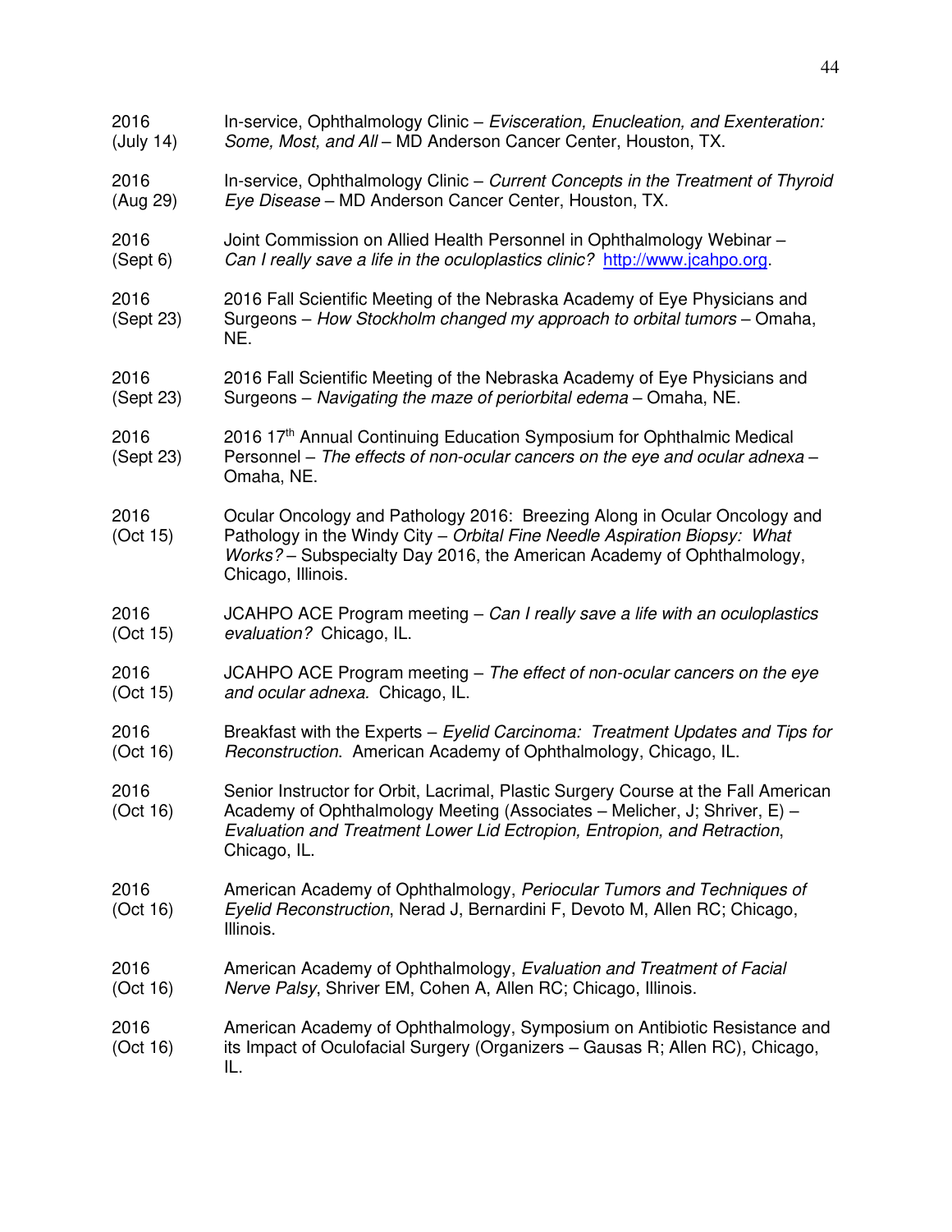2016 (July 14) In-service, Ophthalmology Clinic – *Evisceration, Enucleation, and Exenteration: Some, Most, and All* – MD Anderson Cancer Center, Houston, TX.

2016 (Aug 29) In-service, Ophthalmology Clinic – *Current Concepts in the Treatment of Thyroid Eye Disease* – MD Anderson Cancer Center, Houston, TX.

2016 (Sept 6) Joint Commission on Allied Health Personnel in Ophthalmology Webinar – *Can I really save a life in the oculoplastics clinic?* http://www.jcahpo.org.

2016 (Sept 23) 2016 Fall Scientific Meeting of the Nebraska Academy of Eye Physicians and Surgeons – *How Stockholm changed my approach to orbital tumors* – Omaha, NE.

2016 (Sept 23) 2016 Fall Scientific Meeting of the Nebraska Academy of Eye Physicians and Surgeons – *Navigating the maze of periorbital edema* – Omaha, NE.

2016 (Sept 23) 2016 17th Annual Continuing Education Symposium for Ophthalmic Medical Personnel – *The effects of non-ocular cancers on the eye and ocular adnexa* – Omaha, NE.

2016 (Oct 15) Ocular Oncology and Pathology 2016: Breezing Along in Ocular Oncology and Pathology in the Windy City – *Orbital Fine Needle Aspiration Biopsy: What Works?* – Subspecialty Day 2016, the American Academy of Ophthalmology, Chicago, Illinois.

2016 (Oct 15) JCAHPO ACE Program meeting – *Can I really save a life with an oculoplastics evaluation?* Chicago, IL.

2016 (Oct 15) JCAHPO ACE Program meeting – *The effect of non-ocular cancers on the eye and ocular adnexa.* Chicago, IL.

2016 (Oct 16) Breakfast with the Experts – *Eyelid Carcinoma: Treatment Updates and Tips for Reconstruction.* American Academy of Ophthalmology, Chicago, IL.

2016 (Oct 16) Senior Instructor for Orbit, Lacrimal, Plastic Surgery Course at the Fall American Academy of Ophthalmology Meeting (Associates – Melicher, J; Shriver, E) – *Evaluation and Treatment Lower Lid Ectropion, Entropion, and Retraction*, Chicago, IL.

2016 (Oct 16) American Academy of Ophthalmology, *Periocular Tumors and Techniques of Eyelid Reconstruction*, Nerad J, Bernardini F, Devoto M, Allen RC; Chicago, Illinois.

2016 (Oct 16) American Academy of Ophthalmology, *Evaluation and Treatment of Facial Nerve Palsy*, Shriver EM, Cohen A, Allen RC; Chicago, Illinois.

2016 (Oct 16) American Academy of Ophthalmology, Symposium on Antibiotic Resistance and its Impact of Oculofacial Surgery (Organizers – Gausas R; Allen RC), Chicago, IL.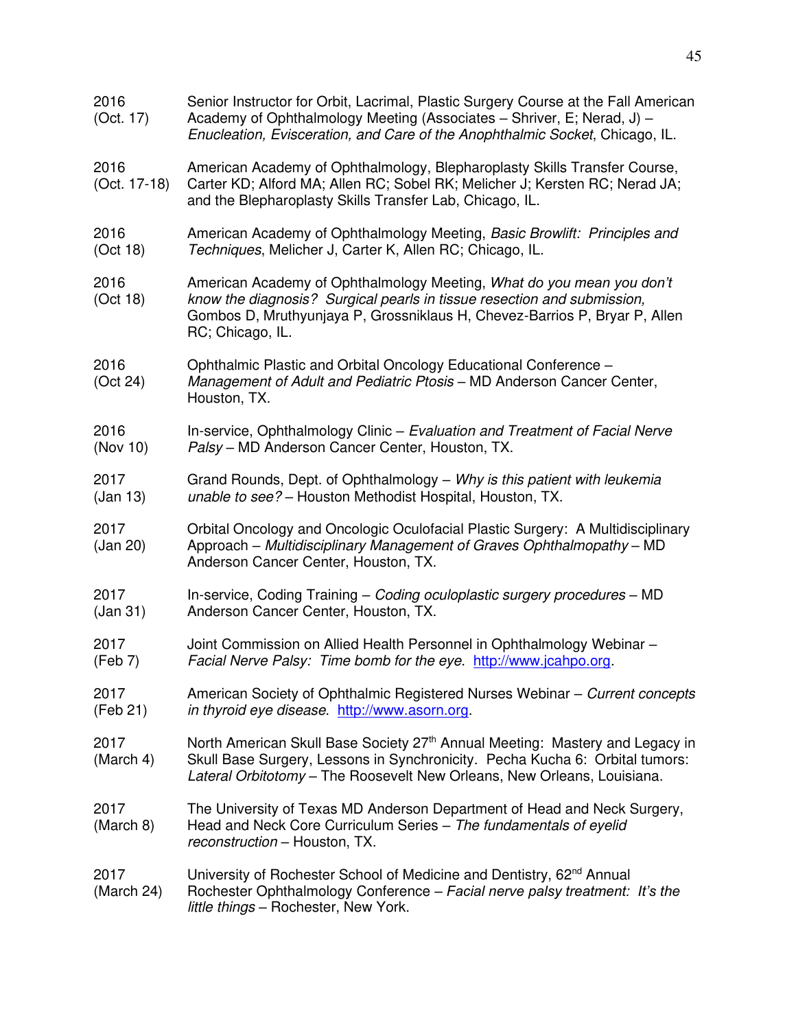2016 (Oct. 17) Senior Instructor for Orbit, Lacrimal, Plastic Surgery Course at the Fall American Academy of Ophthalmology Meeting (Associates – Shriver, E; Nerad, J) – *Enucleation, Evisceration, and Care of the Anophthalmic Socket*, Chicago, IL.

2016 (Oct. 17-18) American Academy of Ophthalmology, Blepharoplasty Skills Transfer Course, Carter KD; Alford MA; Allen RC; Sobel RK; Melicher J; Kersten RC; Nerad JA; and the Blepharoplasty Skills Transfer Lab, Chicago, IL.

2016 (Oct 18) American Academy of Ophthalmology Meeting, *Basic Browlift: Principles and Techniques*, Melicher J, Carter K, Allen RC; Chicago, IL.

2016 (Oct 18) American Academy of Ophthalmology Meeting, *What do you mean you don't know the diagnosis? Surgical pearls in tissue resection and submission,* Gombos D, Mruthyunjaya P, Grossniklaus H, Chevez-Barrios P, Bryar P, Allen RC; Chicago, IL.

2016 (Oct 24) Ophthalmic Plastic and Orbital Oncology Educational Conference – *Management of Adult and Pediatric Ptosis* – MD Anderson Cancer Center, Houston, TX.

2016 (Nov 10) In-service, Ophthalmology Clinic – *Evaluation and Treatment of Facial Nerve Palsy* – MD Anderson Cancer Center, Houston, TX.

2017 (Jan 13) Grand Rounds, Dept. of Ophthalmology – *Why is this patient with leukemia unable to see?* – Houston Methodist Hospital, Houston, TX.

2017 (Jan 20) Orbital Oncology and Oncologic Oculofacial Plastic Surgery: A Multidisciplinary Approach – *Multidisciplinary Management of Graves Ophthalmopathy* – MD Anderson Cancer Center, Houston, TX.

2017 (Jan 31) In-service, Coding Training – *Coding oculoplastic surgery procedures* – MD Anderson Cancer Center, Houston, TX.

2017 (Feb 7) Joint Commission on Allied Health Personnel in Ophthalmology Webinar – *Facial Nerve Palsy: Time bomb for the eye.* http://www.jcahpo.org.

2017 (Feb 21) American Society of Ophthalmic Registered Nurses Webinar – *Current concepts in thyroid eye disease*. http://www.asorn.org.

2017 (March 4) North American Skull Base Society 27th Annual Meeting: Mastery and Legacy in Skull Base Surgery, Lessons in Synchronicity. Pecha Kucha 6: Orbital tumors: *Lateral Orbitotomy* – The Roosevelt New Orleans, New Orleans, Louisiana.

2017 (March 8) The University of Texas MD Anderson Department of Head and Neck Surgery, Head and Neck Core Curriculum Series – *The fundamentals of eyelid reconstruction* – Houston, TX.

2017 (March 24) University of Rochester School of Medicine and Dentistry, 62nd Annual Rochester Ophthalmology Conference – *Facial nerve palsy treatment: It's the little things* – Rochester, New York.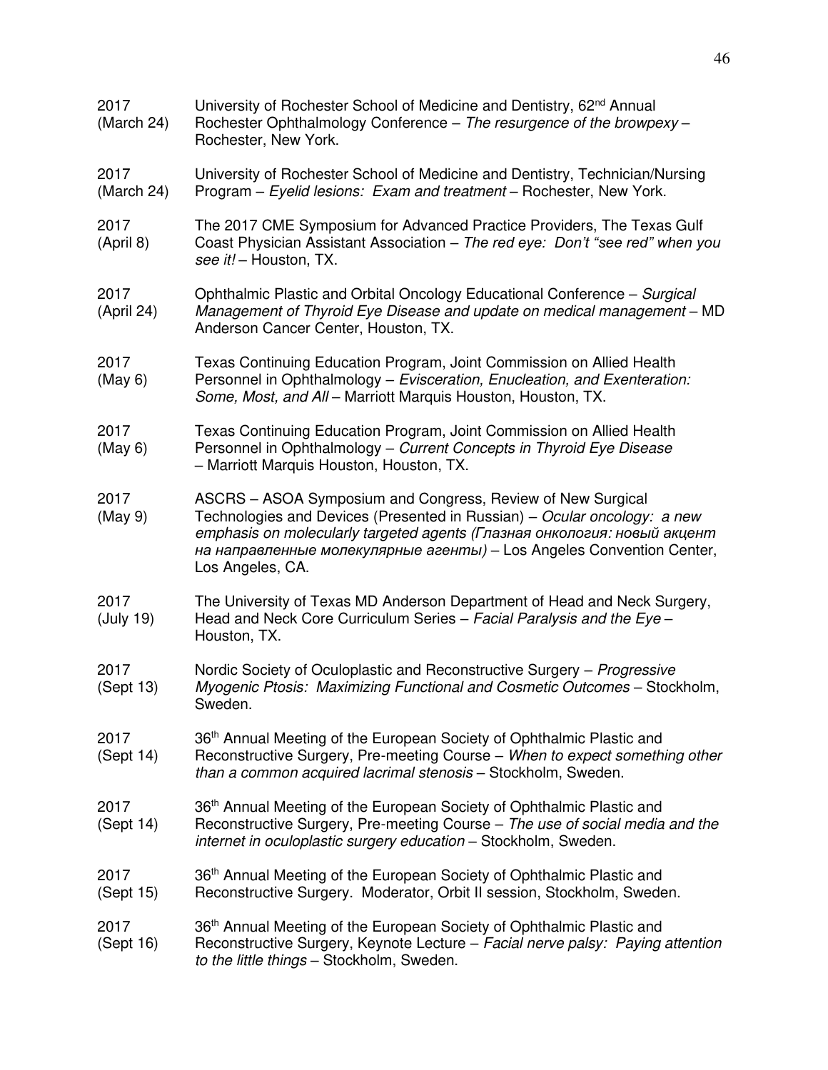2017 (March 24) University of Rochester School of Medicine and Dentistry, 62nd Annual Rochester Ophthalmology Conference – *The resurgence of the browpexy* – Rochester, New York.

2017 (March 24) University of Rochester School of Medicine and Dentistry, Technician/Nursing Program – *Eyelid lesions: Exam and treatment* – Rochester, New York.

2017 (April 8) The 2017 CME Symposium for Advanced Practice Providers, The Texas Gulf Coast Physician Assistant Association – *The red eye: Don't "see red" when you see it!* – Houston, TX.

2017 (April 24) Ophthalmic Plastic and Orbital Oncology Educational Conference – *Surgical Management of Thyroid Eye Disease and update on medical management* – MD Anderson Cancer Center, Houston, TX.

2017 (May 6) Texas Continuing Education Program, Joint Commission on Allied Health Personnel in Ophthalmology – *Evisceration, Enucleation, and Exenteration: Some, Most, and All* – Marriott Marquis Houston, Houston, TX.

2017 (May 6) Texas Continuing Education Program, Joint Commission on Allied Health Personnel in Ophthalmology – *Current Concepts in Thyroid Eye Disease* – Marriott Marquis Houston, Houston, TX.

2017 (May 9) ASCRS – ASOA Symposium and Congress, Review of New Surgical Technologies and Devices (Presented in Russian) – *Ocular oncology: a new emphasis on molecularly targeted agents (Глазная онкология: новый акцент на направленные молекулярные агенты)* – Los Angeles Convention Center, Los Angeles, CA.

2017 (July 19) The University of Texas MD Anderson Department of Head and Neck Surgery, Head and Neck Core Curriculum Series – *Facial Paralysis and the Eye* – Houston, TX.

2017 (Sept 13) Nordic Society of Oculoplastic and Reconstructive Surgery – *Progressive Myogenic Ptosis: Maximizing Functional and Cosmetic Outcomes* – Stockholm, Sweden.

2017 (Sept 14) 36th Annual Meeting of the European Society of Ophthalmic Plastic and Reconstructive Surgery, Pre-meeting Course – *When to expect something other than a common acquired lacrimal stenosis* – Stockholm, Sweden.

2017 (Sept 14) 36th Annual Meeting of the European Society of Ophthalmic Plastic and Reconstructive Surgery, Pre-meeting Course – *The use of social media and the internet in oculoplastic surgery education* – Stockholm, Sweden.

2017 (Sept 15) 36th Annual Meeting of the European Society of Ophthalmic Plastic and Reconstructive Surgery. Moderator, Orbit II session, Stockholm, Sweden.

2017 (Sept 16) 36th Annual Meeting of the European Society of Ophthalmic Plastic and Reconstructive Surgery, Keynote Lecture – *Facial nerve palsy: Paying attention to the little things* – Stockholm, Sweden.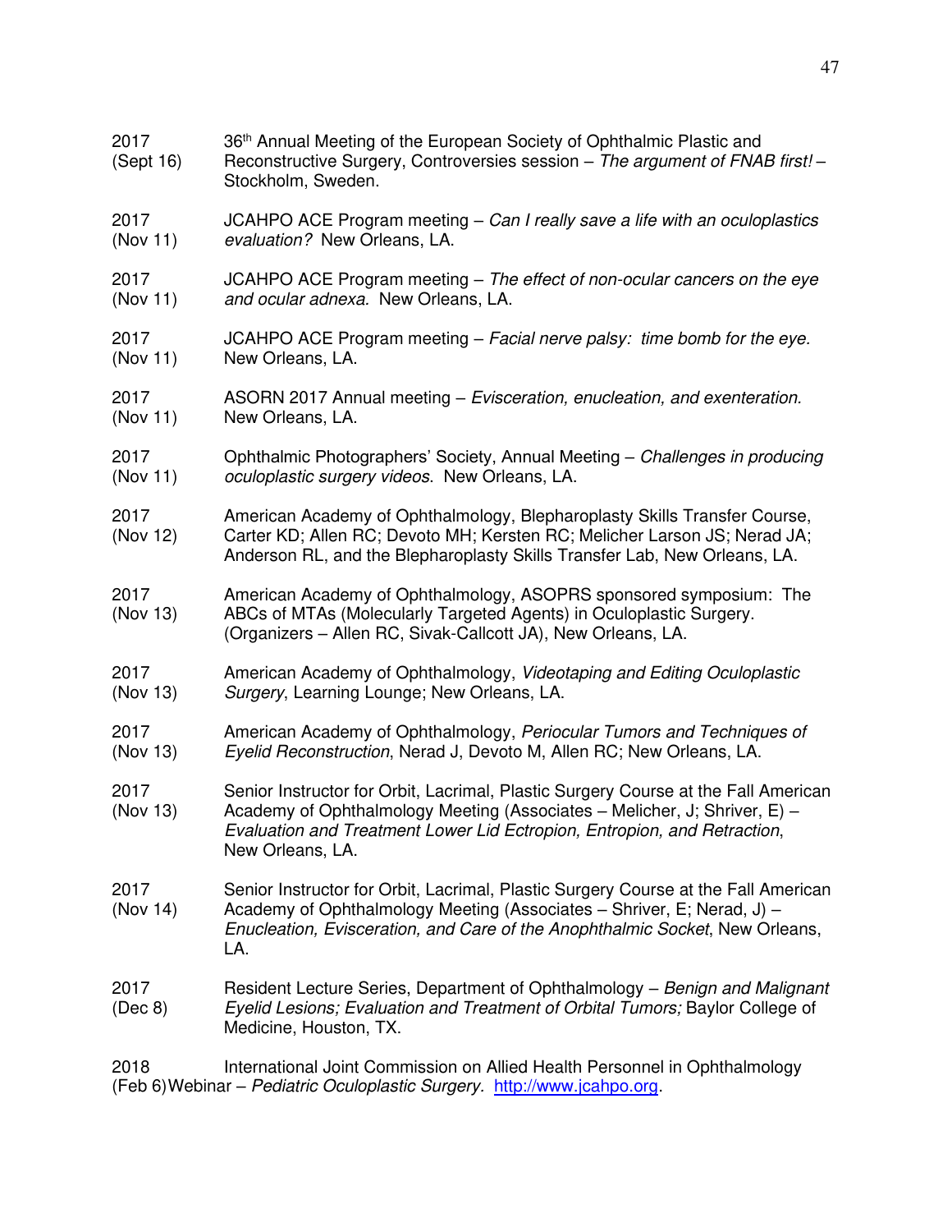2017 (Sept 16) 36th Annual Meeting of the European Society of Ophthalmic Plastic and Reconstructive Surgery, Controversies session – *The argument of FNAB first!* – Stockholm, Sweden.

2017 (Nov 11) JCAHPO ACE Program meeting – *Can I really save a life with an oculoplastics evaluation?* New Orleans, LA.

2017 (Nov 11) JCAHPO ACE Program meeting – *The effect of non-ocular cancers on the eye and ocular adnexa.* New Orleans, LA.

2017 (Nov 11) JCAHPO ACE Program meeting – *Facial nerve palsy: time bomb for the eye.* New Orleans, LA.

2017 (Nov 11) ASORN 2017 Annual meeting – *Evisceration, enucleation, and exenteration.* New Orleans, LA.

2017 (Nov 11) Ophthalmic Photographers' Society, Annual Meeting – *Challenges in producing oculoplastic surgery videos.* New Orleans, LA.

2017 (Nov 12) American Academy of Ophthalmology, Blepharoplasty Skills Transfer Course, Carter KD; Allen RC; Devoto MH; Kersten RC; Melicher Larson JS; Nerad JA; Anderson RL, and the Blepharoplasty Skills Transfer Lab, New Orleans, LA.

2017 (Nov 13) American Academy of Ophthalmology, ASOPRS sponsored symposium: The ABCs of MTAs (Molecularly Targeted Agents) in Oculoplastic Surgery. (Organizers – Allen RC, Sivak-Callcott JA), New Orleans, LA.

2017 (Nov 13) American Academy of Ophthalmology, *Videotaping and Editing Oculoplastic Surgery*, Learning Lounge; New Orleans, LA.

2017 (Nov 13) American Academy of Ophthalmology, *Periocular Tumors and Techniques of Eyelid Reconstruction*, Nerad J, Devoto M, Allen RC; New Orleans, LA.

2017 (Nov 13) Senior Instructor for Orbit, Lacrimal, Plastic Surgery Course at the Fall American Academy of Ophthalmology Meeting (Associates – Melicher, J; Shriver, E) – *Evaluation and Treatment Lower Lid Ectropion, Entropion, and Retraction*, New Orleans, LA.

2017 (Nov 14) Senior Instructor for Orbit, Lacrimal, Plastic Surgery Course at the Fall American Academy of Ophthalmology Meeting (Associates – Shriver, E; Nerad, J) – *Enucleation, Evisceration, and Care of the Anophthalmic Socket*, New Orleans, LA.

2017 (Dec 8) Resident Lecture Series, Department of Ophthalmology – *Benign and Malignant Eyelid Lesions; Evaluation and Treatment of Orbital Tumors;* Baylor College of Medicine, Houston, TX.

2018 (Feb 6) International Joint Commission on Allied Health Personnel in Ophthalmology Webinar – *Pediatric Oculoplastic Surgery.* http://www.jcahpo.org.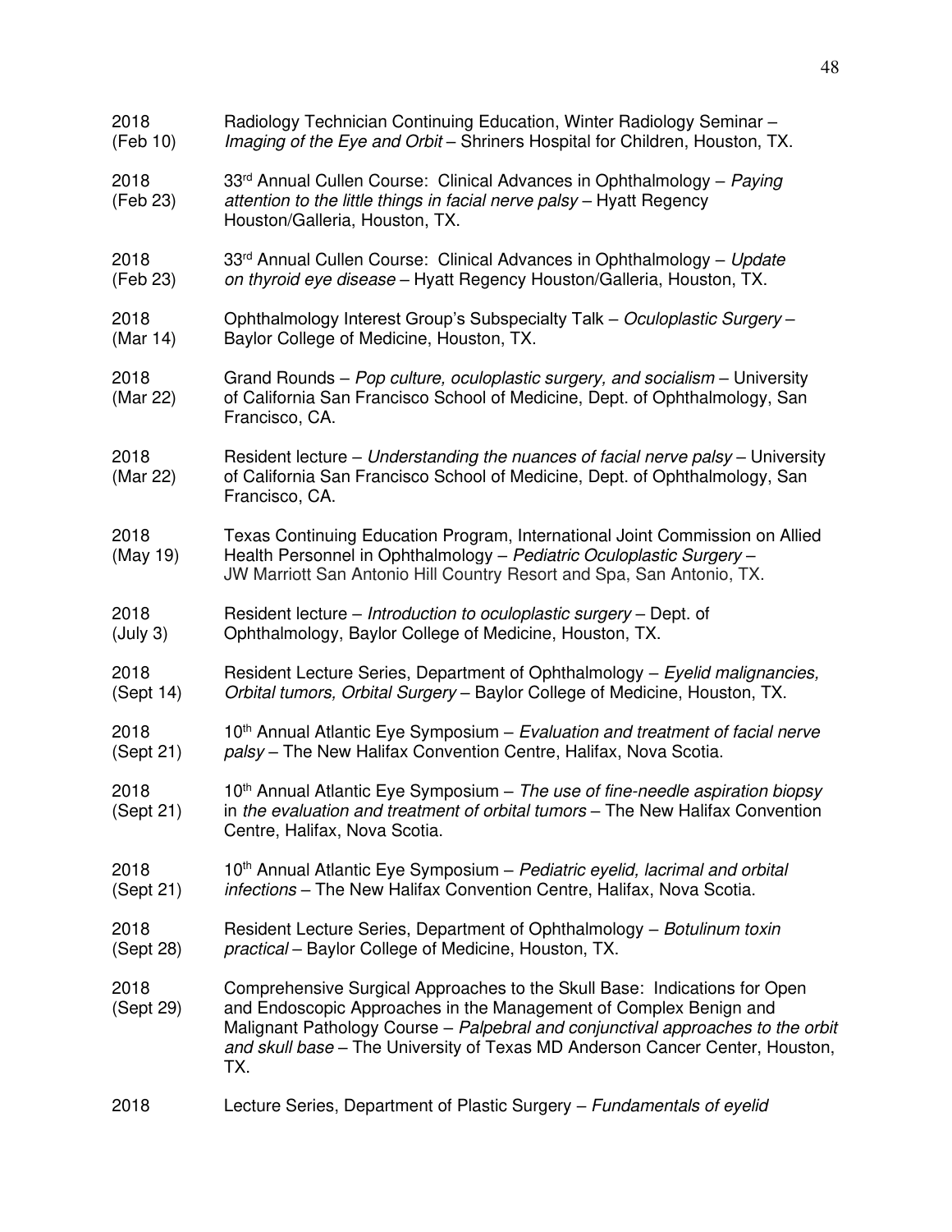2018 (Feb 10) Radiology Technician Continuing Education, Winter Radiology Seminar – *Imaging of the Eye and Orbit* – Shriners Hospital for Children, Houston, TX.

2018 (Feb 23) 33rd Annual Cullen Course: Clinical Advances in Ophthalmology – *Paying attention to the little things in facial nerve palsy* – Hyatt Regency Houston/Galleria, Houston, TX.

2018 (Feb 23) 33rd Annual Cullen Course: Clinical Advances in Ophthalmology – *Update on thyroid eye disease* – Hyatt Regency Houston/Galleria, Houston, TX.

2018 (Mar 14) Ophthalmology Interest Group's Subspecialty Talk – *Oculoplastic Surgery* – Baylor College of Medicine, Houston, TX.

2018 (Mar 22) Grand Rounds – *Pop culture, oculoplastic surgery, and socialism* – University of California San Francisco School of Medicine, Dept. of Ophthalmology, San Francisco, CA.

2018 (Mar 22) Resident lecture – *Understanding the nuances of facial nerve palsy* – University of California San Francisco School of Medicine, Dept. of Ophthalmology, San Francisco, CA.

2018 (May 19) Texas Continuing Education Program, International Joint Commission on Allied Health Personnel in Ophthalmology – *Pediatric Oculoplastic Surgery* – JW Marriott San Antonio Hill Country Resort and Spa, San Antonio, TX.

2018 (July 3) Resident lecture – *Introduction to oculoplastic surgery* – Dept. of Ophthalmology, Baylor College of Medicine, Houston, TX.

2018 (Sept 14) Resident Lecture Series, Department of Ophthalmology – *Eyelid malignancies, Orbital tumors, Orbital Surgery* – Baylor College of Medicine, Houston, TX.

2018 (Sept 21) 10th Annual Atlantic Eye Symposium – *Evaluation and treatment of facial nerve palsy* – The New Halifax Convention Centre, Halifax, Nova Scotia.

2018 (Sept 21) 10th Annual Atlantic Eye Symposium – *The use of fine-needle aspiration biopsy in the evaluation and treatment of orbital tumors* – The New Halifax Convention Centre, Halifax, Nova Scotia.

2018 (Sept 21) 10th Annual Atlantic Eye Symposium – *Pediatric eyelid, lacrimal and orbital infections* – The New Halifax Convention Centre, Halifax, Nova Scotia.

2018 (Sept 28) Resident Lecture Series, Department of Ophthalmology – *Botulinum toxin practical* – Baylor College of Medicine, Houston, TX.

2018 (Sept 29) Comprehensive Surgical Approaches to the Skull Base: Indications for Open and Endoscopic Approaches in the Management of Complex Benign and Malignant Pathology Course – *Palpebral and conjunctival approaches to the orbit and skull base* – The University of Texas MD Anderson Cancer Center, Houston, TX.

2018 Lecture Series, Department of Plastic Surgery – *Fundamentals of eyelid*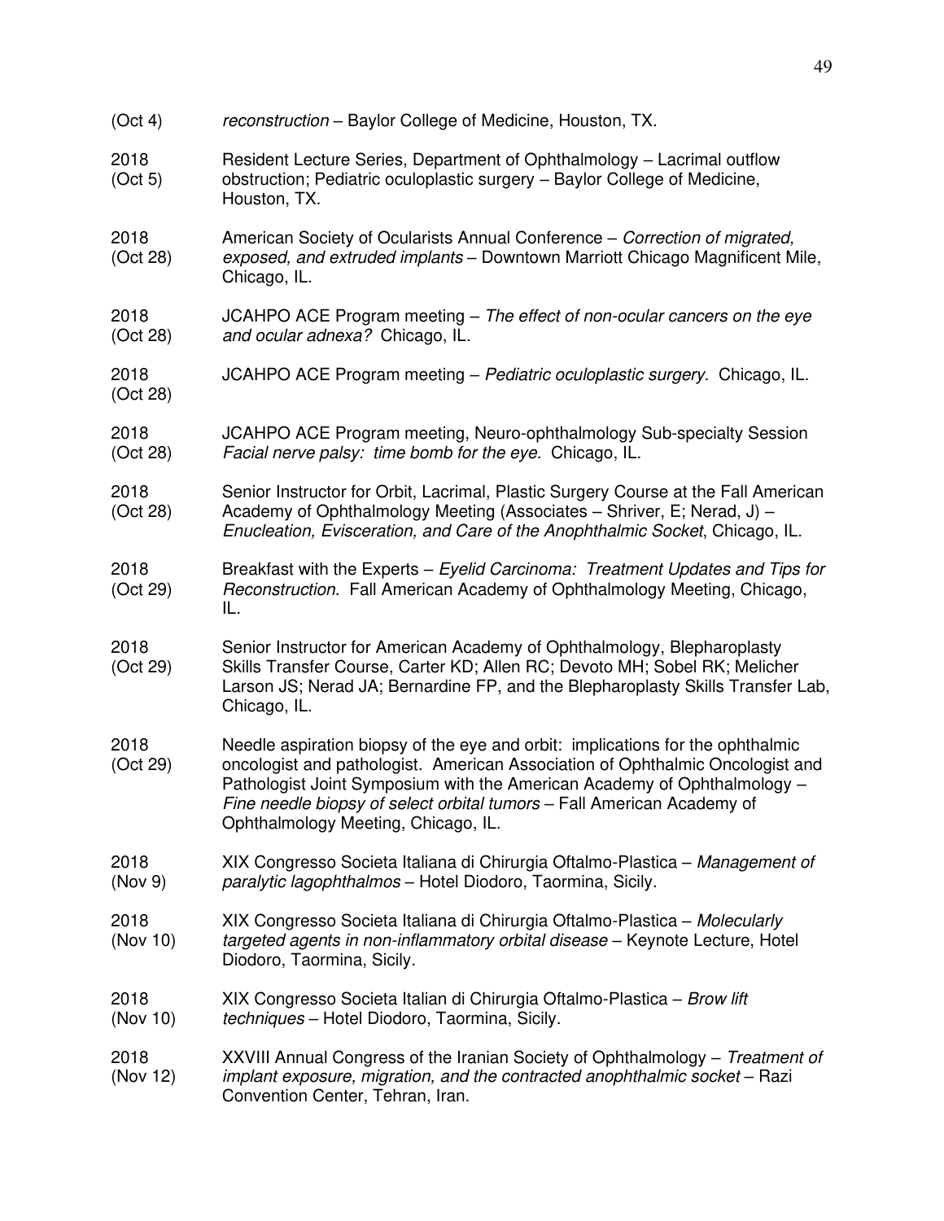(Oct 4) *reconstruction* – Baylor College of Medicine, Houston, TX.

2018 (Oct 5) Resident Lecture Series, Department of Ophthalmology – Lacrimal outflow obstruction; Pediatric oculoplastic surgery – Baylor College of Medicine, Houston, TX.

2018 (Oct 28) American Society of Ocularists Annual Conference – *Correction of migrated, exposed, and extruded implants* – Downtown Marriott Chicago Magnificent Mile, Chicago, IL.

2018 (Oct 28) JCAHPO ACE Program meeting – *The effect of non-ocular cancers on the eye and ocular adnexa?* Chicago, IL.

2018 (Oct 28) JCAHPO ACE Program meeting – *Pediatric oculoplastic surgery.* Chicago, IL.

2018 (Oct 28) JCAHPO ACE Program meeting, Neuro-ophthalmology Sub-specialty Session *Facial nerve palsy: time bomb for the eye.* Chicago, IL.

2018 (Oct 28) Senior Instructor for Orbit, Lacrimal, Plastic Surgery Course at the Fall American Academy of Ophthalmology Meeting (Associates – Shriver, E; Nerad, J) – *Enucleation, Evisceration, and Care of the Anophthalmic Socket*, Chicago, IL.

2018 (Oct 29) Breakfast with the Experts – *Eyelid Carcinoma: Treatment Updates and Tips for Reconstruction*. Fall American Academy of Ophthalmology Meeting, Chicago, IL.

2018 (Oct 29) Senior Instructor for American Academy of Ophthalmology, Blepharoplasty Skills Transfer Course, Carter KD; Allen RC; Devoto MH; Sobel RK; Melicher Larson JS; Nerad JA; Bernardine FP, and the Blepharoplasty Skills Transfer Lab, Chicago, IL.

2018 (Oct 29) Needle aspiration biopsy of the eye and orbit: implications for the ophthalmic oncologist and pathologist. American Association of Ophthalmic Oncologist and Pathologist Joint Symposium with the American Academy of Ophthalmology – *Fine needle biopsy of select orbital tumors* – Fall American Academy of Ophthalmology Meeting, Chicago, IL.

2018 (Nov 9) XIX Congresso Societa Italiana di Chirurgia Oftalmo-Plastica – *Management of paralytic lagophthalmos* – Hotel Diodoro, Taormina, Sicily.

2018 (Nov 10) XIX Congresso Societa Italiana di Chirurgia Oftalmo-Plastica – *Molecularly targeted agents in non-inflammatory orbital disease* – Keynote Lecture, Hotel Diodoro, Taormina, Sicily.

2018 (Nov 10) XIX Congresso Societa Italian di Chirurgia Oftalmo-Plastica – *Brow lift techniques* – Hotel Diodoro, Taormina, Sicily.

2018 (Nov 12) XXVIII Annual Congress of the Iranian Society of Ophthalmology – *Treatment of implant exposure, migration, and the contracted anophthalmic socket* – Razi Convention Center, Tehran, Iran.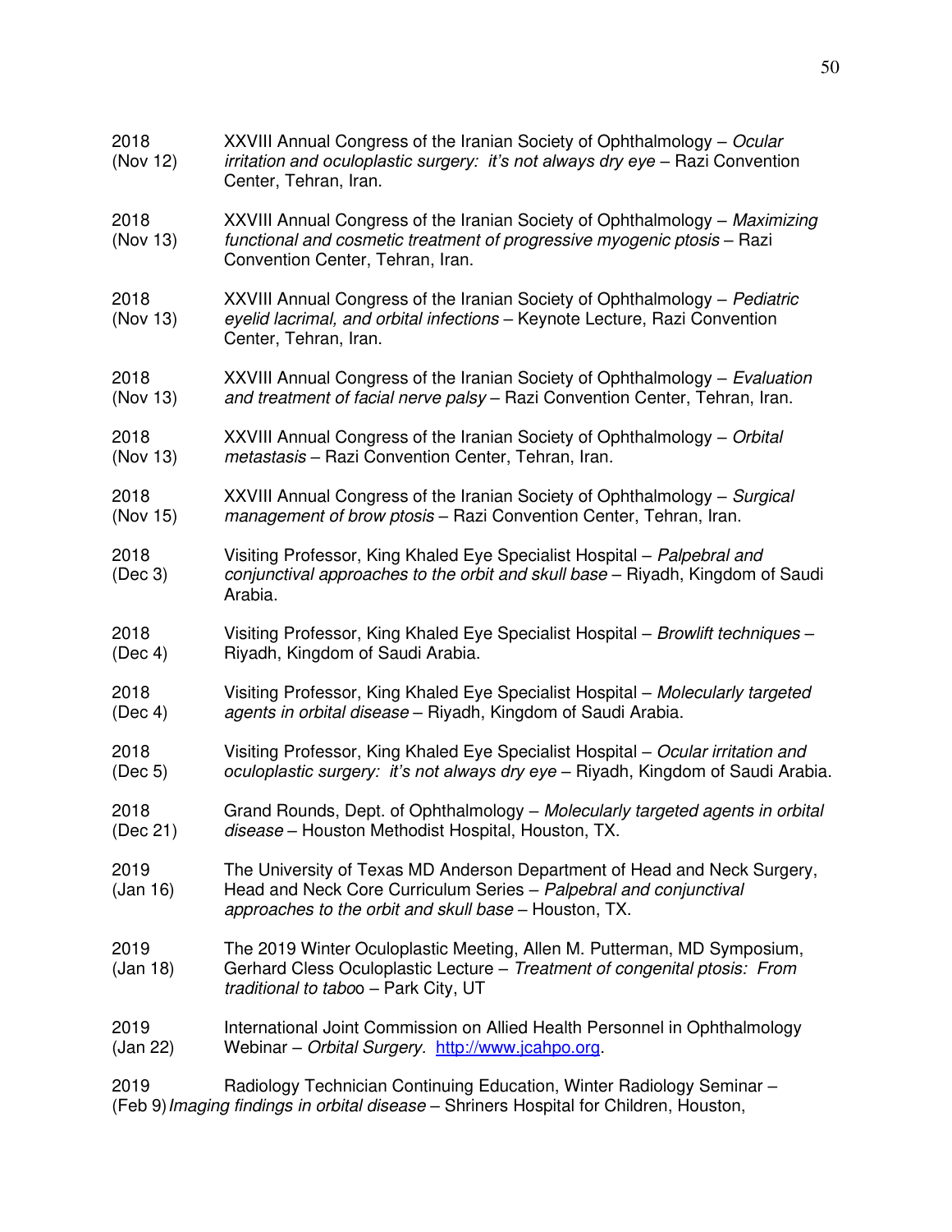2018 (Nov 12) XXVIII Annual Congress of the Iranian Society of Ophthalmology – *Ocular irritation and oculoplastic surgery: it's not always dry eye* – Razi Convention Center, Tehran, Iran.

2018 (Nov 13) XXVIII Annual Congress of the Iranian Society of Ophthalmology – *Maximizing functional and cosmetic treatment of progressive myogenic ptosis* – Razi Convention Center, Tehran, Iran.

2018 (Nov 13) XXVIII Annual Congress of the Iranian Society of Ophthalmology – *Pediatric eyelid lacrimal, and orbital infections* – Keynote Lecture, Razi Convention Center, Tehran, Iran.

2018 (Nov 13) XXVIII Annual Congress of the Iranian Society of Ophthalmology – *Evaluation and treatment of facial nerve palsy* – Razi Convention Center, Tehran, Iran.

2018 (Nov 13) XXVIII Annual Congress of the Iranian Society of Ophthalmology – *Orbital metastasis* – Razi Convention Center, Tehran, Iran.

2018 (Nov 15) XXVIII Annual Congress of the Iranian Society of Ophthalmology – *Surgical management of brow ptosis* – Razi Convention Center, Tehran, Iran.

2018 (Dec 3) Visiting Professor, King Khaled Eye Specialist Hospital – *Palpebral and conjunctival approaches to the orbit and skull base* – Riyadh, Kingdom of Saudi Arabia.

2018 (Dec 4) Visiting Professor, King Khaled Eye Specialist Hospital – *Browlift techniques* – Riyadh, Kingdom of Saudi Arabia.

2018 (Dec 4) Visiting Professor, King Khaled Eye Specialist Hospital – *Molecularly targeted agents in orbital disease* – Riyadh, Kingdom of Saudi Arabia.

2018 (Dec 5) Visiting Professor, King Khaled Eye Specialist Hospital – *Ocular irritation and oculoplastic surgery: it's not always dry eye* – Riyadh, Kingdom of Saudi Arabia.

2018 (Dec 21) Grand Rounds, Dept. of Ophthalmology – *Molecularly targeted agents in orbital disease* – Houston Methodist Hospital, Houston, TX.

2019 (Jan 16) The University of Texas MD Anderson Department of Head and Neck Surgery, Head and Neck Core Curriculum Series – *Palpebral and conjunctival approaches to the orbit and skull base* – Houston, TX.

2019 (Jan 18) The 2019 Winter Oculoplastic Meeting, Allen M. Putterman, MD Symposium, Gerhard Cless Oculoplastic Lecture – *Treatment of congenital ptosis: From traditional to taboo* – Park City, UT

2019 (Jan 22) International Joint Commission on Allied Health Personnel in Ophthalmology Webinar – *Orbital Surgery.* http://www.jcahpo.org.

2019 (Feb 9) Radiology Technician Continuing Education, Winter Radiology Seminar – *Imaging findings in orbital disease* – Shriners Hospital for Children, Houston,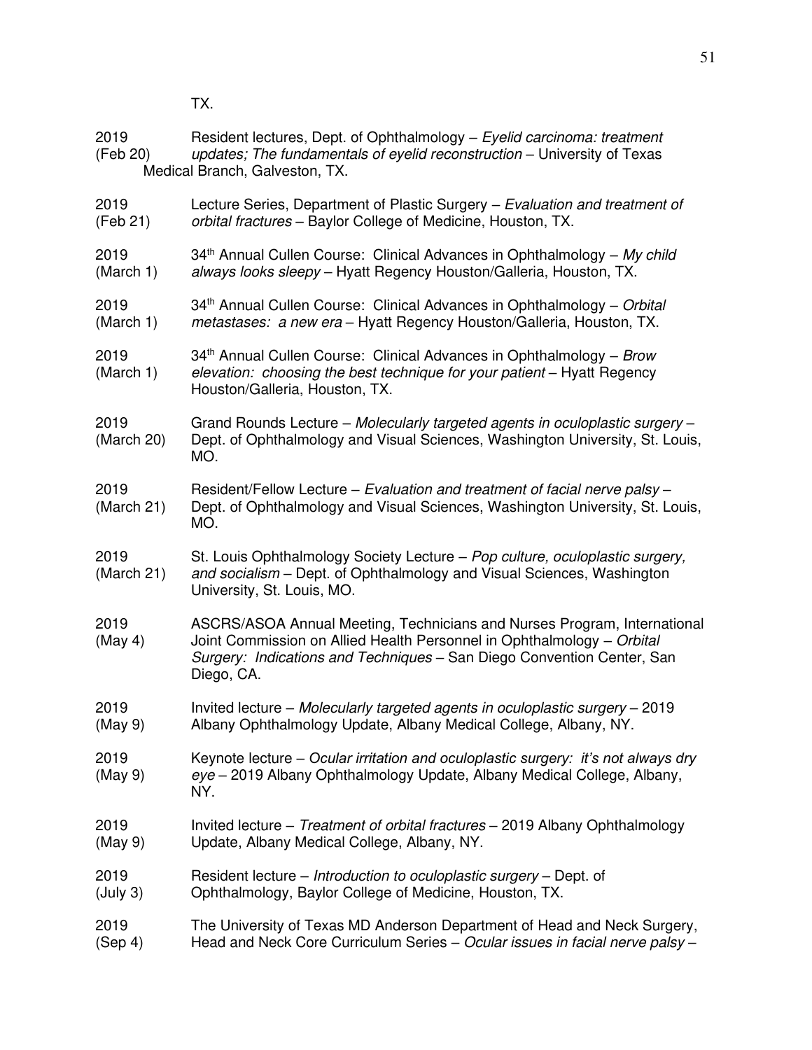TX.

2019 (Feb 20) Resident lectures, Dept. of Ophthalmology – *Eyelid carcinoma: treatment updates; The fundamentals of eyelid reconstruction* – University of Texas Medical Branch, Galveston, TX.

2019 (Feb 21) Lecture Series, Department of Plastic Surgery – *Evaluation and treatment of orbital fractures* – Baylor College of Medicine, Houston, TX.

2019 (March 1) 34th Annual Cullen Course: Clinical Advances in Ophthalmology – *My child always looks sleepy* – Hyatt Regency Houston/Galleria, Houston, TX.

2019 (March 1) 34th Annual Cullen Course: Clinical Advances in Ophthalmology – *Orbital metastases: a new era* – Hyatt Regency Houston/Galleria, Houston, TX.

2019 (March 1) 34th Annual Cullen Course: Clinical Advances in Ophthalmology – *Brow elevation: choosing the best technique for your patient* – Hyatt Regency Houston/Galleria, Houston, TX.

2019 (March 20) Grand Rounds Lecture – *Molecularly targeted agents in oculoplastic surgery* – Dept. of Ophthalmology and Visual Sciences, Washington University, St. Louis, MO.

2019 (March 21) Resident/Fellow Lecture – *Evaluation and treatment of facial nerve palsy* – Dept. of Ophthalmology and Visual Sciences, Washington University, St. Louis, MO.

2019 (March 21) St. Louis Ophthalmology Society Lecture – *Pop culture, oculoplastic surgery, and socialism* – Dept. of Ophthalmology and Visual Sciences, Washington University, St. Louis, MO.

2019 (May 4) ASCRS/ASOA Annual Meeting, Technicians and Nurses Program, International Joint Commission on Allied Health Personnel in Ophthalmology – *Orbital Surgery: Indications and Techniques* – San Diego Convention Center, San Diego, CA.

2019 (May 9) Invited lecture – *Molecularly targeted agents in oculoplastic surgery* – 2019 Albany Ophthalmology Update, Albany Medical College, Albany, NY.

2019 (May 9) Keynote lecture – *Ocular irritation and oculoplastic surgery: it's not always dry eye* – 2019 Albany Ophthalmology Update, Albany Medical College, Albany, NY.

2019 (May 9) Invited lecture – *Treatment of orbital fractures* – 2019 Albany Ophthalmology Update, Albany Medical College, Albany, NY.

2019 (July 3) Resident lecture – *Introduction to oculoplastic surgery* – Dept. of Ophthalmology, Baylor College of Medicine, Houston, TX.

2019 (Sep 4) The University of Texas MD Anderson Department of Head and Neck Surgery, Head and Neck Core Curriculum Series – *Ocular issues in facial nerve palsy* –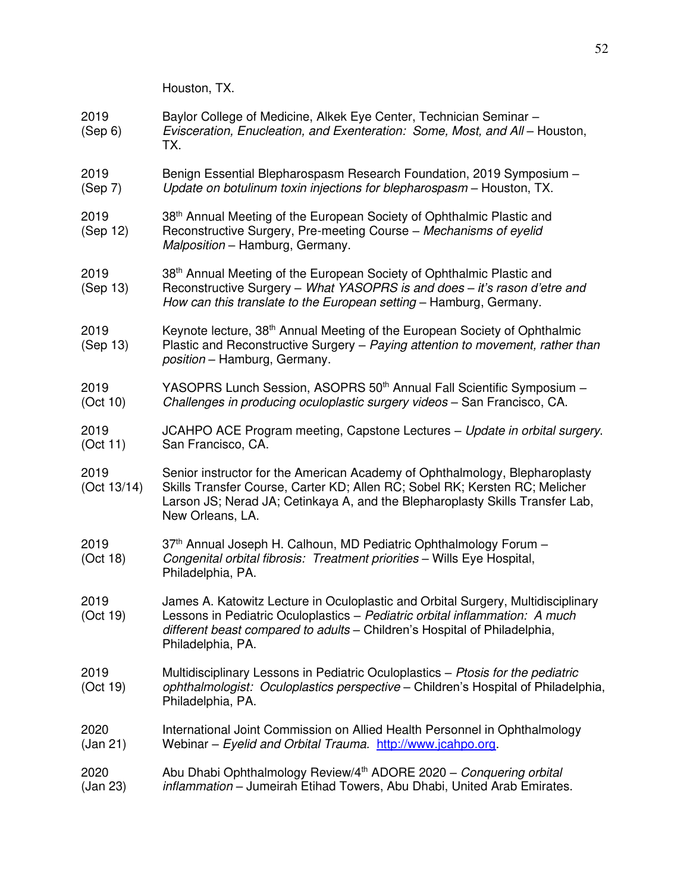Houston, TX.

| | |
|---|---|
| 2019 (Sep 6) | Baylor College of Medicine, Alkek Eye Center, Technician Seminar – *Evisceration, Enucleation, and Exenteration: Some, Most, and All* – Houston, TX. |
| 2019 (Sep 7) | Benign Essential Blepharospasm Research Foundation, 2019 Symposium – *Update on botulinum toxin injections for blepharospasm* – Houston, TX. |
| 2019 (Sep 12) | 38th Annual Meeting of the European Society of Ophthalmic Plastic and Reconstructive Surgery, Pre-meeting Course – *Mechanisms of eyelid Malposition* – Hamburg, Germany. |
| 2019 (Sep 13) | 38th Annual Meeting of the European Society of Ophthalmic Plastic and Reconstructive Surgery – *What YASOPRS is and does – it's rason d'etre and How can this translate to the European setting* – Hamburg, Germany. |
| 2019 (Sep 13) | Keynote lecture, 38th Annual Meeting of the European Society of Ophthalmic Plastic and Reconstructive Surgery – *Paying attention to movement, rather than position* – Hamburg, Germany. |
| 2019 (Oct 10) | YASOPRS Lunch Session, ASOPRS 50th Annual Fall Scientific Symposium – *Challenges in producing oculoplastic surgery videos* – San Francisco, CA. |
| 2019 (Oct 11) | JCAHPO ACE Program meeting, Capstone Lectures – *Update in orbital surgery*. San Francisco, CA. |
| 2019 (Oct 13/14) | Senior instructor for the American Academy of Ophthalmology, Blepharoplasty Skills Transfer Course, Carter KD; Allen RC; Sobel RK; Kersten RC; Melicher Larson JS; Nerad JA; Cetinkaya A, and the Blepharoplasty Skills Transfer Lab, New Orleans, LA. |
| 2019 (Oct 18) | 37th Annual Joseph H. Calhoun, MD Pediatric Ophthalmology Forum – *Congenital orbital fibrosis: Treatment priorities* – Wills Eye Hospital, Philadelphia, PA. |
| 2019 (Oct 19) | James A. Katowitz Lecture in Oculoplastic and Orbital Surgery, Multidisciplinary Lessons in Pediatric Oculoplastics – *Pediatric orbital inflammation: A much different beast compared to adults* – Children's Hospital of Philadelphia, Philadelphia, PA. |
| 2019 (Oct 19) | Multidisciplinary Lessons in Pediatric Oculoplastics – *Ptosis for the pediatric ophthalmologist: Oculoplastics perspective* – Children's Hospital of Philadelphia, Philadelphia, PA. |
| 2020 (Jan 21) | International Joint Commission on Allied Health Personnel in Ophthalmology Webinar – *Eyelid and Orbital Trauma.* [http://www.jcahpo.org](http://www.jcahpo.org). |
| 2020 (Jan 23) | Abu Dhabi Ophthalmology Review/4th ADORE 2020 – *Conquering orbital inflammation* – Jumeirah Etihad Towers, Abu Dhabi, United Arab Emirates. |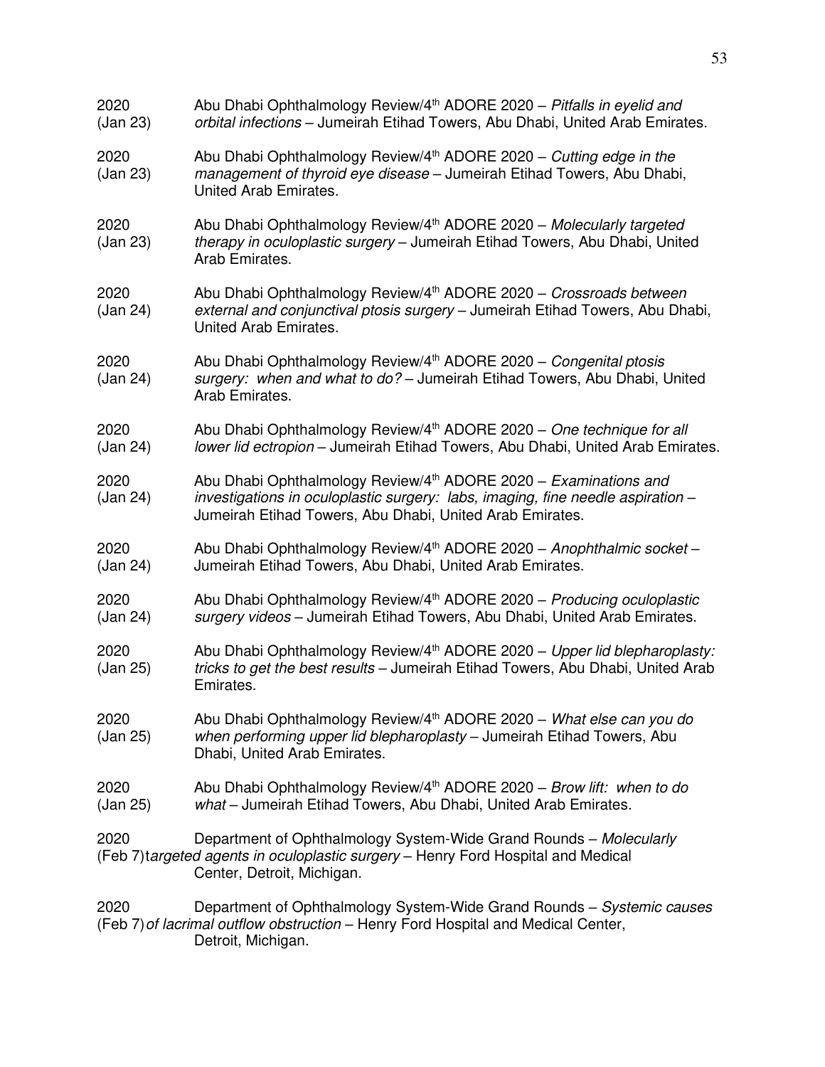2020 (Jan 23) Abu Dhabi Ophthalmology Review/4th ADORE 2020 – *Pitfalls in eyelid and orbital infections* – Jumeirah Etihad Towers, Abu Dhabi, United Arab Emirates.

2020 (Jan 23) Abu Dhabi Ophthalmology Review/4th ADORE 2020 – *Cutting edge in the management of thyroid eye disease* – Jumeirah Etihad Towers, Abu Dhabi, United Arab Emirates.

2020 (Jan 23) Abu Dhabi Ophthalmology Review/4th ADORE 2020 – *Molecularly targeted therapy in oculoplastic surgery* – Jumeirah Etihad Towers, Abu Dhabi, United Arab Emirates.

2020 (Jan 24) Abu Dhabi Ophthalmology Review/4th ADORE 2020 – *Crossroads between external and conjunctival ptosis surgery* – Jumeirah Etihad Towers, Abu Dhabi, United Arab Emirates.

2020 (Jan 24) Abu Dhabi Ophthalmology Review/4th ADORE 2020 – *Congenital ptosis surgery: when and what to do?* – Jumeirah Etihad Towers, Abu Dhabi, United Arab Emirates.

2020 (Jan 24) Abu Dhabi Ophthalmology Review/4th ADORE 2020 – *One technique for all lower lid ectropion* – Jumeirah Etihad Towers, Abu Dhabi, United Arab Emirates.

2020 (Jan 24) Abu Dhabi Ophthalmology Review/4th ADORE 2020 – *Examinations and investigations in oculoplastic surgery: labs, imaging, fine needle aspiration* – Jumeirah Etihad Towers, Abu Dhabi, United Arab Emirates.

2020 (Jan 24) Abu Dhabi Ophthalmology Review/4th ADORE 2020 – *Anophthalmic socket* – Jumeirah Etihad Towers, Abu Dhabi, United Arab Emirates.

2020 (Jan 24) Abu Dhabi Ophthalmology Review/4th ADORE 2020 – *Producing oculoplastic surgery videos* – Jumeirah Etihad Towers, Abu Dhabi, United Arab Emirates.

2020 (Jan 25) Abu Dhabi Ophthalmology Review/4th ADORE 2020 – *Upper lid blepharoplasty: tricks to get the best results* – Jumeirah Etihad Towers, Abu Dhabi, United Arab Emirates.

2020 (Jan 25) Abu Dhabi Ophthalmology Review/4th ADORE 2020 – *What else can you do when performing upper lid blepharoplasty* – Jumeirah Etihad Towers, Abu Dhabi, United Arab Emirates.

2020 (Jan 25) Abu Dhabi Ophthalmology Review/4th ADORE 2020 – *Brow lift: when to do what* – Jumeirah Etihad Towers, Abu Dhabi, United Arab Emirates.

2020 (Feb 7) Department of Ophthalmology System-Wide Grand Rounds – *Molecularly targeted agents in oculoplastic surgery* – Henry Ford Hospital and Medical Center, Detroit, Michigan.

2020 (Feb 7) Department of Ophthalmology System-Wide Grand Rounds – *Systemic causes of lacrimal outflow obstruction* – Henry Ford Hospital and Medical Center, Detroit, Michigan.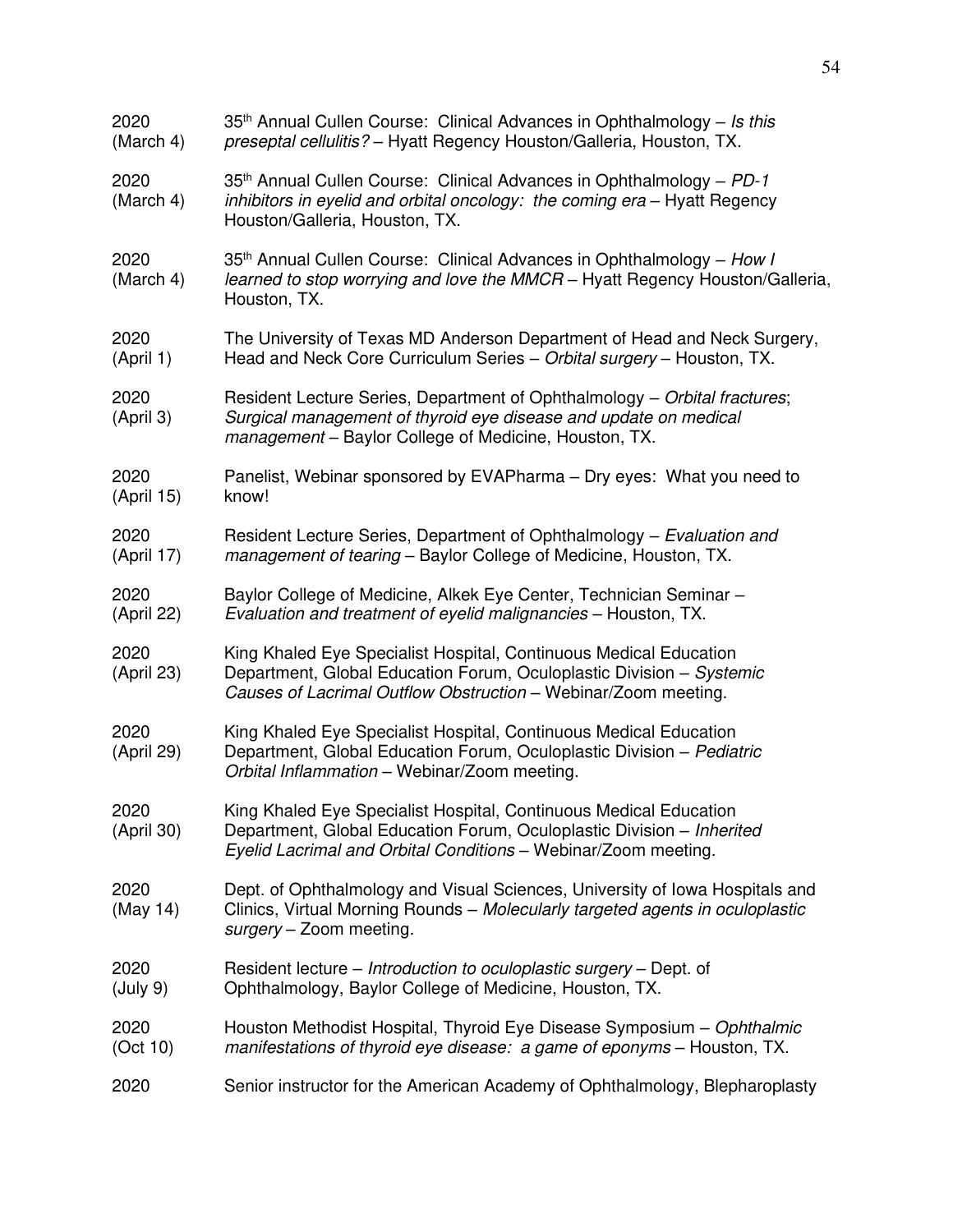2020 (March 4) 35th Annual Cullen Course: Clinical Advances in Ophthalmology – *Is this preseptal cellulitis?* – Hyatt Regency Houston/Galleria, Houston, TX.

2020 (March 4) 35th Annual Cullen Course: Clinical Advances in Ophthalmology – *PD-1 inhibitors in eyelid and orbital oncology: the coming era* – Hyatt Regency Houston/Galleria, Houston, TX.

2020 (March 4) 35th Annual Cullen Course: Clinical Advances in Ophthalmology – *How I learned to stop worrying and love the MMCR* – Hyatt Regency Houston/Galleria, Houston, TX.

2020 (April 1) The University of Texas MD Anderson Department of Head and Neck Surgery, Head and Neck Core Curriculum Series – *Orbital surgery* – Houston, TX.

2020 (April 3) Resident Lecture Series, Department of Ophthalmology – *Orbital fractures*; *Surgical management of thyroid eye disease and update on medical management* – Baylor College of Medicine, Houston, TX.

2020 (April 15) Panelist, Webinar sponsored by EVAPharma – Dry eyes: What you need to know!

2020 (April 17) Resident Lecture Series, Department of Ophthalmology – *Evaluation and management of tearing* – Baylor College of Medicine, Houston, TX.

2020 (April 22) Baylor College of Medicine, Alkek Eye Center, Technician Seminar – *Evaluation and treatment of eyelid malignancies* – Houston, TX.

2020 (April 23) King Khaled Eye Specialist Hospital, Continuous Medical Education Department, Global Education Forum, Oculoplastic Division – *Systemic Causes of Lacrimal Outflow Obstruction* – Webinar/Zoom meeting.

2020 (April 29) King Khaled Eye Specialist Hospital, Continuous Medical Education Department, Global Education Forum, Oculoplastic Division – *Pediatric Orbital Inflammation* – Webinar/Zoom meeting.

2020 (April 30) King Khaled Eye Specialist Hospital, Continuous Medical Education Department, Global Education Forum, Oculoplastic Division – *Inherited Eyelid Lacrimal and Orbital Conditions* – Webinar/Zoom meeting.

2020 (May 14) Dept. of Ophthalmology and Visual Sciences, University of Iowa Hospitals and Clinics, Virtual Morning Rounds – *Molecularly targeted agents in oculoplastic surgery* – Zoom meeting.

2020 (July 9) Resident lecture – *Introduction to oculoplastic surgery* – Dept. of Ophthalmology, Baylor College of Medicine, Houston, TX.

2020 (Oct 10) Houston Methodist Hospital, Thyroid Eye Disease Symposium – *Ophthalmic manifestations of thyroid eye disease: a game of eponyms* – Houston, TX.

2020 Senior instructor for the American Academy of Ophthalmology, Blepharoplasty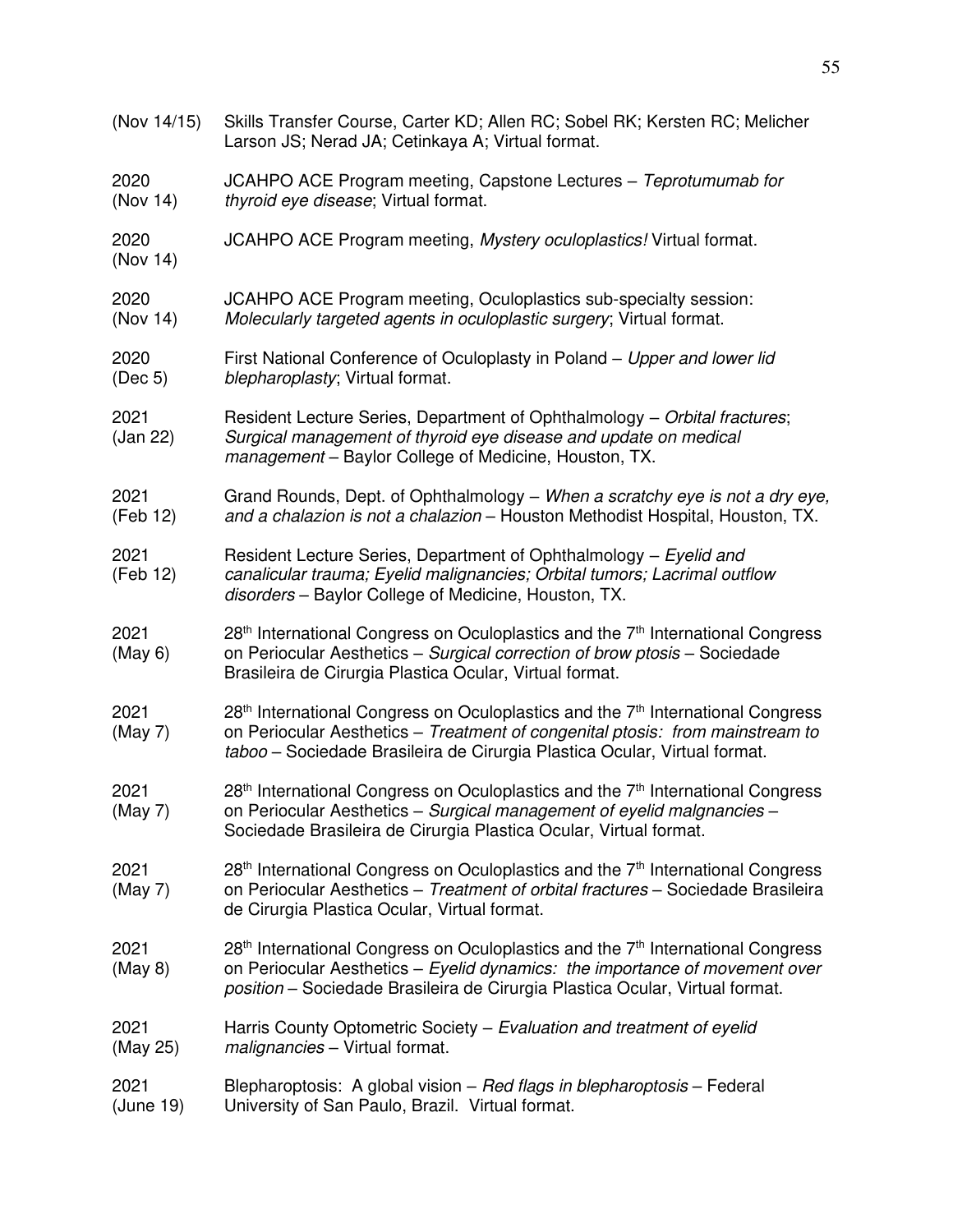(Nov 14/15) Skills Transfer Course, Carter KD; Allen RC; Sobel RK; Kersten RC; Melicher Larson JS; Nerad JA; Cetinkaya A; Virtual format.

2020 (Nov 14) JCAHPO ACE Program meeting, Capstone Lectures – *Teprotumumab for thyroid eye disease*; Virtual format.

2020 (Nov 14) JCAHPO ACE Program meeting, *Mystery oculoplastics!* Virtual format.

2020 (Nov 14) JCAHPO ACE Program meeting, Oculoplastics sub-specialty session: *Molecularly targeted agents in oculoplastic surgery*; Virtual format.

2020 (Dec 5) First National Conference of Oculoplasty in Poland – *Upper and lower lid blepharoplasty*; Virtual format.

2021 (Jan 22) Resident Lecture Series, Department of Ophthalmology – *Orbital fractures*; *Surgical management of thyroid eye disease and update on medical management* – Baylor College of Medicine, Houston, TX.

2021 (Feb 12) Grand Rounds, Dept. of Ophthalmology – *When a scratchy eye is not a dry eye, and a chalazion is not a chalazion* – Houston Methodist Hospital, Houston, TX.

2021 (Feb 12) Resident Lecture Series, Department of Ophthalmology – *Eyelid and canalicular trauma; Eyelid malignancies; Orbital tumors; Lacrimal outflow disorders* – Baylor College of Medicine, Houston, TX.

2021 (May 6) 28th International Congress on Oculoplastics and the 7th International Congress on Periocular Aesthetics – *Surgical correction of brow ptosis* – Sociedade Brasileira de Cirurgia Plastica Ocular, Virtual format.

2021 (May 7) 28th International Congress on Oculoplastics and the 7th International Congress on Periocular Aesthetics – *Treatment of congenital ptosis: from mainstream to taboo* – Sociedade Brasileira de Cirurgia Plastica Ocular, Virtual format.

2021 (May 7) 28th International Congress on Oculoplastics and the 7th International Congress on Periocular Aesthetics – *Surgical management of eyelid malgnancies* – Sociedade Brasileira de Cirurgia Plastica Ocular, Virtual format.

2021 (May 7) 28th International Congress on Oculoplastics and the 7th International Congress on Periocular Aesthetics – *Treatment of orbital fractures* – Sociedade Brasileira de Cirurgia Plastica Ocular, Virtual format.

2021 (May 8) 28th International Congress on Oculoplastics and the 7th International Congress on Periocular Aesthetics – *Eyelid dynamics: the importance of movement over position* – Sociedade Brasileira de Cirurgia Plastica Ocular, Virtual format.

2021 (May 25) Harris County Optometric Society – *Evaluation and treatment of eyelid malignancies* – Virtual format.

2021 (June 19) Blepharoptosis: A global vision – *Red flags in blepharoptosis* – Federal University of San Paulo, Brazil. Virtual format.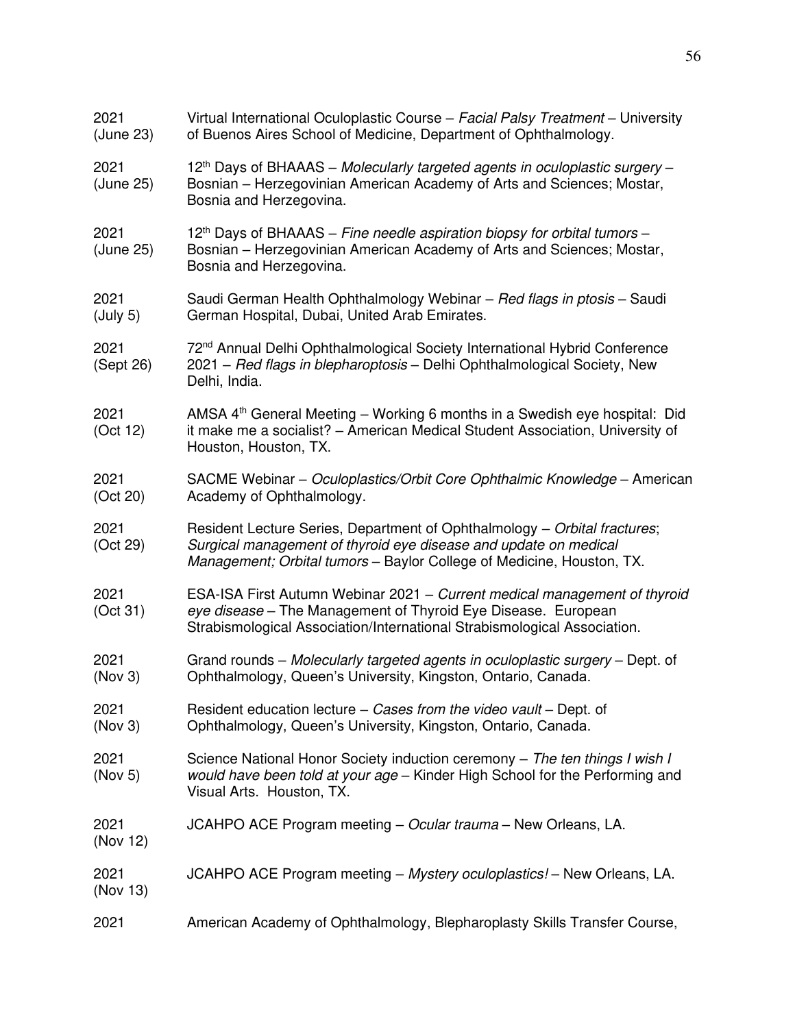2021 (June 23) Virtual International Oculoplastic Course – *Facial Palsy Treatment* – University of Buenos Aires School of Medicine, Department of Ophthalmology.

2021 (June 25) 12th Days of BHAAAS – *Molecularly targeted agents in oculoplastic surgery* – Bosnian – Herzegovinian American Academy of Arts and Sciences; Mostar, Bosnia and Herzegovina.

2021 (June 25) 12th Days of BHAAAS – *Fine needle aspiration biopsy for orbital tumors* – Bosnian – Herzegovinian American Academy of Arts and Sciences; Mostar, Bosnia and Herzegovina.

2021 (July 5) Saudi German Health Ophthalmology Webinar – *Red flags in ptosis* – Saudi German Hospital, Dubai, United Arab Emirates.

2021 (Sept 26) 72nd Annual Delhi Ophthalmological Society International Hybrid Conference 2021 – *Red flags in blepharoptosis* – Delhi Ophthalmological Society, New Delhi, India.

2021 (Oct 12) AMSA 4th General Meeting – Working 6 months in a Swedish eye hospital: Did it make me a socialist? – American Medical Student Association, University of Houston, Houston, TX.

2021 (Oct 20) SACME Webinar – *Oculoplastics/Orbit Core Ophthalmic Knowledge* – American Academy of Ophthalmology.

2021 (Oct 29) Resident Lecture Series, Department of Ophthalmology – *Orbital fractures*; *Surgical management of thyroid eye disease and update on medical Management; Orbital tumors* – Baylor College of Medicine, Houston, TX.

2021 (Oct 31) ESA-ISA First Autumn Webinar 2021 – *Current medical management of thyroid eye disease* – The Management of Thyroid Eye Disease. European Strabismological Association/International Strabismological Association.

2021 (Nov 3) Grand rounds – *Molecularly targeted agents in oculoplastic surgery* – Dept. of Ophthalmology, Queen's University, Kingston, Ontario, Canada.

2021 (Nov 3) Resident education lecture – *Cases from the video vault* – Dept. of Ophthalmology, Queen's University, Kingston, Ontario, Canada.

2021 (Nov 5) Science National Honor Society induction ceremony – *The ten things I wish I would have been told at your age* – Kinder High School for the Performing and Visual Arts. Houston, TX.

2021 (Nov 12) JCAHPO ACE Program meeting – *Ocular trauma* – New Orleans, LA.

2021 (Nov 13) JCAHPO ACE Program meeting – *Mystery oculoplastics!* – New Orleans, LA.

2021 American Academy of Ophthalmology, Blepharoplasty Skills Transfer Course,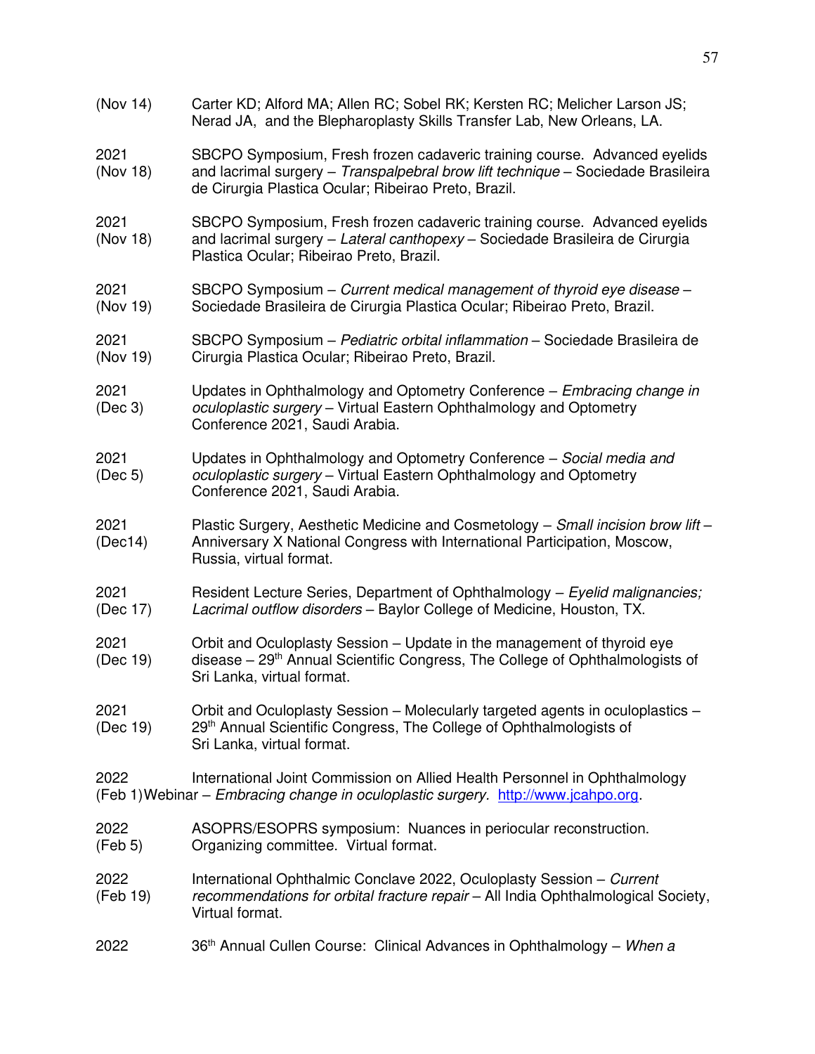(Nov 14) Carter KD; Alford MA; Allen RC; Sobel RK; Kersten RC; Melicher Larson JS; Nerad JA, and the Blepharoplasty Skills Transfer Lab, New Orleans, LA.

2021 (Nov 18) SBCPO Symposium, Fresh frozen cadaveric training course. Advanced eyelids and lacrimal surgery – *Transpalpebral brow lift technique* – Sociedade Brasileira de Cirurgia Plastica Ocular; Ribeirao Preto, Brazil.

2021 (Nov 18) SBCPO Symposium, Fresh frozen cadaveric training course. Advanced eyelids and lacrimal surgery – *Lateral canthopexy* – Sociedade Brasileira de Cirurgia Plastica Ocular; Ribeirao Preto, Brazil.

2021 (Nov 19) SBCPO Symposium – *Current medical management of thyroid eye disease* – Sociedade Brasileira de Cirurgia Plastica Ocular; Ribeirao Preto, Brazil.

2021 (Nov 19) SBCPO Symposium – *Pediatric orbital inflammation* – Sociedade Brasileira de Cirurgia Plastica Ocular; Ribeirao Preto, Brazil.

2021 (Dec 3) Updates in Ophthalmology and Optometry Conference – *Embracing change in oculoplastic surgery* – Virtual Eastern Ophthalmology and Optometry Conference 2021, Saudi Arabia.

2021 (Dec 5) Updates in Ophthalmology and Optometry Conference – *Social media and oculoplastic surgery* – Virtual Eastern Ophthalmology and Optometry Conference 2021, Saudi Arabia.

2021 (Dec14) Plastic Surgery, Aesthetic Medicine and Cosmetology – *Small incision brow lift* – Anniversary X National Congress with International Participation, Moscow, Russia, virtual format.

2021 (Dec 17) Resident Lecture Series, Department of Ophthalmology – *Eyelid malignancies; Lacrimal outflow disorders* – Baylor College of Medicine, Houston, TX.

2021 (Dec 19) Orbit and Oculoplasty Session – Update in the management of thyroid eye disease – 29th Annual Scientific Congress, The College of Ophthalmologists of Sri Lanka, virtual format.

2021 (Dec 19) Orbit and Oculoplasty Session – Molecularly targeted agents in oculoplastics – 29th Annual Scientific Congress, The College of Ophthalmologists of Sri Lanka, virtual format.

2022 (Feb 1) International Joint Commission on Allied Health Personnel in Ophthalmology Webinar – *Embracing change in oculoplastic surgery*. http://www.jcahpo.org.

2022 (Feb 5) ASOPRS/ESOPRS symposium: Nuances in periocular reconstruction. Organizing committee. Virtual format.

2022 (Feb 19) International Ophthalmic Conclave 2022, Oculoplasty Session – *Current recommendations for orbital fracture repair* – All India Ophthalmological Society, Virtual format.

2022 36th Annual Cullen Course: Clinical Advances in Ophthalmology – *When a*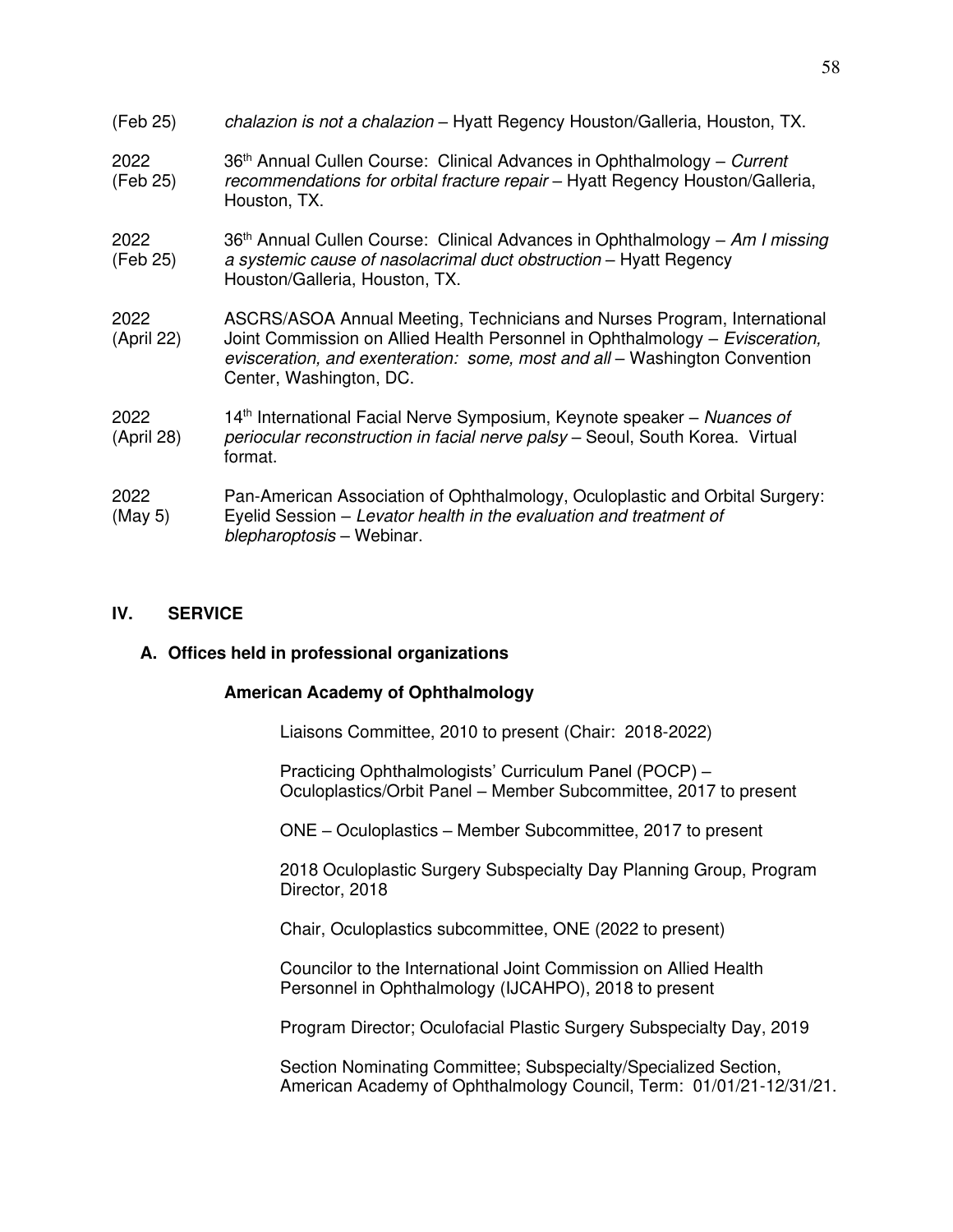(Feb 25) *chalazion is not a chalazion* – Hyatt Regency Houston/Galleria, Houston, TX.

2022 (Feb 25) 36th Annual Cullen Course: Clinical Advances in Ophthalmology – *Current recommendations for orbital fracture repair* – Hyatt Regency Houston/Galleria, Houston, TX.

2022 (Feb 25) 36th Annual Cullen Course: Clinical Advances in Ophthalmology – *Am I missing a systemic cause of nasolacrimal duct obstruction* – Hyatt Regency Houston/Galleria, Houston, TX.

2022 (April 22) ASCRS/ASOA Annual Meeting, Technicians and Nurses Program, International Joint Commission on Allied Health Personnel in Ophthalmology – *Evisceration, evisceration, and exenteration: some, most and all* – Washington Convention Center, Washington, DC.

2022 (April 28) 14th International Facial Nerve Symposium, Keynote speaker – *Nuances of periocular reconstruction in facial nerve palsy* – Seoul, South Korea. Virtual format.

2022 (May 5) Pan-American Association of Ophthalmology, Oculoplastic and Orbital Surgery: Eyelid Session – *Levator health in the evaluation and treatment of blepharoptosis* – Webinar.

## IV. SERVICE

### A. Offices held in professional organizations

**American Academy of Ophthalmology**

Liaisons Committee, 2010 to present (Chair: 2018-2022)

Practicing Ophthalmologists' Curriculum Panel (POCP) – Oculoplastics/Orbit Panel – Member Subcommittee, 2017 to present

ONE – Oculoplastics – Member Subcommittee, 2017 to present

2018 Oculoplastic Surgery Subspecialty Day Planning Group, Program Director, 2018

Chair, Oculoplastics subcommittee, ONE (2022 to present)

Councilor to the International Joint Commission on Allied Health Personnel in Ophthalmology (IJCAHPO), 2018 to present

Program Director; Oculofacial Plastic Surgery Subspecialty Day, 2019

Section Nominating Committee; Subspecialty/Specialized Section, American Academy of Ophthalmology Council, Term: 01/01/21-12/31/21.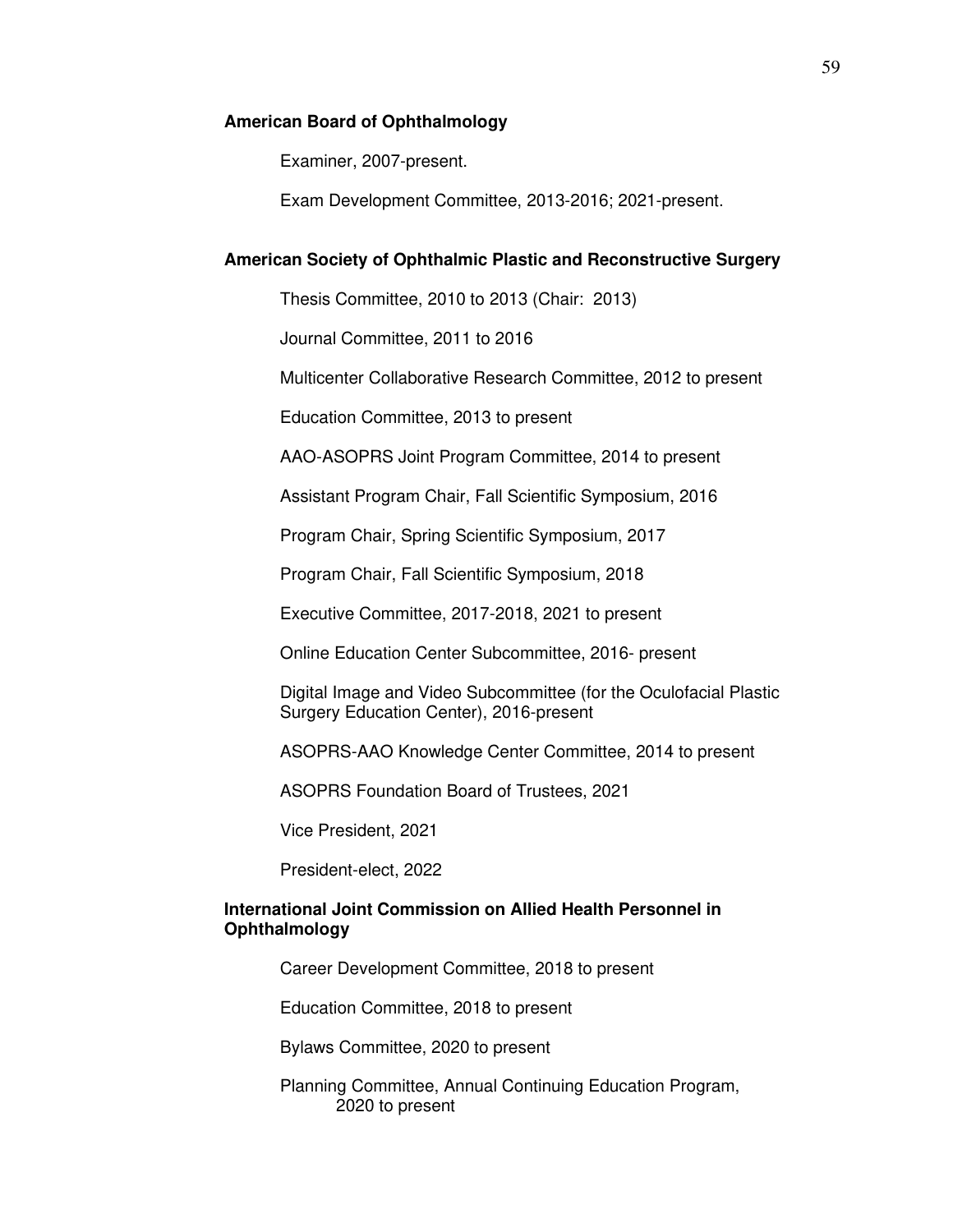**American Board of Ophthalmology**

Examiner, 2007-present.

Exam Development Committee, 2013-2016; 2021-present.

**American Society of Ophthalmic Plastic and Reconstructive Surgery**

Thesis Committee, 2010 to 2013 (Chair: 2013)

Journal Committee, 2011 to 2016

Multicenter Collaborative Research Committee, 2012 to present

Education Committee, 2013 to present

AAO-ASOPRS Joint Program Committee, 2014 to present

Assistant Program Chair, Fall Scientific Symposium, 2016

Program Chair, Spring Scientific Symposium, 2017

Program Chair, Fall Scientific Symposium, 2018

Executive Committee, 2017-2018, 2021 to present

Online Education Center Subcommittee, 2016- present

Digital Image and Video Subcommittee (for the Oculofacial Plastic Surgery Education Center), 2016-present

ASOPRS-AAO Knowledge Center Committee, 2014 to present

ASOPRS Foundation Board of Trustees, 2021

Vice President, 2021

President-elect, 2022

**International Joint Commission on Allied Health Personnel in Ophthalmology**

Career Development Committee, 2018 to present

Education Committee, 2018 to present

Bylaws Committee, 2020 to present

Planning Committee, Annual Continuing Education Program, 2020 to present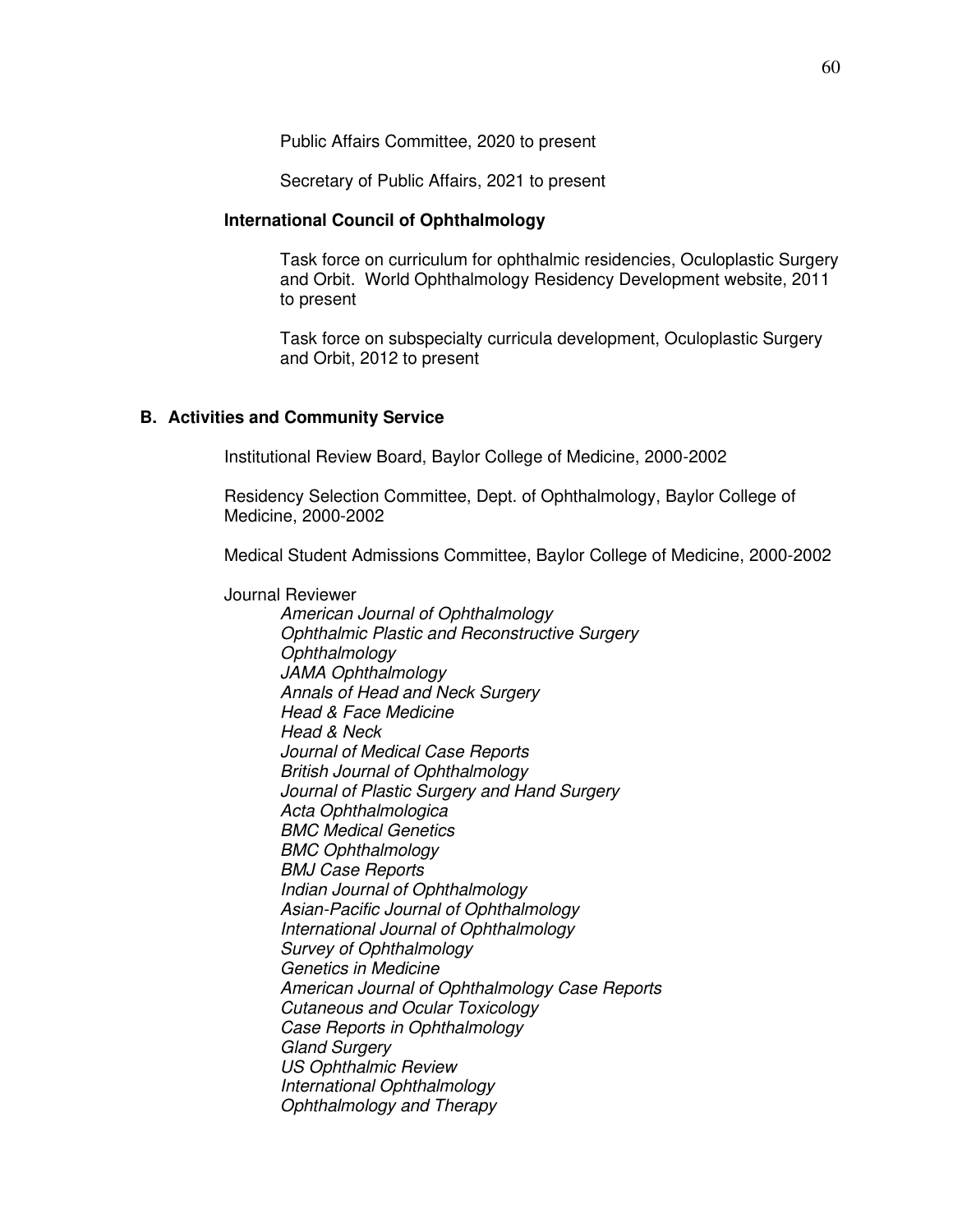Public Affairs Committee, 2020 to present

Secretary of Public Affairs, 2021 to present

**International Council of Ophthalmology**

Task force on curriculum for ophthalmic residencies, Oculoplastic Surgery and Orbit. World Ophthalmology Residency Development website, 2011 to present

Task force on subspecialty curricula development, Oculoplastic Surgery and Orbit, 2012 to present

## B. Activities and Community Service

Institutional Review Board, Baylor College of Medicine, 2000-2002

Residency Selection Committee, Dept. of Ophthalmology, Baylor College of Medicine, 2000-2002

Medical Student Admissions Committee, Baylor College of Medicine, 2000-2002

Journal Reviewer

*American Journal of Ophthalmology*
*Ophthalmic Plastic and Reconstructive Surgery*
*Ophthalmology*
*JAMA Ophthalmology*
*Annals of Head and Neck Surgery*
*Head & Face Medicine*
*Head & Neck*
*Journal of Medical Case Reports*
*British Journal of Ophthalmology*
*Journal of Plastic Surgery and Hand Surgery*
*Acta Ophthalmologica*
*BMC Medical Genetics*
*BMC Ophthalmology*
*BMJ Case Reports*
*Indian Journal of Ophthalmology*
*Asian-Pacific Journal of Ophthalmology*
*International Journal of Ophthalmology*
*Survey of Ophthalmology*
*Genetics in Medicine*
*American Journal of Ophthalmology Case Reports*
*Cutaneous and Ocular Toxicology*
*Case Reports in Ophthalmology*
*Gland Surgery*
*US Ophthalmic Review*
*International Ophthalmology*
*Ophthalmology and Therapy*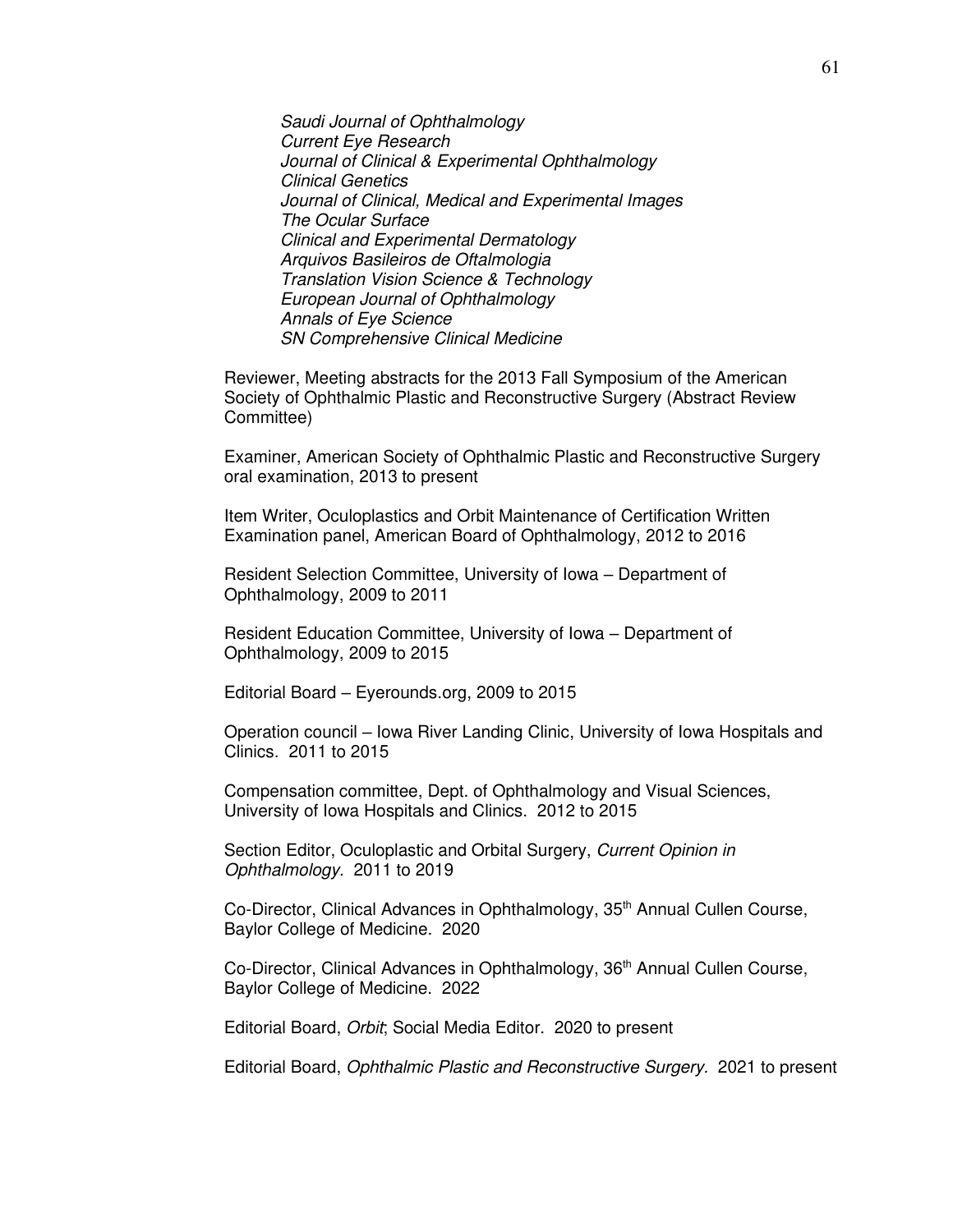*Saudi Journal of Ophthalmology*
*Current Eye Research*
*Journal of Clinical & Experimental Ophthalmology*
*Clinical Genetics*
*Journal of Clinical, Medical and Experimental Images*
*The Ocular Surface*
*Clinical and Experimental Dermatology*
*Arquivos Basileiros de Oftalmologia*
*Translation Vision Science & Technology*
*European Journal of Ophthalmology*
*Annals of Eye Science*
*SN Comprehensive Clinical Medicine*

Reviewer, Meeting abstracts for the 2013 Fall Symposium of the American Society of Ophthalmic Plastic and Reconstructive Surgery (Abstract Review Committee)

Examiner, American Society of Ophthalmic Plastic and Reconstructive Surgery oral examination, 2013 to present

Item Writer, Oculoplastics and Orbit Maintenance of Certification Written Examination panel, American Board of Ophthalmology, 2012 to 2016

Resident Selection Committee, University of Iowa – Department of Ophthalmology, 2009 to 2011

Resident Education Committee, University of Iowa – Department of Ophthalmology, 2009 to 2015

Editorial Board – Eyerounds.org, 2009 to 2015

Operation council – Iowa River Landing Clinic, University of Iowa Hospitals and Clinics. 2011 to 2015

Compensation committee, Dept. of Ophthalmology and Visual Sciences, University of Iowa Hospitals and Clinics. 2012 to 2015

Section Editor, Oculoplastic and Orbital Surgery, *Current Opinion in Ophthalmology*. 2011 to 2019

Co-Director, Clinical Advances in Ophthalmology, 35th Annual Cullen Course, Baylor College of Medicine. 2020

Co-Director, Clinical Advances in Ophthalmology, 36th Annual Cullen Course, Baylor College of Medicine. 2022

Editorial Board, *Orbit*; Social Media Editor. 2020 to present

Editorial Board, *Ophthalmic Plastic and Reconstructive Surgery*. 2021 to present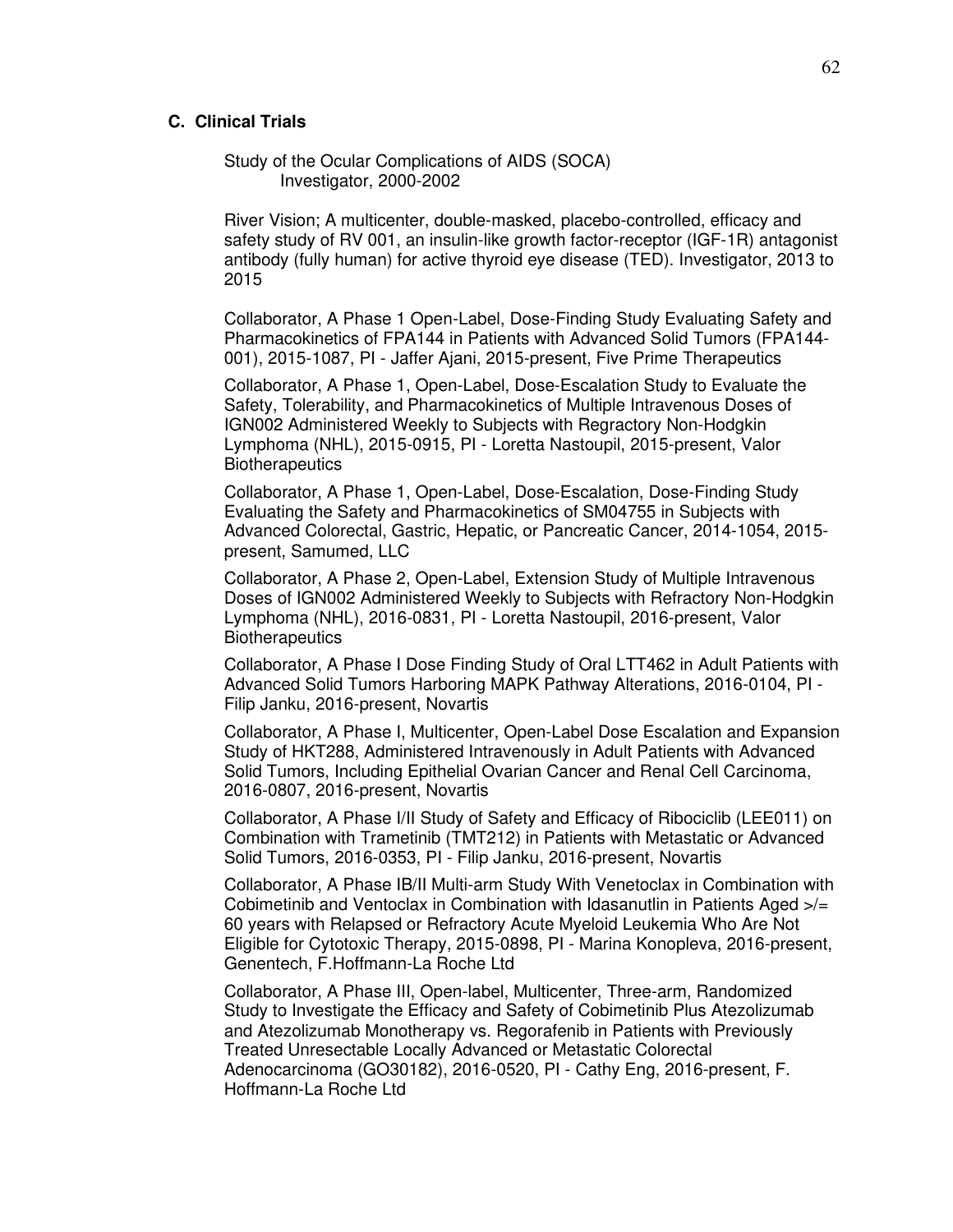### C. Clinical Trials

Study of the Ocular Complications of AIDS (SOCA)
Investigator, 2000-2002

River Vision; A multicenter, double-masked, placebo-controlled, efficacy and safety study of RV 001, an insulin-like growth factor-receptor (IGF-1R) antagonist antibody (fully human) for active thyroid eye disease (TED). Investigator, 2013 to 2015

Collaborator, A Phase 1 Open-Label, Dose-Finding Study Evaluating Safety and Pharmacokinetics of FPA144 in Patients with Advanced Solid Tumors (FPA144-001), 2015-1087, PI - Jaffer Ajani, 2015-present, Five Prime Therapeutics

Collaborator, A Phase 1, Open-Label, Dose-Escalation Study to Evaluate the Safety, Tolerability, and Pharmacokinetics of Multiple Intravenous Doses of IGN002 Administered Weekly to Subjects with Regractory Non-Hodgkin Lymphoma (NHL), 2015-0915, PI - Loretta Nastoupil, 2015-present, Valor Biotherapeutics

Collaborator, A Phase 1, Open-Label, Dose-Escalation, Dose-Finding Study Evaluating the Safety and Pharmacokinetics of SM04755 in Subjects with Advanced Colorectal, Gastric, Hepatic, or Pancreatic Cancer, 2014-1054, 2015-present, Samumed, LLC

Collaborator, A Phase 2, Open-Label, Extension Study of Multiple Intravenous Doses of IGN002 Administered Weekly to Subjects with Refractory Non-Hodgkin Lymphoma (NHL), 2016-0831, PI - Loretta Nastoupil, 2016-present, Valor Biotherapeutics

Collaborator, A Phase I Dose Finding Study of Oral LTT462 in Adult Patients with Advanced Solid Tumors Harboring MAPK Pathway Alterations, 2016-0104, PI - Filip Janku, 2016-present, Novartis

Collaborator, A Phase I, Multicenter, Open-Label Dose Escalation and Expansion Study of HKT288, Administered Intravenously in Adult Patients with Advanced Solid Tumors, Including Epithelial Ovarian Cancer and Renal Cell Carcinoma, 2016-0807, 2016-present, Novartis

Collaborator, A Phase I/II Study of Safety and Efficacy of Ribociclib (LEE011) on Combination with Trametinib (TMT212) in Patients with Metastatic or Advanced Solid Tumors, 2016-0353, PI - Filip Janku, 2016-present, Novartis

Collaborator, A Phase IB/II Multi-arm Study With Venetoclax in Combination with Cobimetinib and Ventoclax in Combination with Idasanutlin in Patients Aged >/= 60 years with Relapsed or Refractory Acute Myeloid Leukemia Who Are Not Eligible for Cytotoxic Therapy, 2015-0898, PI - Marina Konopleva, 2016-present, Genentech, F.Hoffmann-La Roche Ltd

Collaborator, A Phase III, Open-label, Multicenter, Three-arm, Randomized Study to Investigate the Efficacy and Safety of Cobimetinib Plus Atezolizumab and Atezolizumab Monotherapy vs. Regorafenib in Patients with Previously Treated Unresectable Locally Advanced or Metastatic Colorectal Adenocarcinoma (GO30182), 2016-0520, PI - Cathy Eng, 2016-present, F. Hoffmann-La Roche Ltd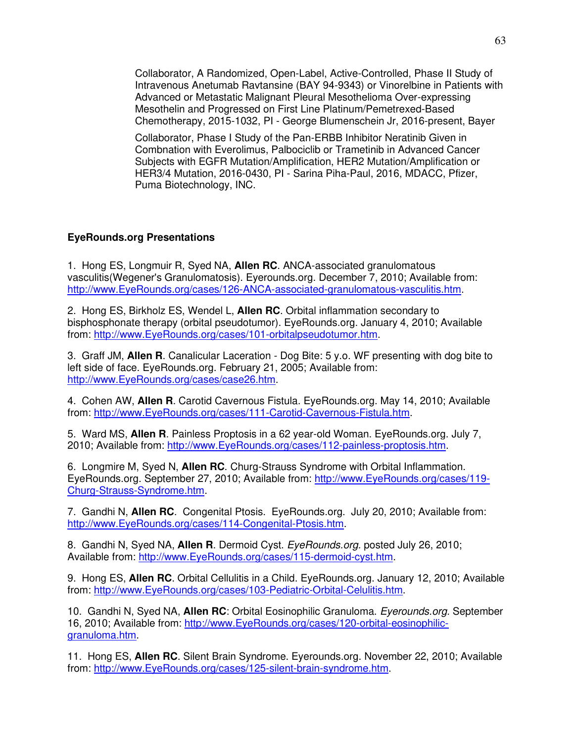Collaborator, A Randomized, Open-Label, Active-Controlled, Phase II Study of Intravenous Anetumab Ravtansine (BAY 94-9343) or Vinorelbine in Patients with Advanced or Metastatic Malignant Pleural Mesothelioma Over-expressing Mesothelin and Progressed on First Line Platinum/Pemetrexed-Based Chemotherapy, 2015-1032, PI - George Blumenschein Jr, 2016-present, Bayer

Collaborator, Phase I Study of the Pan-ERBB Inhibitor Neratinib Given in Combnation with Everolimus, Palbociclib or Trametinib in Advanced Cancer Subjects with EGFR Mutation/Amplification, HER2 Mutation/Amplification or HER3/4 Mutation, 2016-0430, PI - Sarina Piha-Paul, 2016, MDACC, Pfizer, Puma Biotechnology, INC.

**EyeRounds.org Presentations**

1. Hong ES, Longmuir R, Syed NA, **Allen RC**. ANCA-associated granulomatous vasculitis(Wegener's Granulomatosis). Eyerounds.org. December 7, 2010; Available from: http://www.EyeRounds.org/cases/126-ANCA-associated-granulomatous-vasculitis.htm.

2. Hong ES, Birkholz ES, Wendel L, **Allen RC**. Orbital inflammation secondary to bisphosphonate therapy (orbital pseudotumor). EyeRounds.org. January 4, 2010; Available from: http://www.EyeRounds.org/cases/101-orbitalpseudotumor.htm.

3. Graff JM, **Allen R**. Canalicular Laceration - Dog Bite: 5 y.o. WF presenting with dog bite to left side of face. EyeRounds.org. February 21, 2005; Available from: http://www.EyeRounds.org/cases/case26.htm.

4. Cohen AW, **Allen R**. Carotid Cavernous Fistula. EyeRounds.org. May 14, 2010; Available from: http://www.EyeRounds.org/cases/111-Carotid-Cavernous-Fistula.htm.

5. Ward MS, **Allen R**. Painless Proptosis in a 62 year-old Woman. EyeRounds.org. July 7, 2010; Available from: http://www.EyeRounds.org/cases/112-painless-proptosis.htm.

6. Longmire M, Syed N, **Allen RC**. Churg-Strauss Syndrome with Orbital Inflammation. EyeRounds.org. September 27, 2010; Available from: http://www.EyeRounds.org/cases/119-Churg-Strauss-Syndrome.htm.

7. Gandhi N, **Allen RC**. Congenital Ptosis. EyeRounds.org. July 20, 2010; Available from: http://www.EyeRounds.org/cases/114-Congenital-Ptosis.htm.

8. Gandhi N, Syed NA, **Allen R**. Dermoid Cyst. *EyeRounds.org.* posted July 26, 2010; Available from: http://www.EyeRounds.org/cases/115-dermoid-cyst.htm.

9. Hong ES, **Allen RC**. Orbital Cellulitis in a Child. EyeRounds.org. January 12, 2010; Available from: http://www.EyeRounds.org/cases/103-Pediatric-Orbital-Celulitis.htm.

10. Gandhi N, Syed NA, **Allen RC**: Orbital Eosinophilic Granuloma. *Eyerounds.org.* September 16, 2010; Available from: http://www.EyeRounds.org/cases/120-orbital-eosinophilic-granuloma.htm.

11. Hong ES, **Allen RC**. Silent Brain Syndrome. Eyerounds.org. November 22, 2010; Available from: http://www.EyeRounds.org/cases/125-silent-brain-syndrome.htm.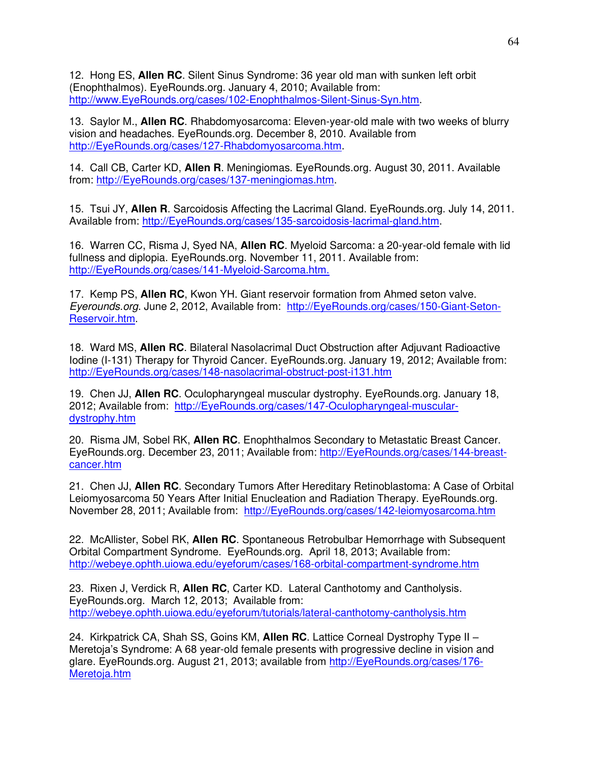12. Hong ES, **Allen RC**. Silent Sinus Syndrome: 36 year old man with sunken left orbit (Enophthalmos). EyeRounds.org. January 4, 2010; Available from: http://www.EyeRounds.org/cases/102-Enophthalmos-Silent-Sinus-Syn.htm.

13. Saylor M., **Allen RC**. Rhabdomyosarcoma: Eleven-year-old male with two weeks of blurry vision and headaches. EyeRounds.org. December 8, 2010. Available from http://EyeRounds.org/cases/127-Rhabdomyosarcoma.htm.

14. Call CB, Carter KD, **Allen R**. Meningiomas. EyeRounds.org. August 30, 2011. Available from: http://EyeRounds.org/cases/137-meningiomas.htm.

15. Tsui JY, **Allen R**. Sarcoidosis Affecting the Lacrimal Gland. EyeRounds.org. July 14, 2011. Available from: http://EyeRounds.org/cases/135-sarcoidosis-lacrimal-gland.htm.

16. Warren CC, Risma J, Syed NA, **Allen RC**. Myeloid Sarcoma: a 20-year-old female with lid fullness and diplopia. EyeRounds.org. November 11, 2011. Available from: http://EyeRounds.org/cases/141-Myeloid-Sarcoma.htm.

17. Kemp PS, **Allen RC**, Kwon YH. Giant reservoir formation from Ahmed seton valve. *Eyerounds.org*. June 2, 2012, Available from: http://EyeRounds.org/cases/150-Giant-Seton-Reservoir.htm.

18. Ward MS, **Allen RC**. Bilateral Nasolacrimal Duct Obstruction after Adjuvant Radioactive Iodine (I-131) Therapy for Thyroid Cancer. EyeRounds.org. January 19, 2012; Available from: http://EyeRounds.org/cases/148-nasolacrimal-obstruct-post-i131.htm

19. Chen JJ, **Allen RC**. Oculopharyngeal muscular dystrophy. EyeRounds.org. January 18, 2012; Available from: http://EyeRounds.org/cases/147-Oculopharyngeal-muscular-dystrophy.htm

20. Risma JM, Sobel RK, **Allen RC**. Enophthalmos Secondary to Metastatic Breast Cancer. EyeRounds.org. December 23, 2011; Available from: http://EyeRounds.org/cases/144-breast-cancer.htm

21. Chen JJ, **Allen RC**. Secondary Tumors After Hereditary Retinoblastoma: A Case of Orbital Leiomyosarcoma 50 Years After Initial Enucleation and Radiation Therapy. EyeRounds.org. November 28, 2011; Available from: http://EyeRounds.org/cases/142-leiomyosarcoma.htm

22. McAllister, Sobel RK, **Allen RC**. Spontaneous Retrobulbar Hemorrhage with Subsequent Orbital Compartment Syndrome. EyeRounds.org. April 18, 2013; Available from: http://webeye.ophth.uiowa.edu/eyeforum/cases/168-orbital-compartment-syndrome.htm

23. Rixen J, Verdick R, **Allen RC**, Carter KD. Lateral Canthotomy and Cantholysis. EyeRounds.org. March 12, 2013; Available from: http://webeye.ophth.uiowa.edu/eyeforum/tutorials/lateral-canthotomy-cantholysis.htm

24. Kirkpatrick CA, Shah SS, Goins KM, **Allen RC**. Lattice Corneal Dystrophy Type II – Meretoja's Syndrome: A 68 year-old female presents with progressive decline in vision and glare. EyeRounds.org. August 21, 2013; available from http://EyeRounds.org/cases/176-Meretoja.htm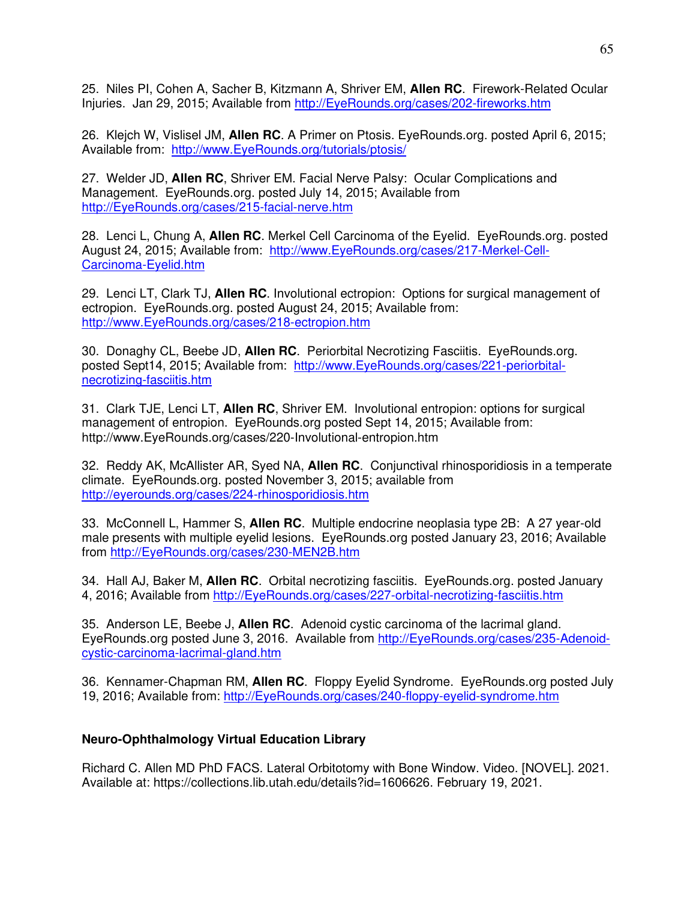25. Niles PI, Cohen A, Sacher B, Kitzmann A, Shriver EM, **Allen RC**. Firework-Related Ocular Injuries. Jan 29, 2015; Available from http://EyeRounds.org/cases/202-fireworks.htm

26. Klejch W, Vislisel JM, **Allen RC**. A Primer on Ptosis. EyeRounds.org. posted April 6, 2015; Available from: http://www.EyeRounds.org/tutorials/ptosis/

27. Welder JD, **Allen RC**, Shriver EM. Facial Nerve Palsy: Ocular Complications and Management. EyeRounds.org. posted July 14, 2015; Available from http://EyeRounds.org/cases/215-facial-nerve.htm

28. Lenci L, Chung A, **Allen RC**. Merkel Cell Carcinoma of the Eyelid. EyeRounds.org. posted August 24, 2015; Available from: http://www.EyeRounds.org/cases/217-Merkel-Cell-Carcinoma-Eyelid.htm

29. Lenci LT, Clark TJ, **Allen RC**. Involutional ectropion: Options for surgical management of ectropion. EyeRounds.org. posted August 24, 2015; Available from: http://www.EyeRounds.org/cases/218-ectropion.htm

30. Donaghy CL, Beebe JD, **Allen RC**. Periorbital Necrotizing Fasciitis. EyeRounds.org. posted Sept14, 2015; Available from: http://www.EyeRounds.org/cases/221-periorbital-necrotizing-fasciitis.htm

31. Clark TJE, Lenci LT, **Allen RC**, Shriver EM. Involutional entropion: options for surgical management of entropion. EyeRounds.org posted Sept 14, 2015; Available from: http://www.EyeRounds.org/cases/220-Involutional-entropion.htm

32. Reddy AK, McAllister AR, Syed NA, **Allen RC**. Conjunctival rhinosporidiosis in a temperate climate. EyeRounds.org. posted November 3, 2015; available from http://eyerounds.org/cases/224-rhinosporidiosis.htm

33. McConnell L, Hammer S, **Allen RC**. Multiple endocrine neoplasia type 2B: A 27 year-old male presents with multiple eyelid lesions. EyeRounds.org posted January 23, 2016; Available from http://EyeRounds.org/cases/230-MEN2B.htm

34. Hall AJ, Baker M, **Allen RC**. Orbital necrotizing fasciitis. EyeRounds.org. posted January 4, 2016; Available from http://EyeRounds.org/cases/227-orbital-necrotizing-fasciitis.htm

35. Anderson LE, Beebe J, **Allen RC**. Adenoid cystic carcinoma of the lacrimal gland. EyeRounds.org posted June 3, 2016. Available from http://EyeRounds.org/cases/235-Adenoid-cystic-carcinoma-lacrimal-gland.htm

36. Kennamer-Chapman RM, **Allen RC**. Floppy Eyelid Syndrome. EyeRounds.org posted July 19, 2016; Available from: http://EyeRounds.org/cases/240-floppy-eyelid-syndrome.htm

**Neuro-Ophthalmology Virtual Education Library**

Richard C. Allen MD PhD FACS. Lateral Orbitotomy with Bone Window. Video. [NOVEL]. 2021. Available at: https://collections.lib.utah.edu/details?id=1606626. February 19, 2021.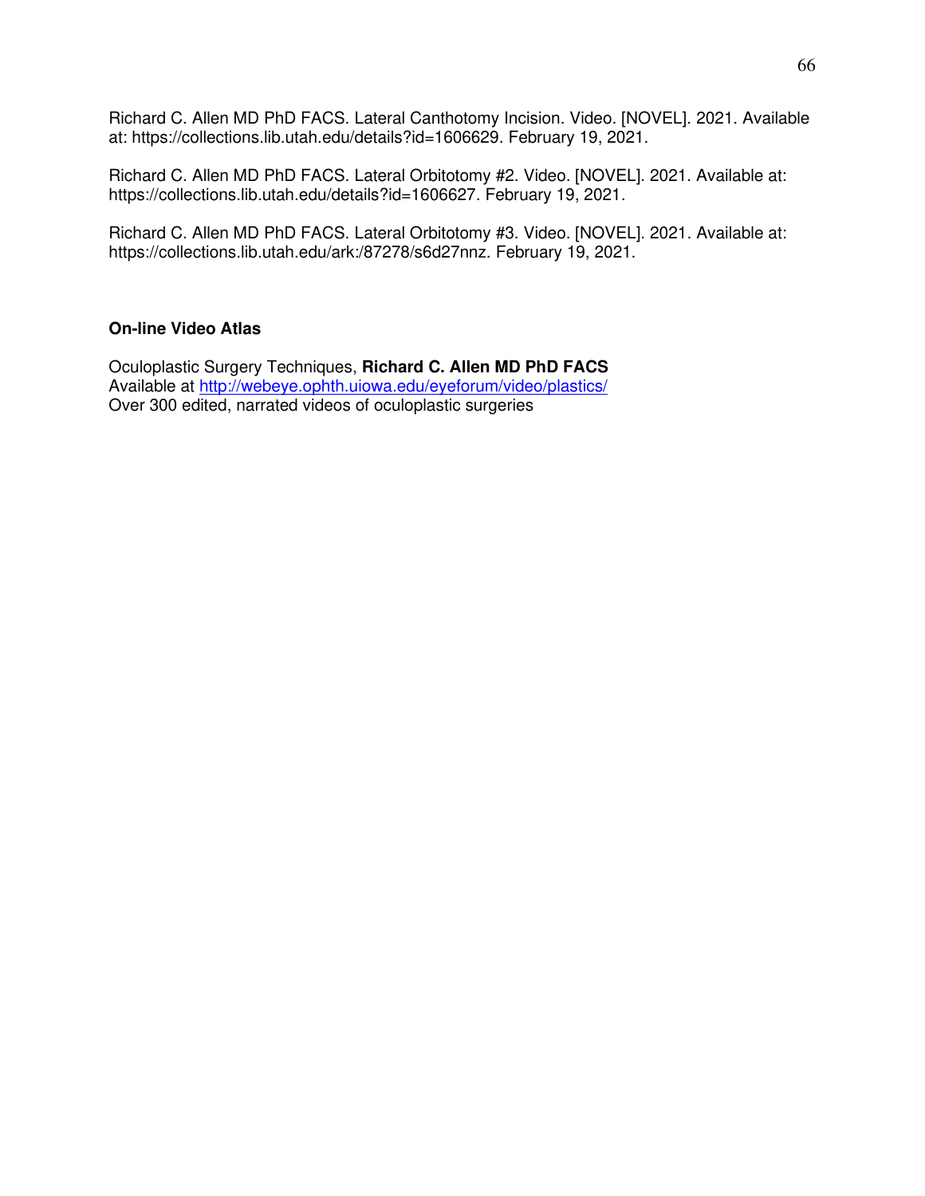Richard C. Allen MD PhD FACS. Lateral Canthotomy Incision. Video. [NOVEL]. 2021. Available at: https://collections.lib.utah.edu/details?id=1606629. February 19, 2021.

Richard C. Allen MD PhD FACS. Lateral Orbitotomy #2. Video. [NOVEL]. 2021. Available at: https://collections.lib.utah.edu/details?id=1606627. February 19, 2021.

Richard C. Allen MD PhD FACS. Lateral Orbitotomy #3. Video. [NOVEL]. 2021. Available at: https://collections.lib.utah.edu/ark:/87278/s6d27nnz. February 19, 2021.

**On-line Video Atlas**

Oculoplastic Surgery Techniques, **Richard C. Allen MD PhD FACS**
Available at http://webeye.ophth.uiowa.edu/eyeforum/video/plastics/
Over 300 edited, narrated videos of oculoplastic surgeries